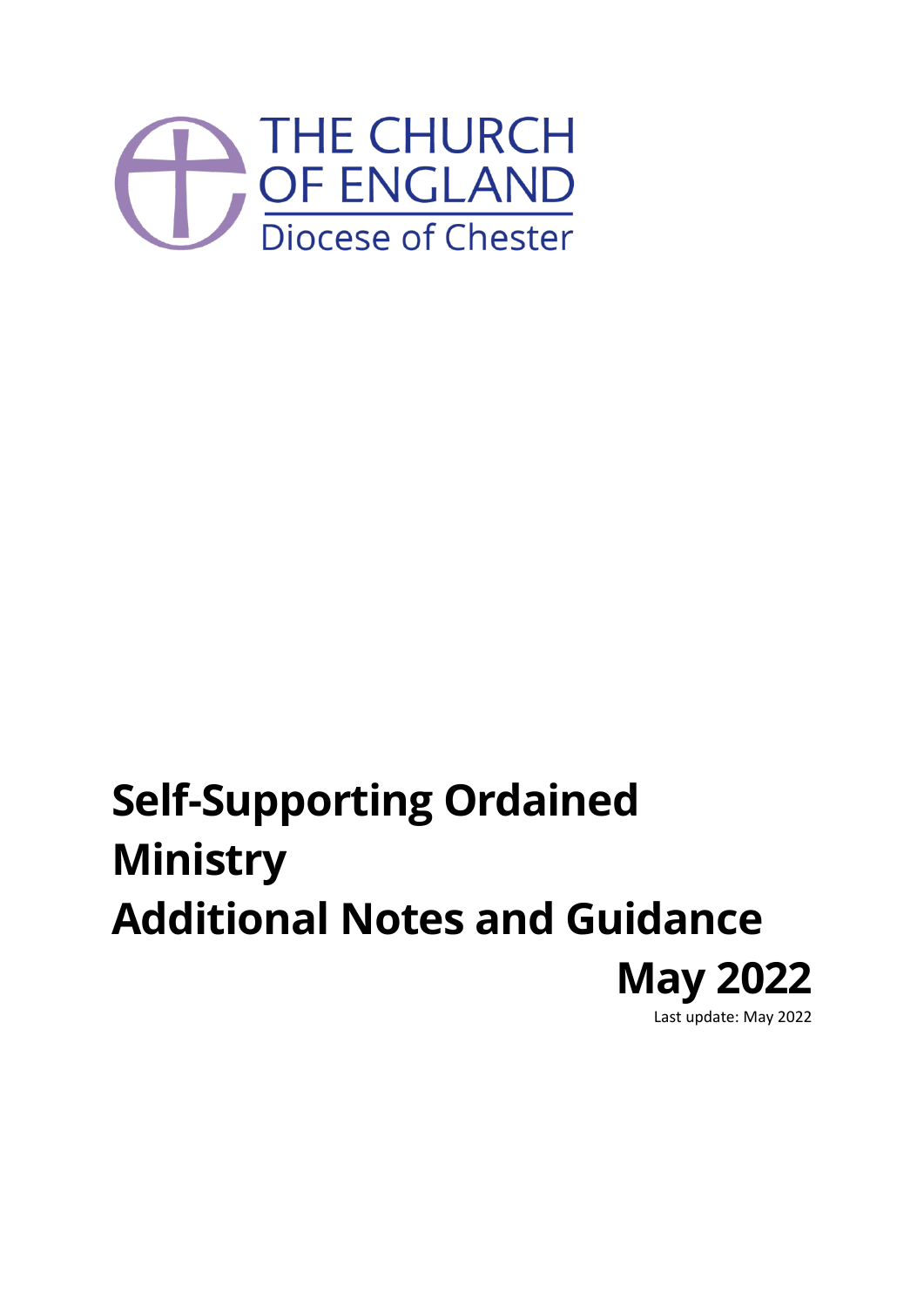THE CHURCH OF ENGLAND

Diocese of Chester

# Self-Supporting Ordained Ministry
# Additional Notes and Guidance

**May 2022**

Last update: May 2022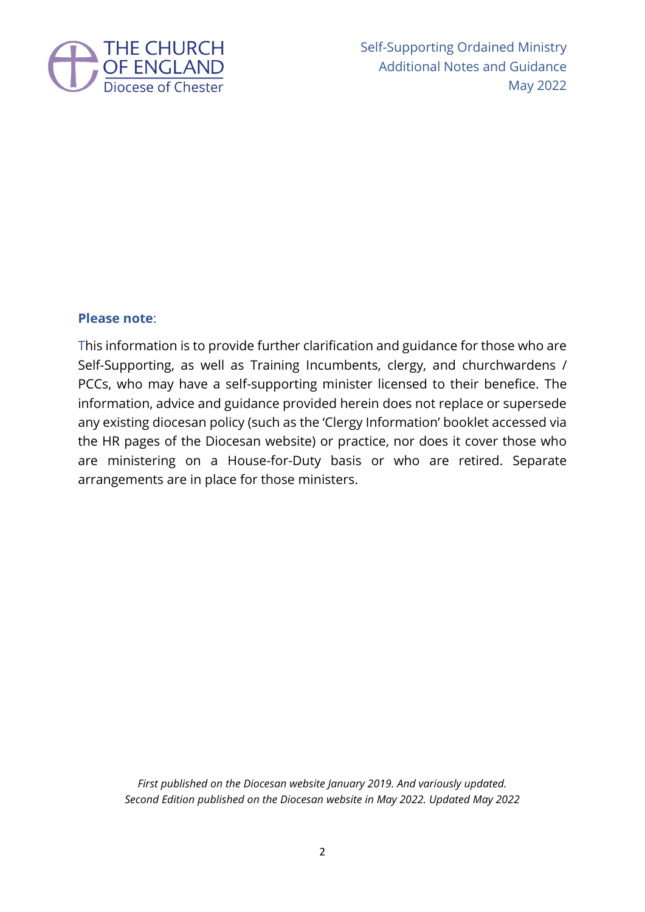**Please note**:

This information is to provide further clarification and guidance for those who are Self-Supporting, as well as Training Incumbents, clergy, and churchwardens / PCCs, who may have a self-supporting minister licensed to their benefice. The information, advice and guidance provided herein does not replace or supersede any existing diocesan policy (such as the 'Clergy Information' booklet accessed via the HR pages of the Diocesan website) or practice, nor does it cover those who are ministering on a House-for-Duty basis or who are retired. Separate arrangements are in place for those ministers.

*First published on the Diocesan website January 2019. And variously updated.*
*Second Edition published on the Diocesan website in May 2022. Updated May 2022*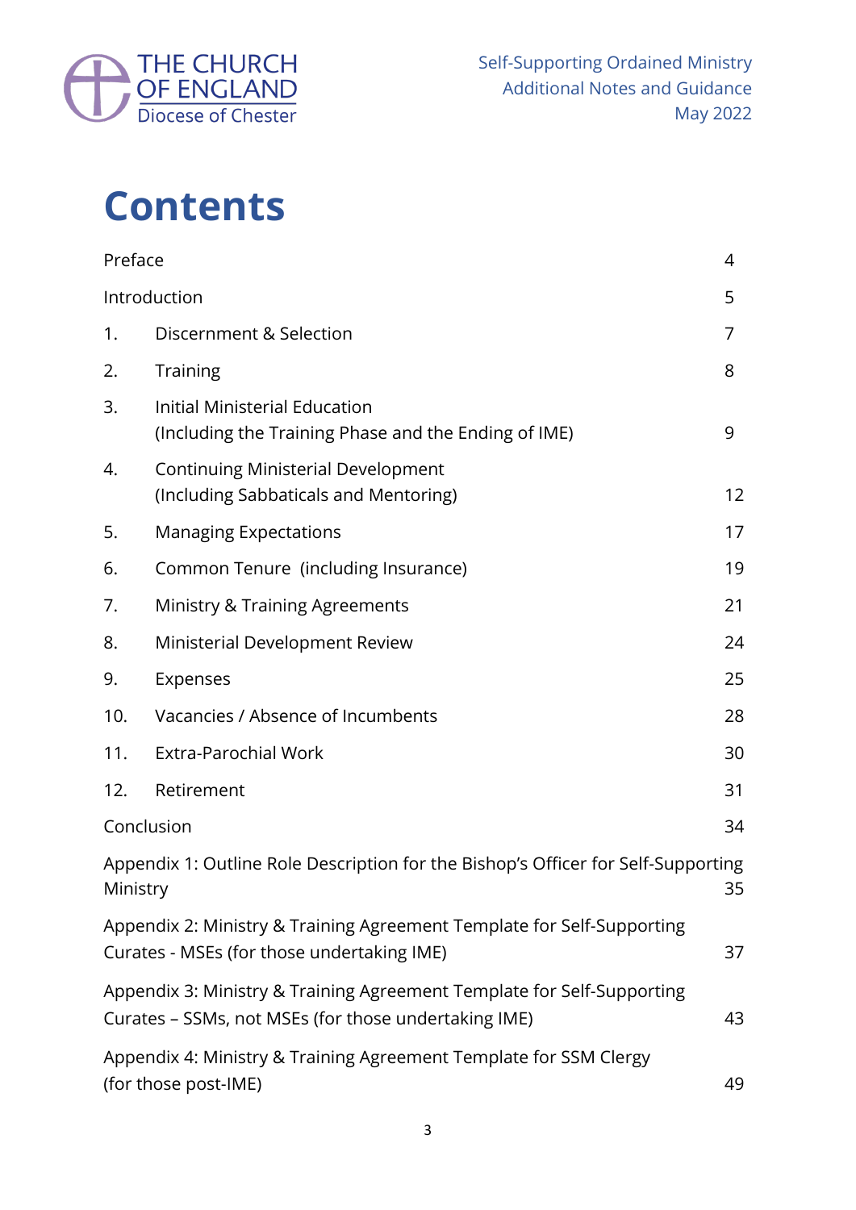# Contents

| | | |
|---|---|---|
| Preface | | 4 |
| Introduction | | 5 |
| 1. | Discernment & Selection | 7 |
| 2. | Training | 8 |
| 3. | Initial Ministerial Education (Including the Training Phase and the Ending of IME) | 9 |
| 4. | Continuing Ministerial Development (Including Sabbaticals and Mentoring) | 12 |
| 5. | Managing Expectations | 17 |
| 6. | Common Tenure (including Insurance) | 19 |
| 7. | Ministry & Training Agreements | 21 |
| 8. | Ministerial Development Review | 24 |
| 9. | Expenses | 25 |
| 10. | Vacancies / Absence of Incumbents | 28 |
| 11. | Extra-Parochial Work | 30 |
| 12. | Retirement | 31 |
| Conclusion | | 34 |
| Appendix 1: Outline Role Description for the Bishop's Officer for Self-Supporting Ministry | | 35 |
| Appendix 2: Ministry & Training Agreement Template for Self-Supporting Curates - MSEs (for those undertaking IME) | | 37 |
| Appendix 3: Ministry & Training Agreement Template for Self-Supporting Curates – SSMs, not MSEs (for those undertaking IME) | | 43 |
| Appendix 4: Ministry & Training Agreement Template for SSM Clergy (for those post-IME) | | 49 |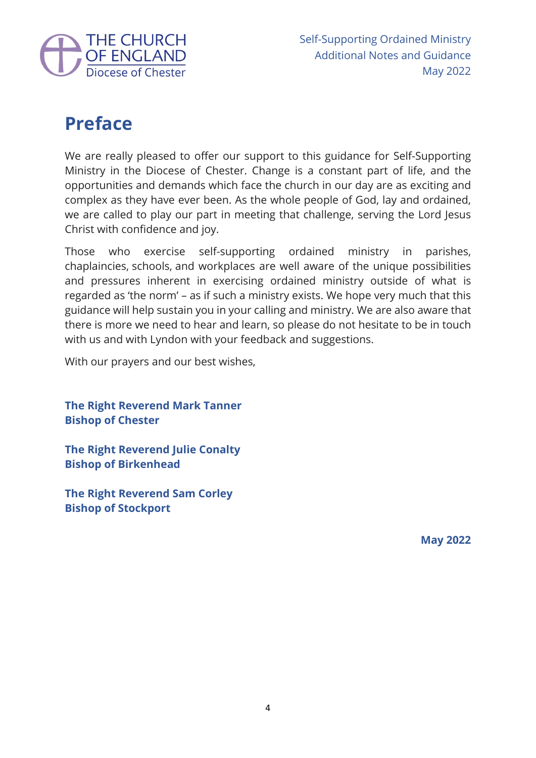# Preface

We are really pleased to offer our support to this guidance for Self-Supporting Ministry in the Diocese of Chester. Change is a constant part of life, and the opportunities and demands which face the church in our day are as exciting and complex as they have ever been. As the whole people of God, lay and ordained, we are called to play our part in meeting that challenge, serving the Lord Jesus Christ with confidence and joy.

Those who exercise self-supporting ordained ministry in parishes, chaplaincies, schools, and workplaces are well aware of the unique possibilities and pressures inherent in exercising ordained ministry outside of what is regarded as 'the norm' – as if such a ministry exists. We hope very much that this guidance will help sustain you in your calling and ministry. We are also aware that there is more we need to hear and learn, so please do not hesitate to be in touch with us and with Lyndon with your feedback and suggestions.

With our prayers and our best wishes,

**The Right Reverend Mark Tanner**
**Bishop of Chester**

**The Right Reverend Julie Conalty**
**Bishop of Birkenhead**

**The Right Reverend Sam Corley**
**Bishop of Stockport**

**May 2022**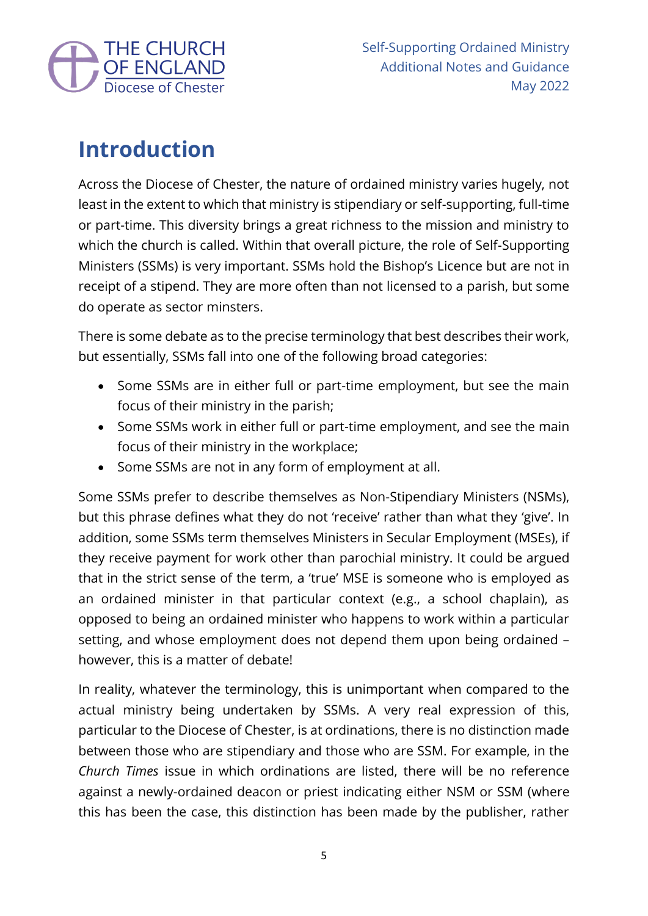# Introduction

Across the Diocese of Chester, the nature of ordained ministry varies hugely, not least in the extent to which that ministry is stipendiary or self-supporting, full-time or part-time. This diversity brings a great richness to the mission and ministry to which the church is called. Within that overall picture, the role of Self-Supporting Ministers (SSMs) is very important. SSMs hold the Bishop's Licence but are not in receipt of a stipend. They are more often than not licensed to a parish, but some do operate as sector minsters.

There is some debate as to the precise terminology that best describes their work, but essentially, SSMs fall into one of the following broad categories:

- Some SSMs are in either full or part-time employment, but see the main focus of their ministry in the parish;
- Some SSMs work in either full or part-time employment, and see the main focus of their ministry in the workplace;
- Some SSMs are not in any form of employment at all.

Some SSMs prefer to describe themselves as Non-Stipendiary Ministers (NSMs), but this phrase defines what they do not 'receive' rather than what they 'give'. In addition, some SSMs term themselves Ministers in Secular Employment (MSEs), if they receive payment for work other than parochial ministry. It could be argued that in the strict sense of the term, a 'true' MSE is someone who is employed as an ordained minister in that particular context (e.g., a school chaplain), as opposed to being an ordained minister who happens to work within a particular setting, and whose employment does not depend them upon being ordained – however, this is a matter of debate!

In reality, whatever the terminology, this is unimportant when compared to the actual ministry being undertaken by SSMs. A very real expression of this, particular to the Diocese of Chester, is at ordinations, there is no distinction made between those who are stipendiary and those who are SSM. For example, in the *Church Times* issue in which ordinations are listed, there will be no reference against a newly-ordained deacon or priest indicating either NSM or SSM (where this has been the case, this distinction has been made by the publisher, rather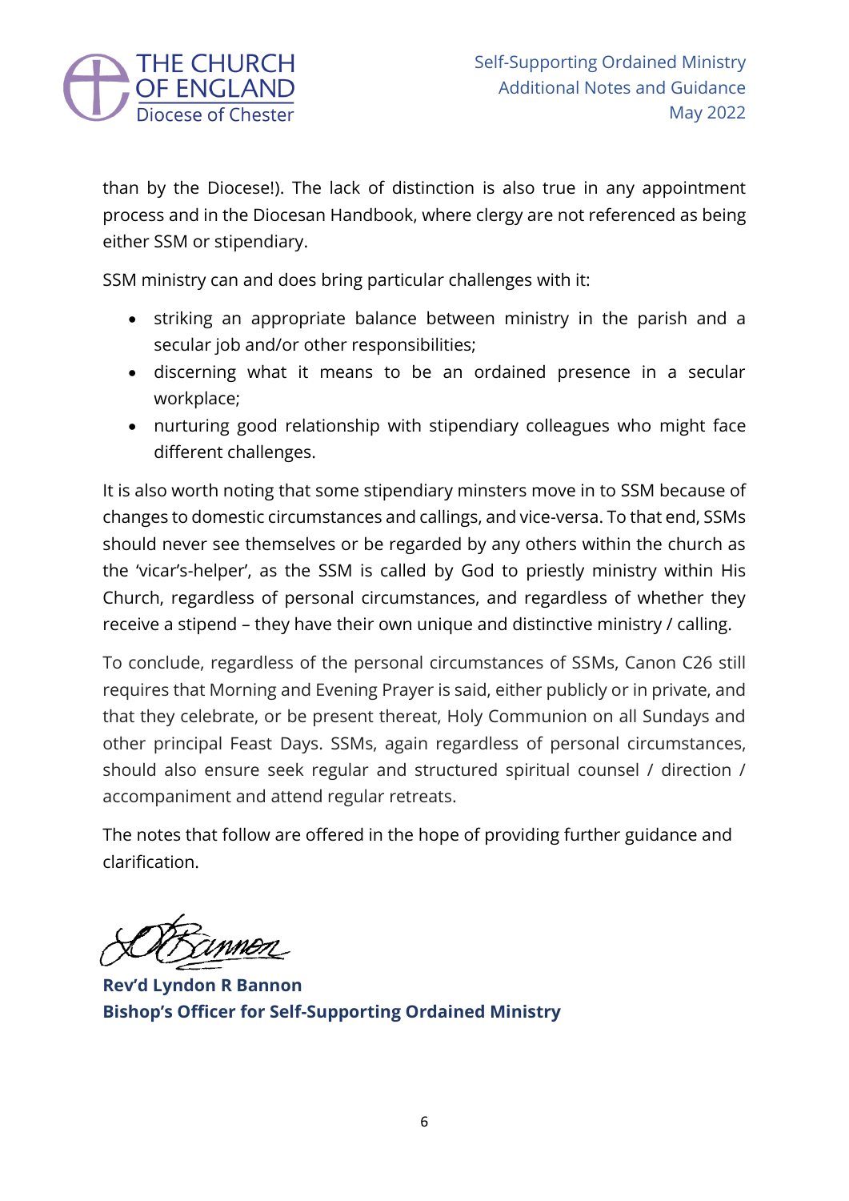than by the Diocese!). The lack of distinction is also true in any appointment process and in the Diocesan Handbook, where clergy are not referenced as being either SSM or stipendiary.

SSM ministry can and does bring particular challenges with it:

- striking an appropriate balance between ministry in the parish and a secular job and/or other responsibilities;
- discerning what it means to be an ordained presence in a secular workplace;
- nurturing good relationship with stipendiary colleagues who might face different challenges.

It is also worth noting that some stipendiary minsters move in to SSM because of changes to domestic circumstances and callings, and vice-versa. To that end, SSMs should never see themselves or be regarded by any others within the church as the 'vicar's-helper', as the SSM is called by God to priestly ministry within His Church, regardless of personal circumstances, and regardless of whether they receive a stipend – they have their own unique and distinctive ministry / calling.

To conclude, regardless of the personal circumstances of SSMs, Canon C26 still requires that Morning and Evening Prayer is said, either publicly or in private, and that they celebrate, or be present thereat, Holy Communion on all Sundays and other principal Feast Days. SSMs, again regardless of personal circumstances, should also ensure seek regular and structured spiritual counsel / direction / accompaniment and attend regular retreats.

The notes that follow are offered in the hope of providing further guidance and clarification.

**Rev'd Lyndon R Bannon**
**Bishop's Officer for Self-Supporting Ordained Ministry**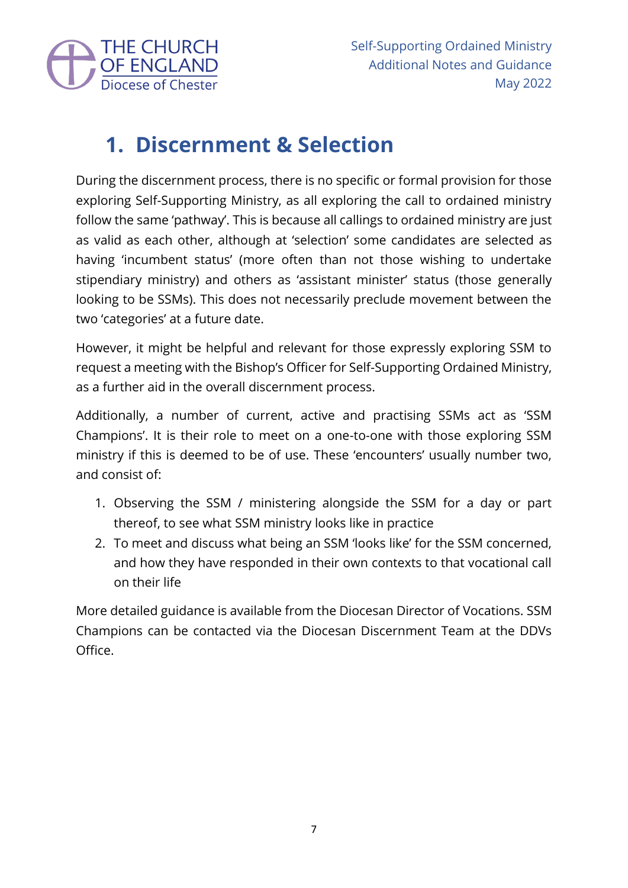# 1. Discernment & Selection

During the discernment process, there is no specific or formal provision for those exploring Self-Supporting Ministry, as all exploring the call to ordained ministry follow the same 'pathway'. This is because all callings to ordained ministry are just as valid as each other, although at 'selection' some candidates are selected as having 'incumbent status' (more often than not those wishing to undertake stipendiary ministry) and others as 'assistant minister' status (those generally looking to be SSMs). This does not necessarily preclude movement between the two 'categories' at a future date.

However, it might be helpful and relevant for those expressly exploring SSM to request a meeting with the Bishop's Officer for Self-Supporting Ordained Ministry, as a further aid in the overall discernment process.

Additionally, a number of current, active and practising SSMs act as 'SSM Champions'. It is their role to meet on a one-to-one with those exploring SSM ministry if this is deemed to be of use. These 'encounters' usually number two, and consist of:

1. Observing the SSM / ministering alongside the SSM for a day or part thereof, to see what SSM ministry looks like in practice
2. To meet and discuss what being an SSM 'looks like' for the SSM concerned, and how they have responded in their own contexts to that vocational call on their life

More detailed guidance is available from the Diocesan Director of Vocations. SSM Champions can be contacted via the Diocesan Discernment Team at the DDVs Office.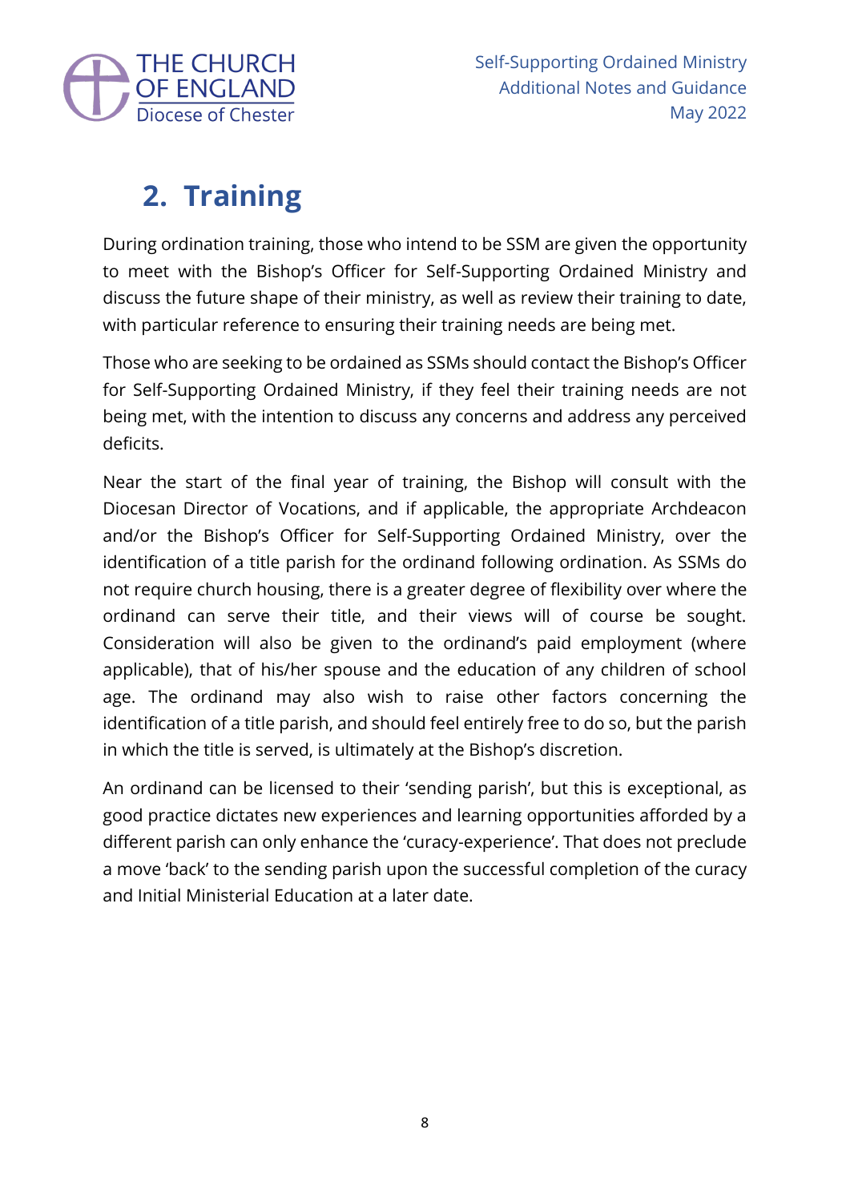## 2. Training

During ordination training, those who intend to be SSM are given the opportunity to meet with the Bishop's Officer for Self-Supporting Ordained Ministry and discuss the future shape of their ministry, as well as review their training to date, with particular reference to ensuring their training needs are being met.

Those who are seeking to be ordained as SSMs should contact the Bishop's Officer for Self-Supporting Ordained Ministry, if they feel their training needs are not being met, with the intention to discuss any concerns and address any perceived deficits.

Near the start of the final year of training, the Bishop will consult with the Diocesan Director of Vocations, and if applicable, the appropriate Archdeacon and/or the Bishop's Officer for Self-Supporting Ordained Ministry, over the identification of a title parish for the ordinand following ordination. As SSMs do not require church housing, there is a greater degree of flexibility over where the ordinand can serve their title, and their views will of course be sought. Consideration will also be given to the ordinand's paid employment (where applicable), that of his/her spouse and the education of any children of school age. The ordinand may also wish to raise other factors concerning the identification of a title parish, and should feel entirely free to do so, but the parish in which the title is served, is ultimately at the Bishop's discretion.

An ordinand can be licensed to their 'sending parish', but this is exceptional, as good practice dictates new experiences and learning opportunities afforded by a different parish can only enhance the 'curacy-experience'. That does not preclude a move 'back' to the sending parish upon the successful completion of the curacy and Initial Ministerial Education at a later date.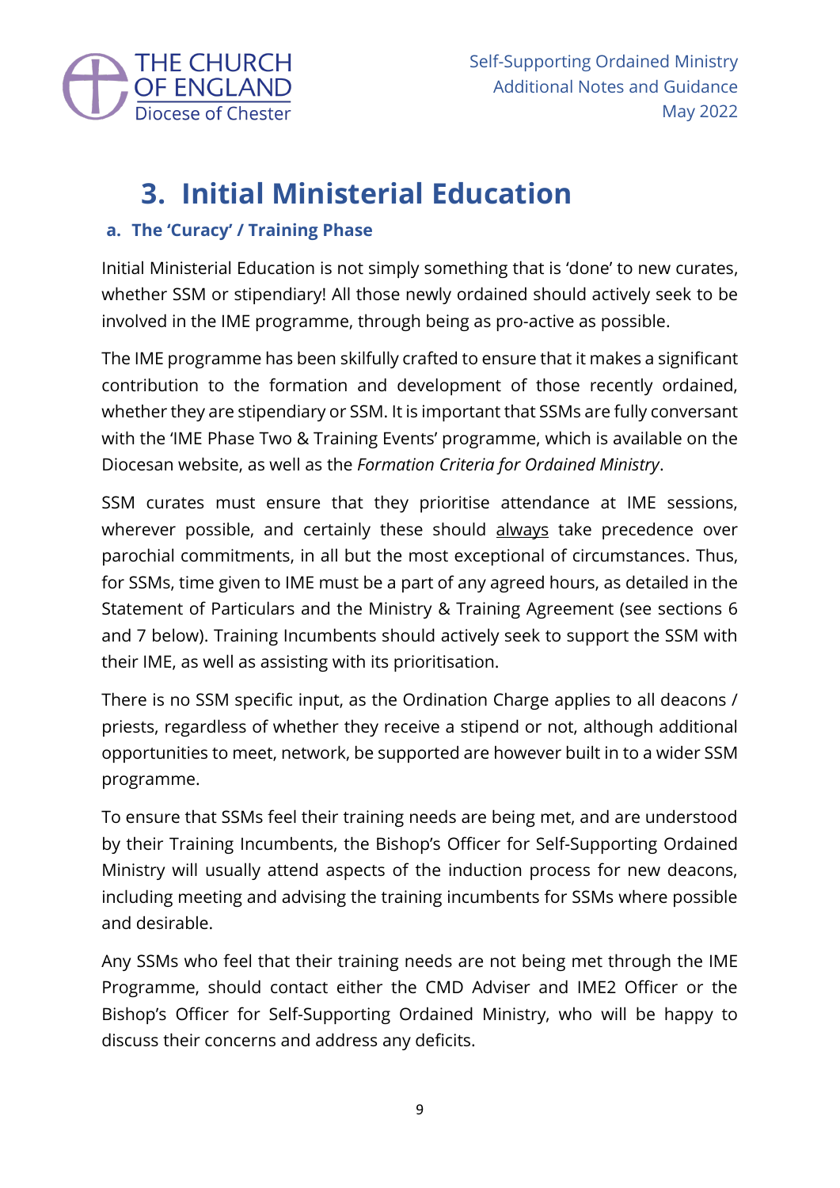# 3. Initial Ministerial Education

## a. The 'Curacy' / Training Phase

Initial Ministerial Education is not simply something that is 'done' to new curates, whether SSM or stipendiary! All those newly ordained should actively seek to be involved in the IME programme, through being as pro-active as possible.

The IME programme has been skilfully crafted to ensure that it makes a significant contribution to the formation and development of those recently ordained, whether they are stipendiary or SSM. It is important that SSMs are fully conversant with the 'IME Phase Two & Training Events' programme, which is available on the Diocesan website, as well as the *Formation Criteria for Ordained Ministry*.

SSM curates must ensure that they prioritise attendance at IME sessions, wherever possible, and certainly these should <u>always</u> take precedence over parochial commitments, in all but the most exceptional of circumstances. Thus, for SSMs, time given to IME must be a part of any agreed hours, as detailed in the Statement of Particulars and the Ministry & Training Agreement (see sections 6 and 7 below). Training Incumbents should actively seek to support the SSM with their IME, as well as assisting with its prioritisation.

There is no SSM specific input, as the Ordination Charge applies to all deacons / priests, regardless of whether they receive a stipend or not, although additional opportunities to meet, network, be supported are however built in to a wider SSM programme.

To ensure that SSMs feel their training needs are being met, and are understood by their Training Incumbents, the Bishop's Officer for Self-Supporting Ordained Ministry will usually attend aspects of the induction process for new deacons, including meeting and advising the training incumbents for SSMs where possible and desirable.

Any SSMs who feel that their training needs are not being met through the IME Programme, should contact either the CMD Adviser and IME2 Officer or the Bishop's Officer for Self-Supporting Ordained Ministry, who will be happy to discuss their concerns and address any deficits.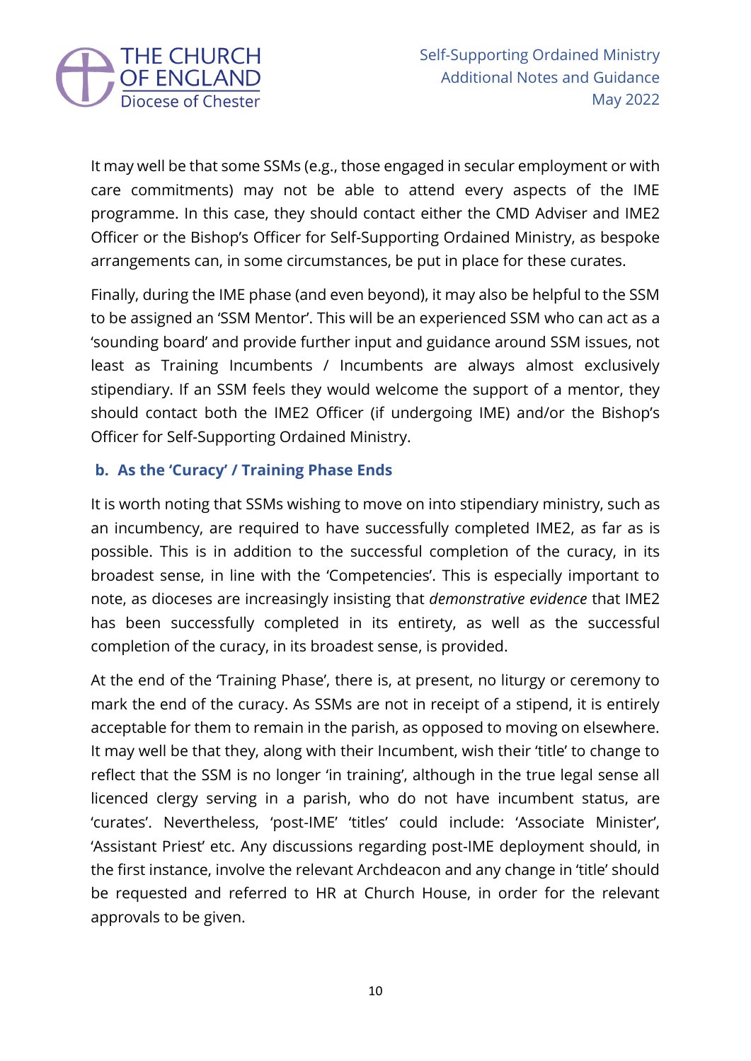It may well be that some SSMs (e.g., those engaged in secular employment or with care commitments) may not be able to attend every aspects of the IME programme. In this case, they should contact either the CMD Adviser and IME2 Officer or the Bishop's Officer for Self-Supporting Ordained Ministry, as bespoke arrangements can, in some circumstances, be put in place for these curates.

Finally, during the IME phase (and even beyond), it may also be helpful to the SSM to be assigned an 'SSM Mentor'. This will be an experienced SSM who can act as a 'sounding board' and provide further input and guidance around SSM issues, not least as Training Incumbents / Incumbents are always almost exclusively stipendiary. If an SSM feels they would welcome the support of a mentor, they should contact both the IME2 Officer (if undergoing IME) and/or the Bishop's Officer for Self-Supporting Ordained Ministry.

### b. As the 'Curacy' / Training Phase Ends

It is worth noting that SSMs wishing to move on into stipendiary ministry, such as an incumbency, are required to have successfully completed IME2, as far as is possible. This is in addition to the successful completion of the curacy, in its broadest sense, in line with the 'Competencies'. This is especially important to note, as dioceses are increasingly insisting that *demonstrative evidence* that IME2 has been successfully completed in its entirety, as well as the successful completion of the curacy, in its broadest sense, is provided.

At the end of the 'Training Phase', there is, at present, no liturgy or ceremony to mark the end of the curacy. As SSMs are not in receipt of a stipend, it is entirely acceptable for them to remain in the parish, as opposed to moving on elsewhere. It may well be that they, along with their Incumbent, wish their 'title' to change to reflect that the SSM is no longer 'in training', although in the true legal sense all licenced clergy serving in a parish, who do not have incumbent status, are 'curates'. Nevertheless, 'post-IME' 'titles' could include: 'Associate Minister', 'Assistant Priest' etc. Any discussions regarding post-IME deployment should, in the first instance, involve the relevant Archdeacon and any change in 'title' should be requested and referred to HR at Church House, in order for the relevant approvals to be given.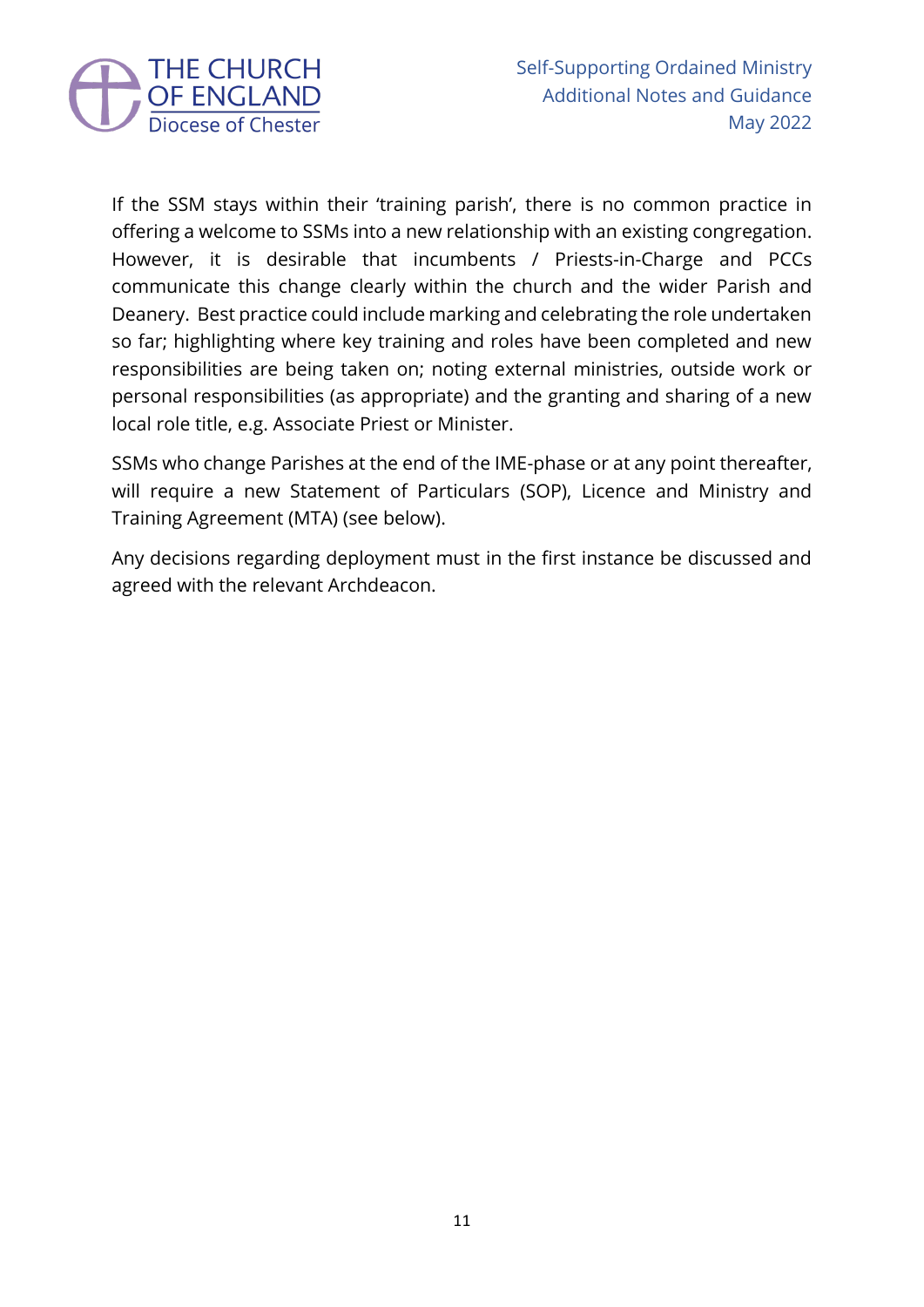If the SSM stays within their 'training parish', there is no common practice in offering a welcome to SSMs into a new relationship with an existing congregation. However, it is desirable that incumbents / Priests-in-Charge and PCCs communicate this change clearly within the church and the wider Parish and Deanery. Best practice could include marking and celebrating the role undertaken so far; highlighting where key training and roles have been completed and new responsibilities are being taken on; noting external ministries, outside work or personal responsibilities (as appropriate) and the granting and sharing of a new local role title, e.g. Associate Priest or Minister.

SSMs who change Parishes at the end of the IME-phase or at any point thereafter, will require a new Statement of Particulars (SOP), Licence and Ministry and Training Agreement (MTA) (see below).

Any decisions regarding deployment must in the first instance be discussed and agreed with the relevant Archdeacon.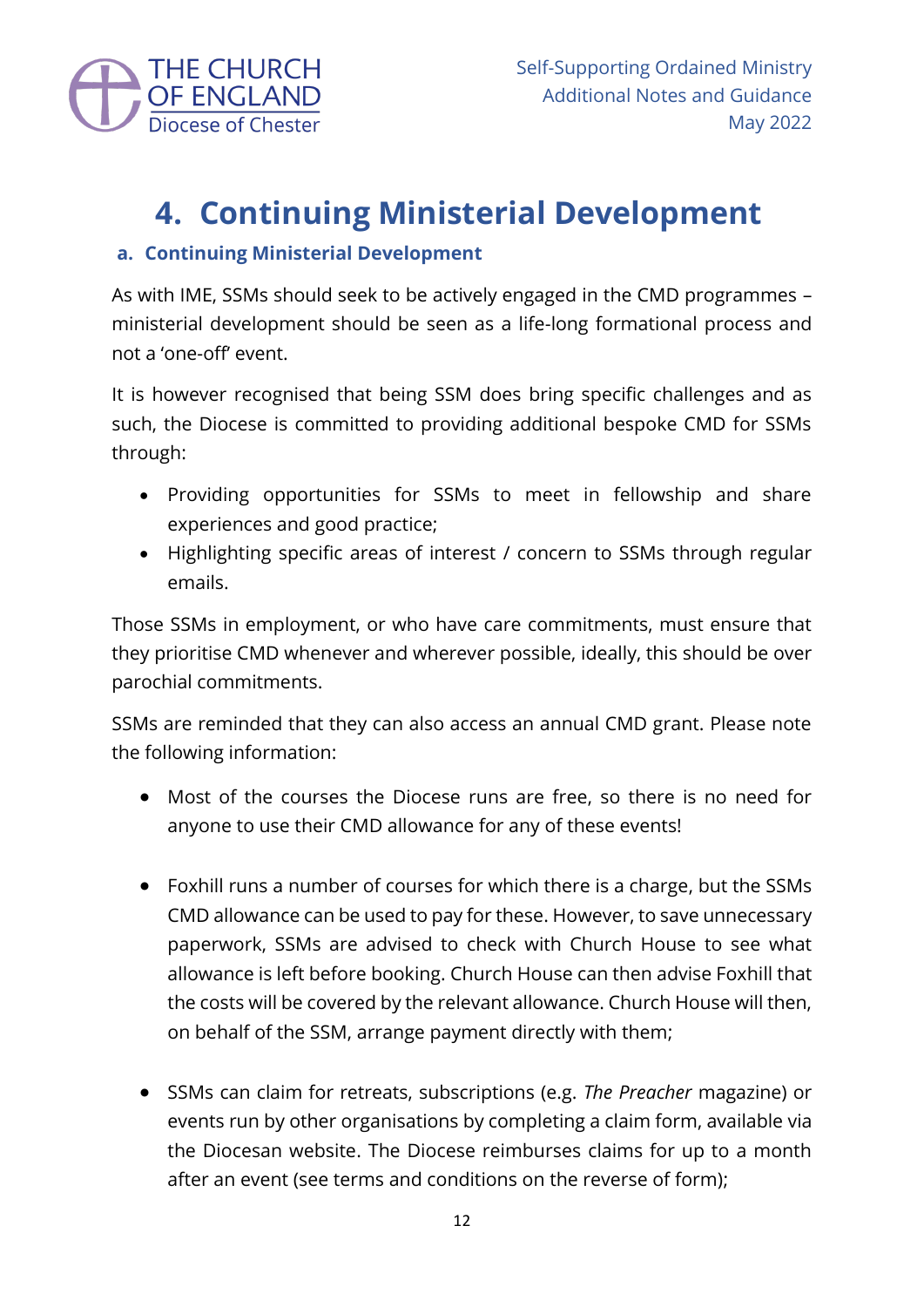# 4. Continuing Ministerial Development

## a. Continuing Ministerial Development

As with IME, SSMs should seek to be actively engaged in the CMD programmes – ministerial development should be seen as a life-long formational process and not a 'one-off' event.

It is however recognised that being SSM does bring specific challenges and as such, the Diocese is committed to providing additional bespoke CMD for SSMs through:

- Providing opportunities for SSMs to meet in fellowship and share experiences and good practice;
- Highlighting specific areas of interest / concern to SSMs through regular emails.

Those SSMs in employment, or who have care commitments, must ensure that they prioritise CMD whenever and wherever possible, ideally, this should be over parochial commitments.

SSMs are reminded that they can also access an annual CMD grant. Please note the following information:

- Most of the courses the Diocese runs are free, so there is no need for anyone to use their CMD allowance for any of these events!

- Foxhill runs a number of courses for which there is a charge, but the SSMs CMD allowance can be used to pay for these. However, to save unnecessary paperwork, SSMs are advised to check with Church House to see what allowance is left before booking. Church House can then advise Foxhill that the costs will be covered by the relevant allowance. Church House will then, on behalf of the SSM, arrange payment directly with them;

- SSMs can claim for retreats, subscriptions (e.g. *The Preacher* magazine) or events run by other organisations by completing a claim form, available via the Diocesan website. The Diocese reimburses claims for up to a month after an event (see terms and conditions on the reverse of form);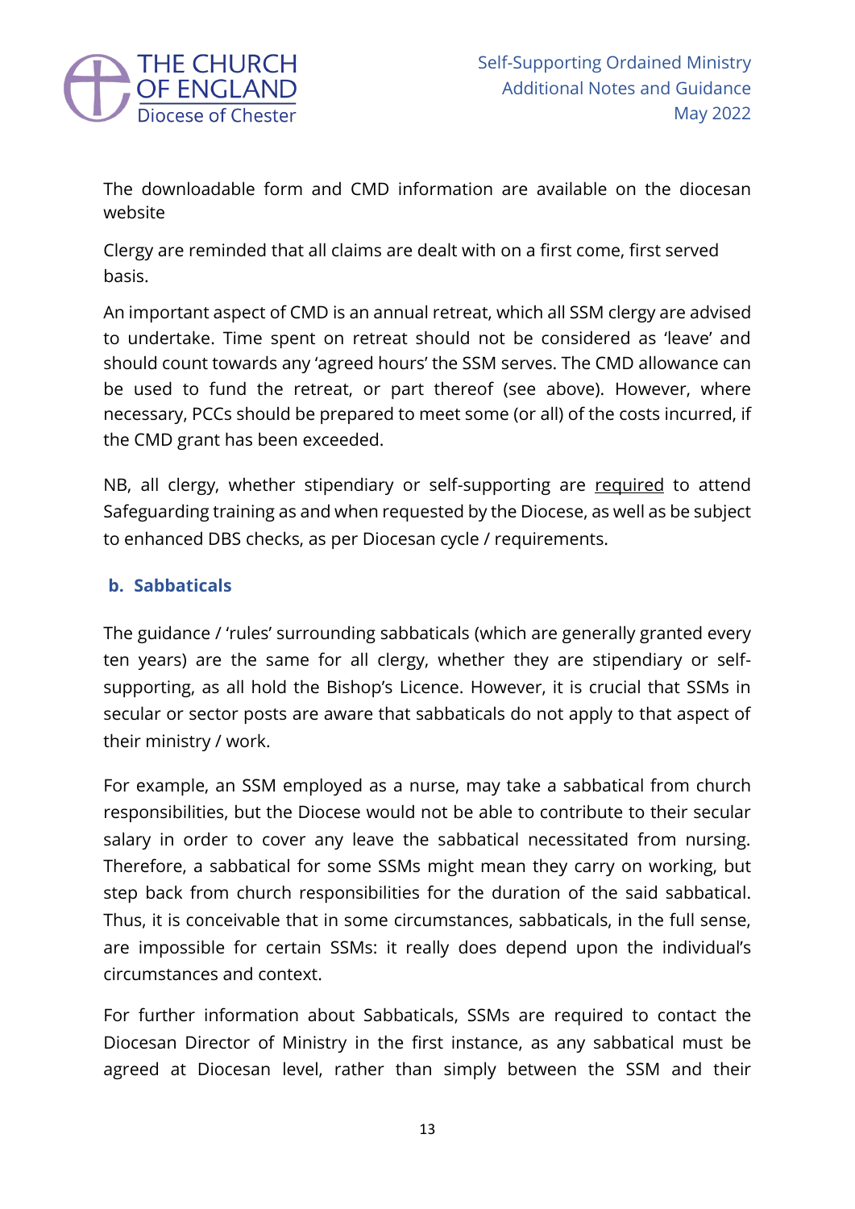The downloadable form and CMD information are available on the diocesan website

Clergy are reminded that all claims are dealt with on a first come, first served basis.

An important aspect of CMD is an annual retreat, which all SSM clergy are advised to undertake. Time spent on retreat should not be considered as 'leave' and should count towards any 'agreed hours' the SSM serves. The CMD allowance can be used to fund the retreat, or part thereof (see above). However, where necessary, PCCs should be prepared to meet some (or all) of the costs incurred, if the CMD grant has been exceeded.

NB, all clergy, whether stipendiary or self-supporting are <u>required</u> to attend Safeguarding training as and when requested by the Diocese, as well as be subject to enhanced DBS checks, as per Diocesan cycle / requirements.

### b. Sabbaticals

The guidance / 'rules' surrounding sabbaticals (which are generally granted every ten years) are the same for all clergy, whether they are stipendiary or self-supporting, as all hold the Bishop's Licence. However, it is crucial that SSMs in secular or sector posts are aware that sabbaticals do not apply to that aspect of their ministry / work.

For example, an SSM employed as a nurse, may take a sabbatical from church responsibilities, but the Diocese would not be able to contribute to their secular salary in order to cover any leave the sabbatical necessitated from nursing. Therefore, a sabbatical for some SSMs might mean they carry on working, but step back from church responsibilities for the duration of the said sabbatical. Thus, it is conceivable that in some circumstances, sabbaticals, in the full sense, are impossible for certain SSMs: it really does depend upon the individual's circumstances and context.

For further information about Sabbaticals, SSMs are required to contact the Diocesan Director of Ministry in the first instance, as any sabbatical must be agreed at Diocesan level, rather than simply between the SSM and their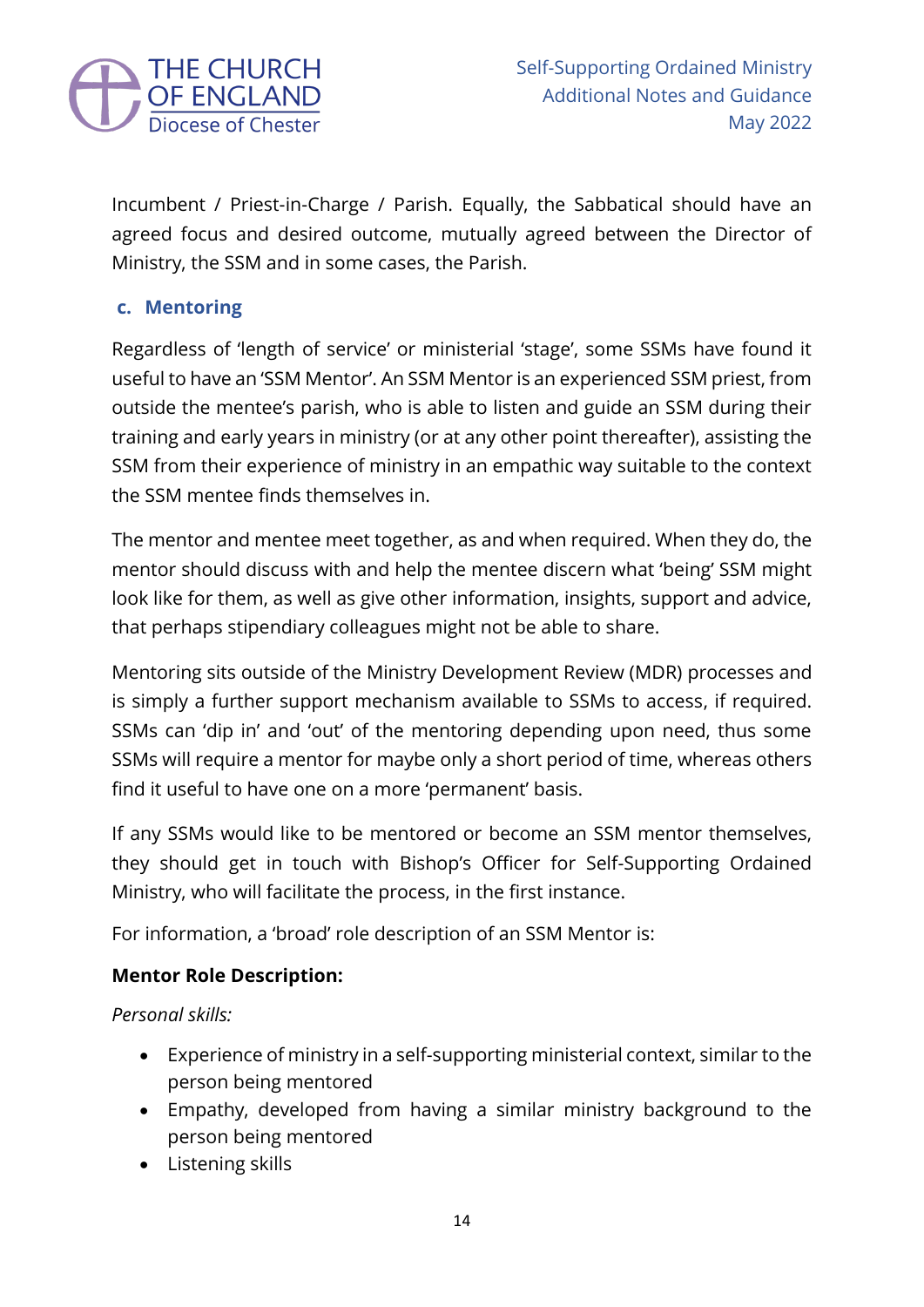Incumbent / Priest-in-Charge / Parish. Equally, the Sabbatical should have an agreed focus and desired outcome, mutually agreed between the Director of Ministry, the SSM and in some cases, the Parish.

### c. Mentoring

Regardless of 'length of service' or ministerial 'stage', some SSMs have found it useful to have an 'SSM Mentor'. An SSM Mentor is an experienced SSM priest, from outside the mentee's parish, who is able to listen and guide an SSM during their training and early years in ministry (or at any other point thereafter), assisting the SSM from their experience of ministry in an empathic way suitable to the context the SSM mentee finds themselves in.

The mentor and mentee meet together, as and when required. When they do, the mentor should discuss with and help the mentee discern what 'being' SSM might look like for them, as well as give other information, insights, support and advice, that perhaps stipendiary colleagues might not be able to share.

Mentoring sits outside of the Ministry Development Review (MDR) processes and is simply a further support mechanism available to SSMs to access, if required. SSMs can 'dip in' and 'out' of the mentoring depending upon need, thus some SSMs will require a mentor for maybe only a short period of time, whereas others find it useful to have one on a more 'permanent' basis.

If any SSMs would like to be mentored or become an SSM mentor themselves, they should get in touch with Bishop's Officer for Self-Supporting Ordained Ministry, who will facilitate the process, in the first instance.

For information, a 'broad' role description of an SSM Mentor is:

**Mentor Role Description:**

*Personal skills:*

- Experience of ministry in a self-supporting ministerial context, similar to the person being mentored
- Empathy, developed from having a similar ministry background to the person being mentored
- Listening skills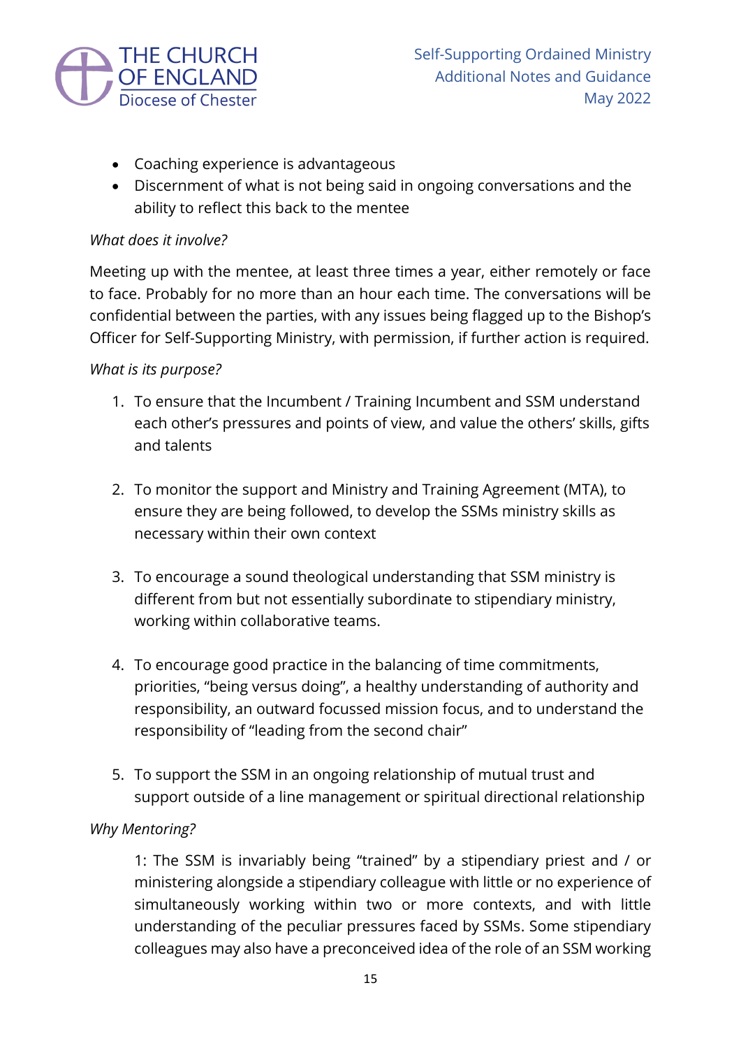- Coaching experience is advantageous
- Discernment of what is not being said in ongoing conversations and the ability to reflect this back to the mentee

*What does it involve?*

Meeting up with the mentee, at least three times a year, either remotely or face to face. Probably for no more than an hour each time. The conversations will be confidential between the parties, with any issues being flagged up to the Bishop's Officer for Self-Supporting Ministry, with permission, if further action is required.

*What is its purpose?*

1. To ensure that the Incumbent / Training Incumbent and SSM understand each other's pressures and points of view, and value the others' skills, gifts and talents

2. To monitor the support and Ministry and Training Agreement (MTA), to ensure they are being followed, to develop the SSMs ministry skills as necessary within their own context

3. To encourage a sound theological understanding that SSM ministry is different from but not essentially subordinate to stipendiary ministry, working within collaborative teams.

4. To encourage good practice in the balancing of time commitments, priorities, "being versus doing", a healthy understanding of authority and responsibility, an outward focussed mission focus, and to understand the responsibility of "leading from the second chair"

5. To support the SSM in an ongoing relationship of mutual trust and support outside of a line management or spiritual directional relationship

*Why Mentoring?*

1: The SSM is invariably being "trained" by a stipendiary priest and / or ministering alongside a stipendiary colleague with little or no experience of simultaneously working within two or more contexts, and with little understanding of the peculiar pressures faced by SSMs. Some stipendiary colleagues may also have a preconceived idea of the role of an SSM working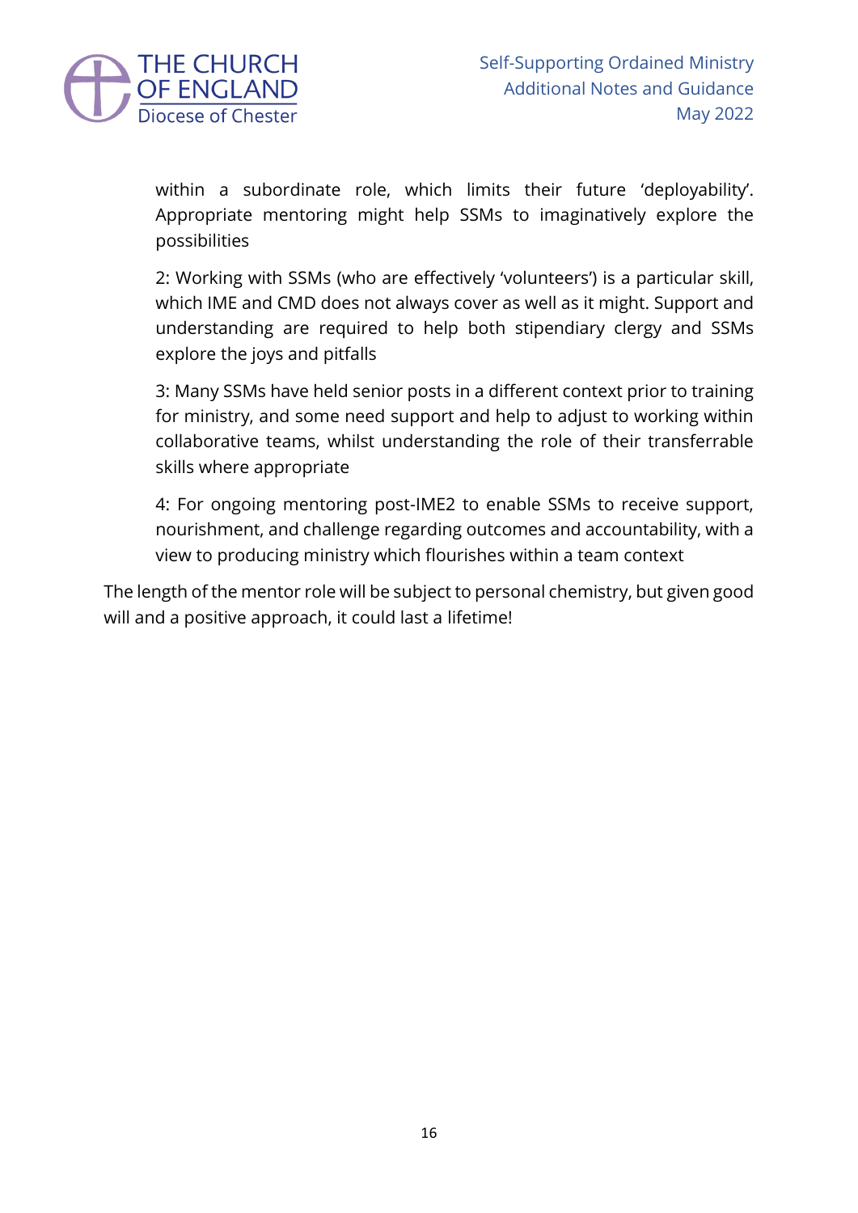within a subordinate role, which limits their future 'deployability'. Appropriate mentoring might help SSMs to imaginatively explore the possibilities

2: Working with SSMs (who are effectively 'volunteers') is a particular skill, which IME and CMD does not always cover as well as it might. Support and understanding are required to help both stipendiary clergy and SSMs explore the joys and pitfalls

3: Many SSMs have held senior posts in a different context prior to training for ministry, and some need support and help to adjust to working within collaborative teams, whilst understanding the role of their transferrable skills where appropriate

4: For ongoing mentoring post-IME2 to enable SSMs to receive support, nourishment, and challenge regarding outcomes and accountability, with a view to producing ministry which flourishes within a team context

The length of the mentor role will be subject to personal chemistry, but given good will and a positive approach, it could last a lifetime!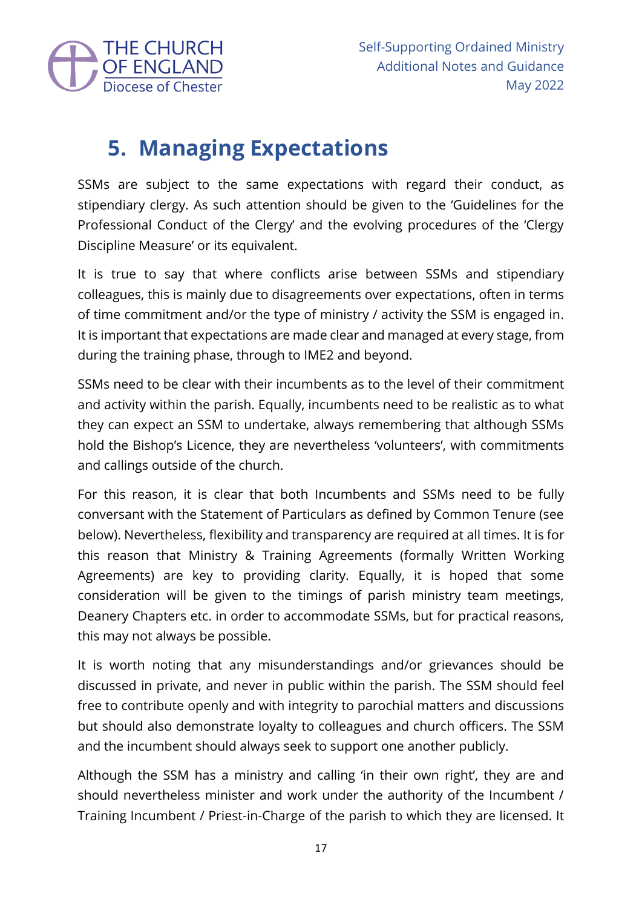# 5. Managing Expectations

SSMs are subject to the same expectations with regard their conduct, as stipendiary clergy. As such attention should be given to the 'Guidelines for the Professional Conduct of the Clergy' and the evolving procedures of the 'Clergy Discipline Measure' or its equivalent.

It is true to say that where conflicts arise between SSMs and stipendiary colleagues, this is mainly due to disagreements over expectations, often in terms of time commitment and/or the type of ministry / activity the SSM is engaged in. It is important that expectations are made clear and managed at every stage, from during the training phase, through to IME2 and beyond.

SSMs need to be clear with their incumbents as to the level of their commitment and activity within the parish. Equally, incumbents need to be realistic as to what they can expect an SSM to undertake, always remembering that although SSMs hold the Bishop's Licence, they are nevertheless 'volunteers', with commitments and callings outside of the church.

For this reason, it is clear that both Incumbents and SSMs need to be fully conversant with the Statement of Particulars as defined by Common Tenure (see below). Nevertheless, flexibility and transparency are required at all times. It is for this reason that Ministry & Training Agreements (formally Written Working Agreements) are key to providing clarity. Equally, it is hoped that some consideration will be given to the timings of parish ministry team meetings, Deanery Chapters etc. in order to accommodate SSMs, but for practical reasons, this may not always be possible.

It is worth noting that any misunderstandings and/or grievances should be discussed in private, and never in public within the parish. The SSM should feel free to contribute openly and with integrity to parochial matters and discussions but should also demonstrate loyalty to colleagues and church officers. The SSM and the incumbent should always seek to support one another publicly.

Although the SSM has a ministry and calling 'in their own right', they are and should nevertheless minister and work under the authority of the Incumbent / Training Incumbent / Priest-in-Charge of the parish to which they are licensed. It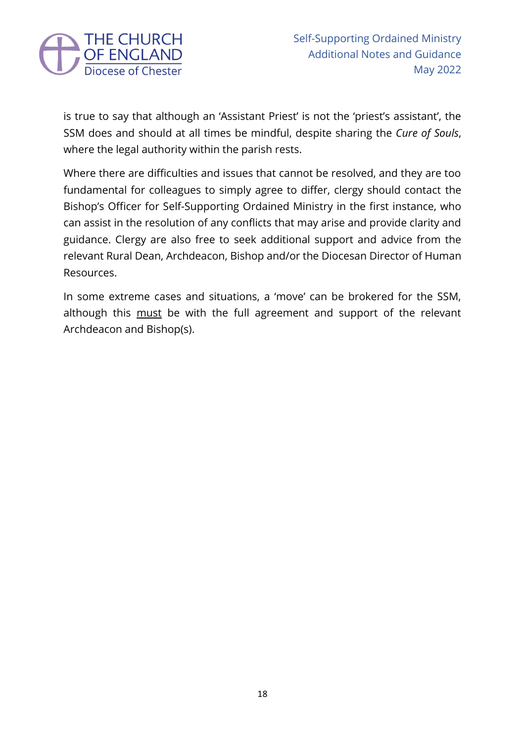is true to say that although an 'Assistant Priest' is not the 'priest's assistant', the SSM does and should at all times be mindful, despite sharing the *Cure of Souls*, where the legal authority within the parish rests.

Where there are difficulties and issues that cannot be resolved, and they are too fundamental for colleagues to simply agree to differ, clergy should contact the Bishop's Officer for Self-Supporting Ordained Ministry in the first instance, who can assist in the resolution of any conflicts that may arise and provide clarity and guidance. Clergy are also free to seek additional support and advice from the relevant Rural Dean, Archdeacon, Bishop and/or the Diocesan Director of Human Resources.

In some extreme cases and situations, a 'move' can be brokered for the SSM, although this <u>must</u> be with the full agreement and support of the relevant Archdeacon and Bishop(s).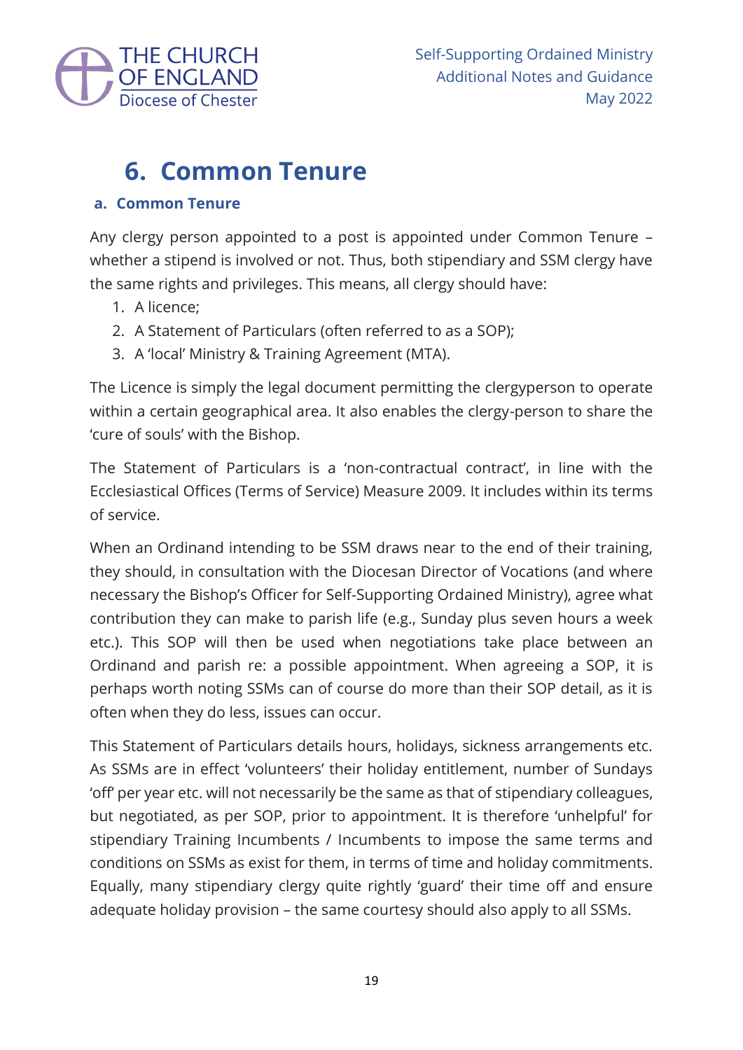# 6. Common Tenure

## a. Common Tenure

Any clergy person appointed to a post is appointed under Common Tenure – whether a stipend is involved or not. Thus, both stipendiary and SSM clergy have the same rights and privileges. This means, all clergy should have:

1. A licence;
2. A Statement of Particulars (often referred to as a SOP);
3. A 'local' Ministry & Training Agreement (MTA).

The Licence is simply the legal document permitting the clergyperson to operate within a certain geographical area. It also enables the clergy-person to share the 'cure of souls' with the Bishop.

The Statement of Particulars is a 'non-contractual contract', in line with the Ecclesiastical Offices (Terms of Service) Measure 2009. It includes within its terms of service.

When an Ordinand intending to be SSM draws near to the end of their training, they should, in consultation with the Diocesan Director of Vocations (and where necessary the Bishop's Officer for Self-Supporting Ordained Ministry), agree what contribution they can make to parish life (e.g., Sunday plus seven hours a week etc.). This SOP will then be used when negotiations take place between an Ordinand and parish re: a possible appointment. When agreeing a SOP, it is perhaps worth noting SSMs can of course do more than their SOP detail, as it is often when they do less, issues can occur.

This Statement of Particulars details hours, holidays, sickness arrangements etc. As SSMs are in effect 'volunteers' their holiday entitlement, number of Sundays 'off' per year etc. will not necessarily be the same as that of stipendiary colleagues, but negotiated, as per SOP, prior to appointment. It is therefore 'unhelpful' for stipendiary Training Incumbents / Incumbents to impose the same terms and conditions on SSMs as exist for them, in terms of time and holiday commitments. Equally, many stipendiary clergy quite rightly 'guard' their time off and ensure adequate holiday provision – the same courtesy should also apply to all SSMs.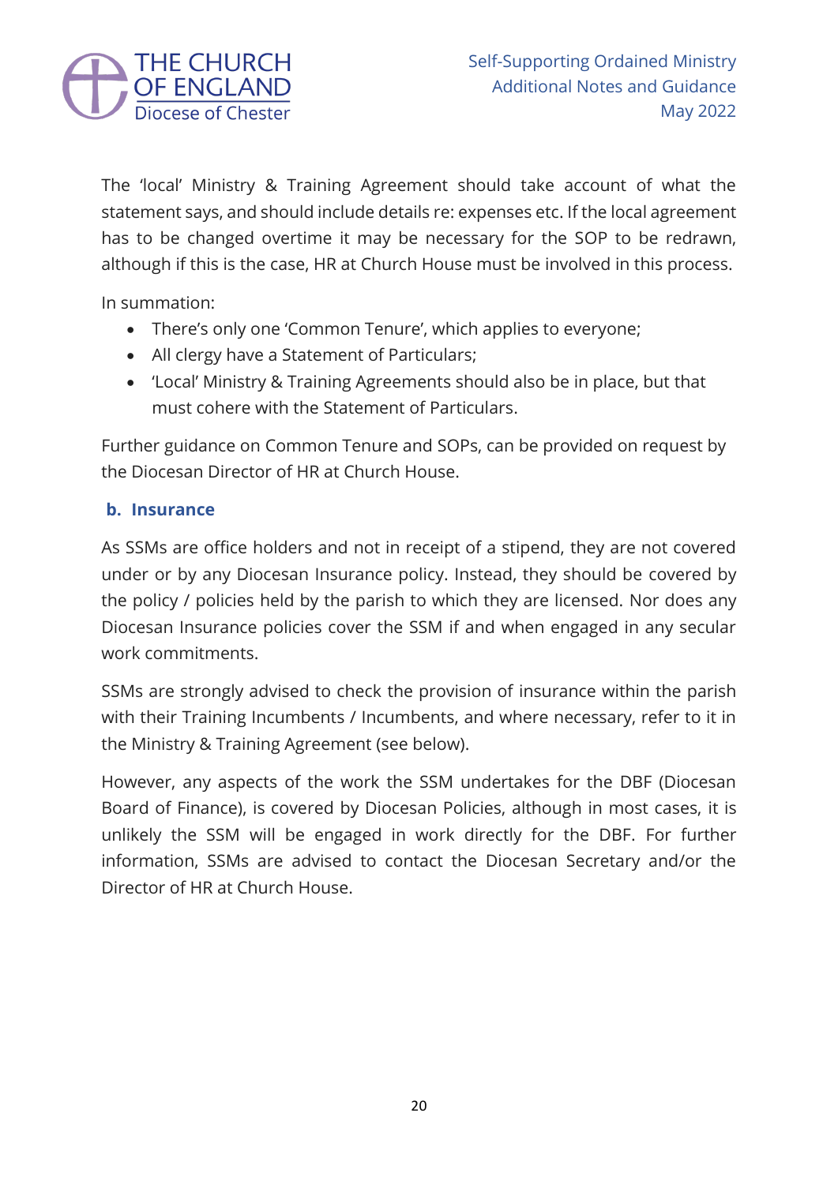The 'local' Ministry & Training Agreement should take account of what the statement says, and should include details re: expenses etc. If the local agreement has to be changed overtime it may be necessary for the SOP to be redrawn, although if this is the case, HR at Church House must be involved in this process.

In summation:

- There's only one 'Common Tenure', which applies to everyone;
- All clergy have a Statement of Particulars;
- 'Local' Ministry & Training Agreements should also be in place, but that must cohere with the Statement of Particulars.

Further guidance on Common Tenure and SOPs, can be provided on request by the Diocesan Director of HR at Church House.

### b. Insurance

As SSMs are office holders and not in receipt of a stipend, they are not covered under or by any Diocesan Insurance policy. Instead, they should be covered by the policy / policies held by the parish to which they are licensed. Nor does any Diocesan Insurance policies cover the SSM if and when engaged in any secular work commitments.

SSMs are strongly advised to check the provision of insurance within the parish with their Training Incumbents / Incumbents, and where necessary, refer to it in the Ministry & Training Agreement (see below).

However, any aspects of the work the SSM undertakes for the DBF (Diocesan Board of Finance), is covered by Diocesan Policies, although in most cases, it is unlikely the SSM will be engaged in work directly for the DBF. For further information, SSMs are advised to contact the Diocesan Secretary and/or the Director of HR at Church House.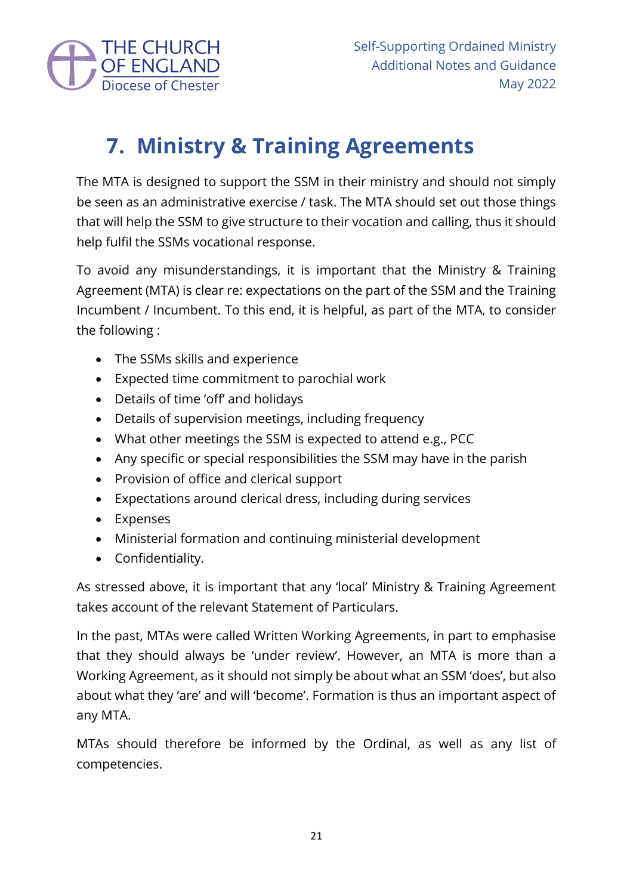# 7. Ministry & Training Agreements

The MTA is designed to support the SSM in their ministry and should not simply be seen as an administrative exercise / task. The MTA should set out those things that will help the SSM to give structure to their vocation and calling, thus it should help fulfil the SSMs vocational response.

To avoid any misunderstandings, it is important that the Ministry & Training Agreement (MTA) is clear re: expectations on the part of the SSM and the Training Incumbent / Incumbent. To this end, it is helpful, as part of the MTA, to consider the following :

- The SSMs skills and experience
- Expected time commitment to parochial work
- Details of time 'off' and holidays
- Details of supervision meetings, including frequency
- What other meetings the SSM is expected to attend e.g., PCC
- Any specific or special responsibilities the SSM may have in the parish
- Provision of office and clerical support
- Expectations around clerical dress, including during services
- Expenses
- Ministerial formation and continuing ministerial development
- Confidentiality.

As stressed above, it is important that any 'local' Ministry & Training Agreement takes account of the relevant Statement of Particulars.

In the past, MTAs were called Written Working Agreements, in part to emphasise that they should always be 'under review'. However, an MTA is more than a Working Agreement, as it should not simply be about what an SSM 'does', but also about what they 'are' and will 'become'. Formation is thus an important aspect of any MTA.

MTAs should therefore be informed by the Ordinal, as well as any list of competencies.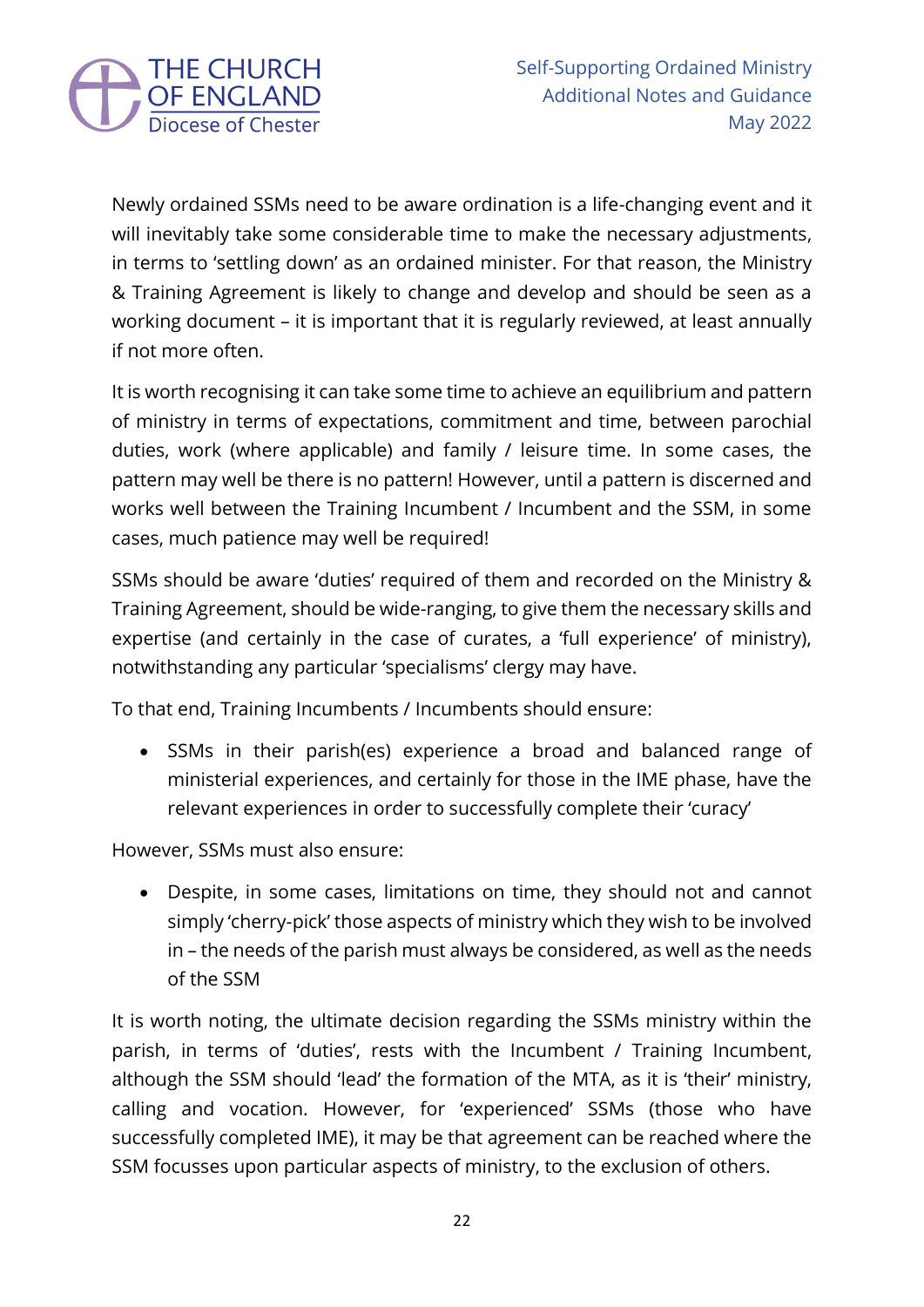Newly ordained SSMs need to be aware ordination is a life-changing event and it will inevitably take some considerable time to make the necessary adjustments, in terms to 'settling down' as an ordained minister. For that reason, the Ministry & Training Agreement is likely to change and develop and should be seen as a working document – it is important that it is regularly reviewed, at least annually if not more often.

It is worth recognising it can take some time to achieve an equilibrium and pattern of ministry in terms of expectations, commitment and time, between parochial duties, work (where applicable) and family / leisure time. In some cases, the pattern may well be there is no pattern! However, until a pattern is discerned and works well between the Training Incumbent / Incumbent and the SSM, in some cases, much patience may well be required!

SSMs should be aware 'duties' required of them and recorded on the Ministry & Training Agreement, should be wide-ranging, to give them the necessary skills and expertise (and certainly in the case of curates, a 'full experience' of ministry), notwithstanding any particular 'specialisms' clergy may have.

To that end, Training Incumbents / Incumbents should ensure:

- SSMs in their parish(es) experience a broad and balanced range of ministerial experiences, and certainly for those in the IME phase, have the relevant experiences in order to successfully complete their 'curacy'

However, SSMs must also ensure:

- Despite, in some cases, limitations on time, they should not and cannot simply 'cherry-pick' those aspects of ministry which they wish to be involved in – the needs of the parish must always be considered, as well as the needs of the SSM

It is worth noting, the ultimate decision regarding the SSMs ministry within the parish, in terms of 'duties', rests with the Incumbent / Training Incumbent, although the SSM should 'lead' the formation of the MTA, as it is 'their' ministry, calling and vocation. However, for 'experienced' SSMs (those who have successfully completed IME), it may be that agreement can be reached where the SSM focusses upon particular aspects of ministry, to the exclusion of others.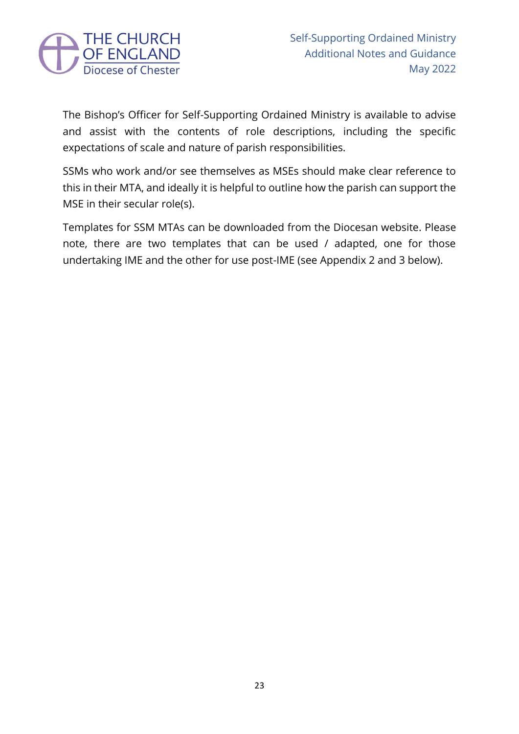The Bishop's Officer for Self-Supporting Ordained Ministry is available to advise and assist with the contents of role descriptions, including the specific expectations of scale and nature of parish responsibilities.

SSMs who work and/or see themselves as MSEs should make clear reference to this in their MTA, and ideally it is helpful to outline how the parish can support the MSE in their secular role(s).

Templates for SSM MTAs can be downloaded from the Diocesan website. Please note, there are two templates that can be used / adapted, one for those undertaking IME and the other for use post-IME (see Appendix 2 and 3 below).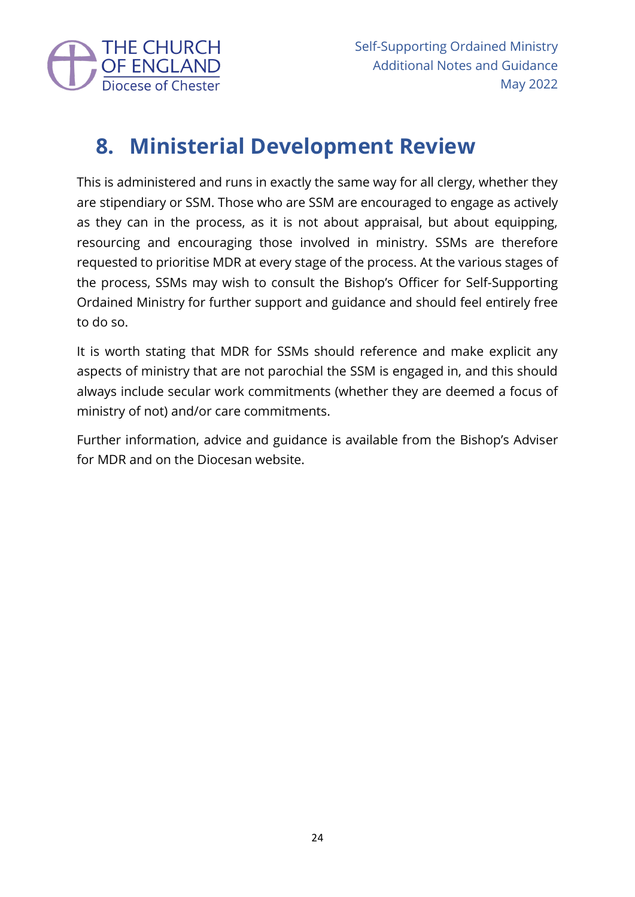## 8. Ministerial Development Review

This is administered and runs in exactly the same way for all clergy, whether they are stipendiary or SSM. Those who are SSM are encouraged to engage as actively as they can in the process, as it is not about appraisal, but about equipping, resourcing and encouraging those involved in ministry. SSMs are therefore requested to prioritise MDR at every stage of the process. At the various stages of the process, SSMs may wish to consult the Bishop's Officer for Self-Supporting Ordained Ministry for further support and guidance and should feel entirely free to do so.

It is worth stating that MDR for SSMs should reference and make explicit any aspects of ministry that are not parochial the SSM is engaged in, and this should always include secular work commitments (whether they are deemed a focus of ministry of not) and/or care commitments.

Further information, advice and guidance is available from the Bishop's Adviser for MDR and on the Diocesan website.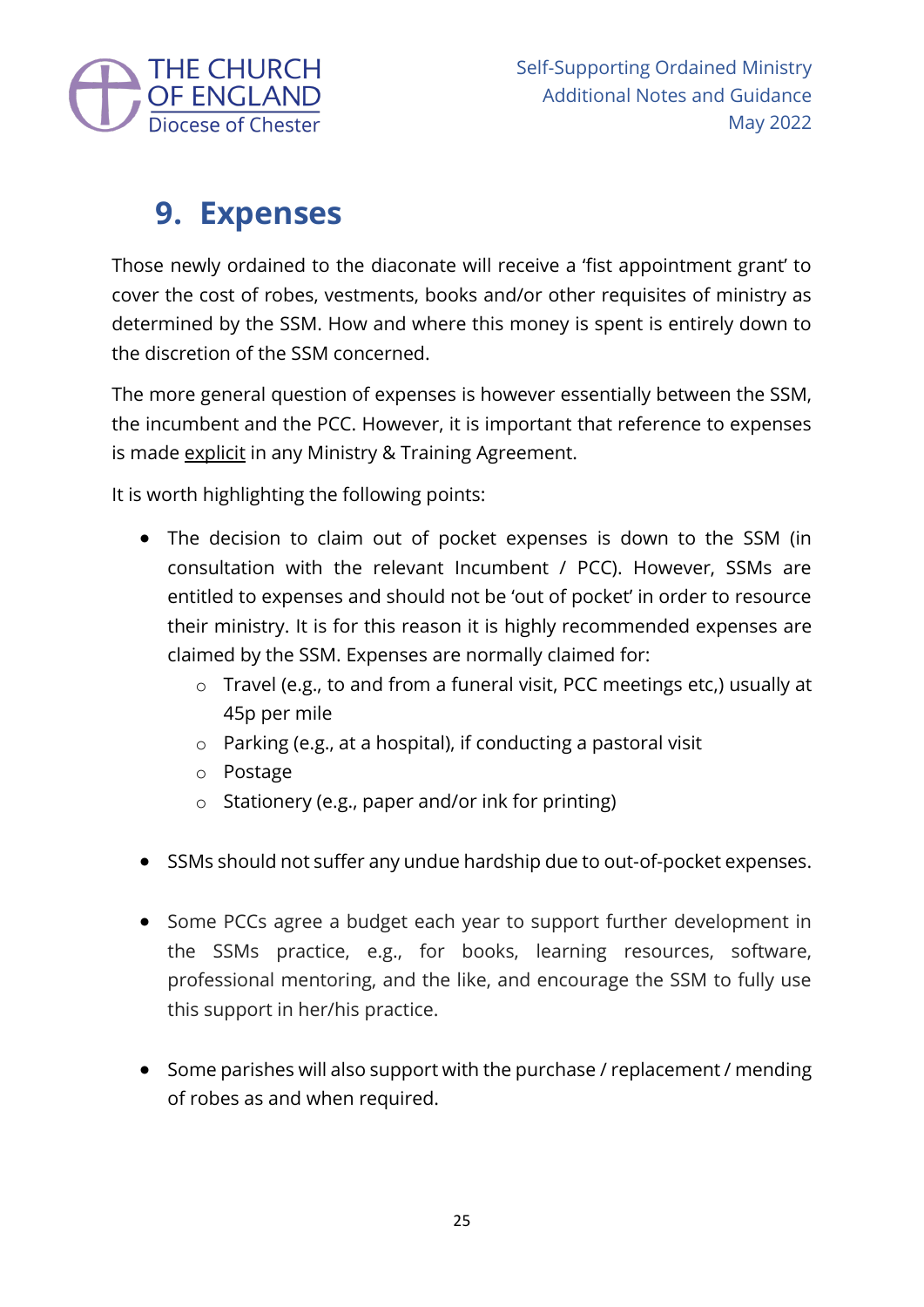## 9. Expenses

Those newly ordained to the diaconate will receive a 'fist appointment grant' to cover the cost of robes, vestments, books and/or other requisites of ministry as determined by the SSM. How and where this money is spent is entirely down to the discretion of the SSM concerned.

The more general question of expenses is however essentially between the SSM, the incumbent and the PCC. However, it is important that reference to expenses is made explicit in any Ministry & Training Agreement.

It is worth highlighting the following points:

- The decision to claim out of pocket expenses is down to the SSM (in consultation with the relevant Incumbent / PCC). However, SSMs are entitled to expenses and should not be 'out of pocket' in order to resource their ministry. It is for this reason it is highly recommended expenses are claimed by the SSM. Expenses are normally claimed for:
  - Travel (e.g., to and from a funeral visit, PCC meetings etc,) usually at 45p per mile
  - Parking (e.g., at a hospital), if conducting a pastoral visit
  - Postage
  - Stationery (e.g., paper and/or ink for printing)

- SSMs should not suffer any undue hardship due to out-of-pocket expenses.

- Some PCCs agree a budget each year to support further development in the SSMs practice, e.g., for books, learning resources, software, professional mentoring, and the like, and encourage the SSM to fully use this support in her/his practice.

- Some parishes will also support with the purchase / replacement / mending of robes as and when required.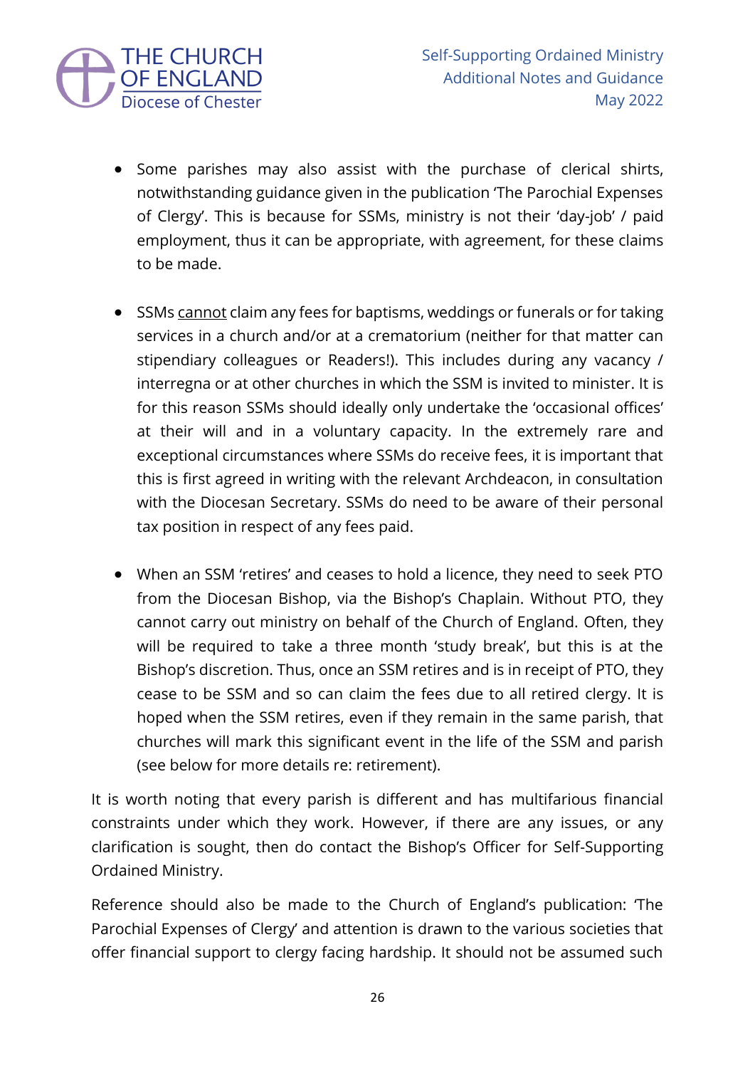- Some parishes may also assist with the purchase of clerical shirts, notwithstanding guidance given in the publication 'The Parochial Expenses of Clergy'. This is because for SSMs, ministry is not their 'day-job' / paid employment, thus it can be appropriate, with agreement, for these claims to be made.

- SSMs <u>cannot</u> claim any fees for baptisms, weddings or funerals or for taking services in a church and/or at a crematorium (neither for that matter can stipendiary colleagues or Readers!). This includes during any vacancy / interregna or at other churches in which the SSM is invited to minister. It is for this reason SSMs should ideally only undertake the 'occasional offices' at their will and in a voluntary capacity. In the extremely rare and exceptional circumstances where SSMs do receive fees, it is important that this is first agreed in writing with the relevant Archdeacon, in consultation with the Diocesan Secretary. SSMs do need to be aware of their personal tax position in respect of any fees paid.

- When an SSM 'retires' and ceases to hold a licence, they need to seek PTO from the Diocesan Bishop, via the Bishop's Chaplain. Without PTO, they cannot carry out ministry on behalf of the Church of England. Often, they will be required to take a three month 'study break', but this is at the Bishop's discretion. Thus, once an SSM retires and is in receipt of PTO, they cease to be SSM and so can claim the fees due to all retired clergy. It is hoped when the SSM retires, even if they remain in the same parish, that churches will mark this significant event in the life of the SSM and parish (see below for more details re: retirement).

It is worth noting that every parish is different and has multifarious financial constraints under which they work. However, if there are any issues, or any clarification is sought, then do contact the Bishop's Officer for Self-Supporting Ordained Ministry.

Reference should also be made to the Church of England's publication: 'The Parochial Expenses of Clergy' and attention is drawn to the various societies that offer financial support to clergy facing hardship. It should not be assumed such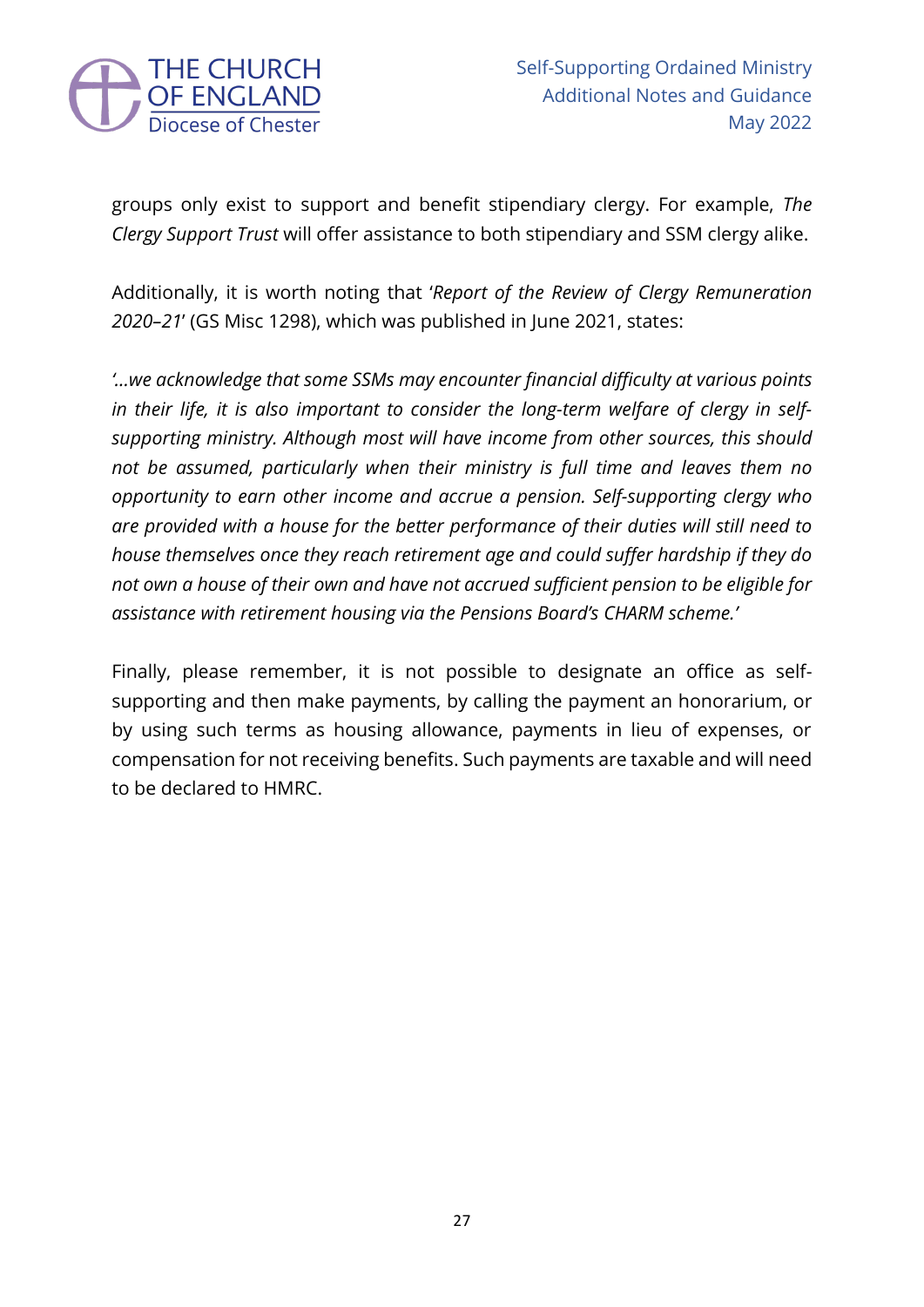groups only exist to support and benefit stipendiary clergy. For example, *The Clergy Support Trust* will offer assistance to both stipendiary and SSM clergy alike.

Additionally, it is worth noting that '*Report of the Review of Clergy Remuneration 2020–21*' (GS Misc 1298), which was published in June 2021, states:

*'…we acknowledge that some SSMs may encounter financial difficulty at various points in their life, it is also important to consider the long-term welfare of clergy in self-supporting ministry. Although most will have income from other sources, this should not be assumed, particularly when their ministry is full time and leaves them no opportunity to earn other income and accrue a pension. Self-supporting clergy who are provided with a house for the better performance of their duties will still need to house themselves once they reach retirement age and could suffer hardship if they do not own a house of their own and have not accrued sufficient pension to be eligible for assistance with retirement housing via the Pensions Board's CHARM scheme.'*

Finally, please remember, it is not possible to designate an office as self-supporting and then make payments, by calling the payment an honorarium, or by using such terms as housing allowance, payments in lieu of expenses, or compensation for not receiving benefits. Such payments are taxable and will need to be declared to HMRC.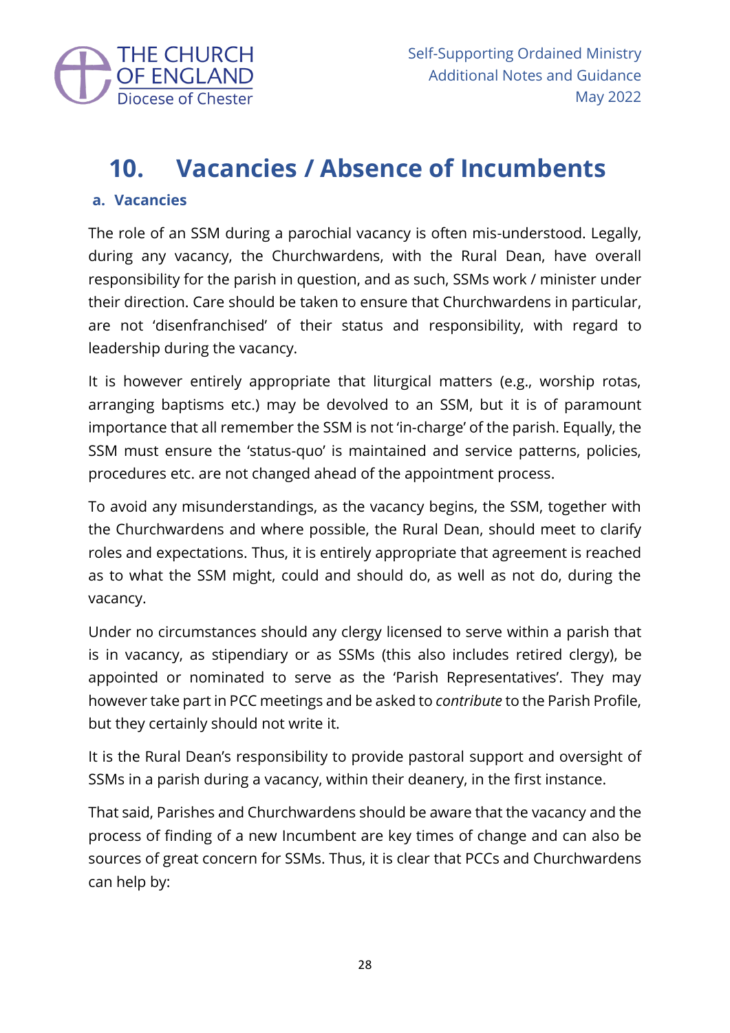# 10. Vacancies / Absence of Incumbents

## a. Vacancies

The role of an SSM during a parochial vacancy is often mis-understood. Legally, during any vacancy, the Churchwardens, with the Rural Dean, have overall responsibility for the parish in question, and as such, SSMs work / minister under their direction. Care should be taken to ensure that Churchwardens in particular, are not 'disenfranchised' of their status and responsibility, with regard to leadership during the vacancy.

It is however entirely appropriate that liturgical matters (e.g., worship rotas, arranging baptisms etc.) may be devolved to an SSM, but it is of paramount importance that all remember the SSM is not 'in-charge' of the parish. Equally, the SSM must ensure the 'status-quo' is maintained and service patterns, policies, procedures etc. are not changed ahead of the appointment process.

To avoid any misunderstandings, as the vacancy begins, the SSM, together with the Churchwardens and where possible, the Rural Dean, should meet to clarify roles and expectations. Thus, it is entirely appropriate that agreement is reached as to what the SSM might, could and should do, as well as not do, during the vacancy.

Under no circumstances should any clergy licensed to serve within a parish that is in vacancy, as stipendiary or as SSMs (this also includes retired clergy), be appointed or nominated to serve as the 'Parish Representatives'. They may however take part in PCC meetings and be asked to *contribute* to the Parish Profile, but they certainly should not write it.

It is the Rural Dean's responsibility to provide pastoral support and oversight of SSMs in a parish during a vacancy, within their deanery, in the first instance.

That said, Parishes and Churchwardens should be aware that the vacancy and the process of finding of a new Incumbent are key times of change and can also be sources of great concern for SSMs. Thus, it is clear that PCCs and Churchwardens can help by: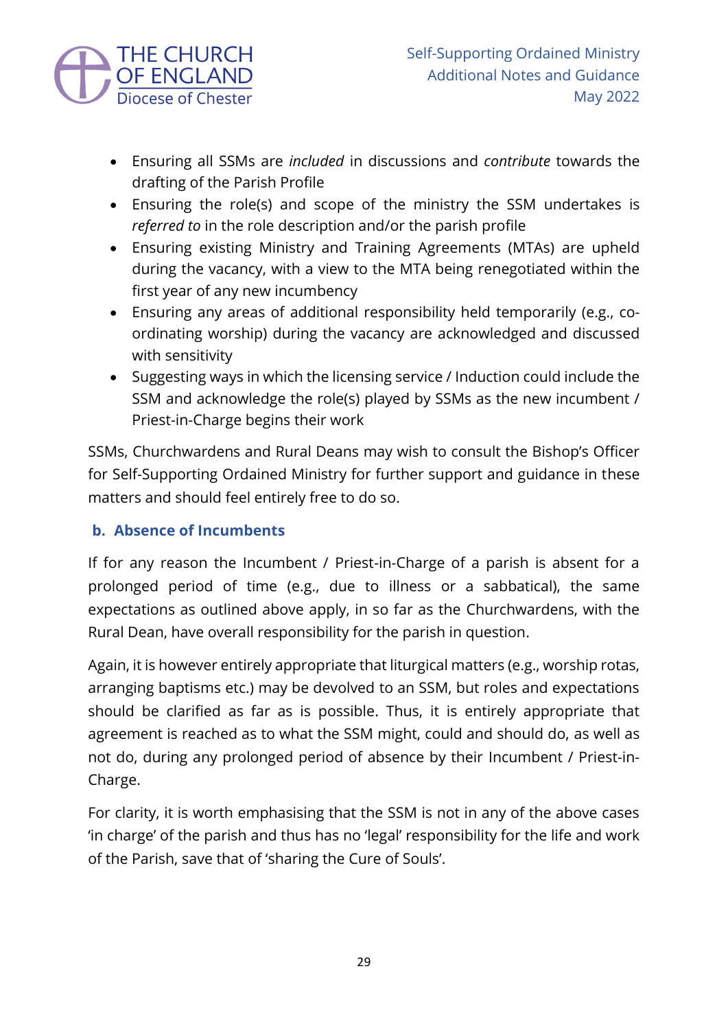- Ensuring all SSMs are *included* in discussions and *contribute* towards the drafting of the Parish Profile
- Ensuring the role(s) and scope of the ministry the SSM undertakes is *referred to* in the role description and/or the parish profile
- Ensuring existing Ministry and Training Agreements (MTAs) are upheld during the vacancy, with a view to the MTA being renegotiated within the first year of any new incumbency
- Ensuring any areas of additional responsibility held temporarily (e.g., co-ordinating worship) during the vacancy are acknowledged and discussed with sensitivity
- Suggesting ways in which the licensing service / Induction could include the SSM and acknowledge the role(s) played by SSMs as the new incumbent / Priest-in-Charge begins their work

SSMs, Churchwardens and Rural Deans may wish to consult the Bishop's Officer for Self-Supporting Ordained Ministry for further support and guidance in these matters and should feel entirely free to do so.

### b. Absence of Incumbents

If for any reason the Incumbent / Priest-in-Charge of a parish is absent for a prolonged period of time (e.g., due to illness or a sabbatical), the same expectations as outlined above apply, in so far as the Churchwardens, with the Rural Dean, have overall responsibility for the parish in question.

Again, it is however entirely appropriate that liturgical matters (e.g., worship rotas, arranging baptisms etc.) may be devolved to an SSM, but roles and expectations should be clarified as far as is possible. Thus, it is entirely appropriate that agreement is reached as to what the SSM might, could and should do, as well as not do, during any prolonged period of absence by their Incumbent / Priest-in-Charge.

For clarity, it is worth emphasising that the SSM is not in any of the above cases 'in charge' of the parish and thus has no 'legal' responsibility for the life and work of the Parish, save that of 'sharing the Cure of Souls'.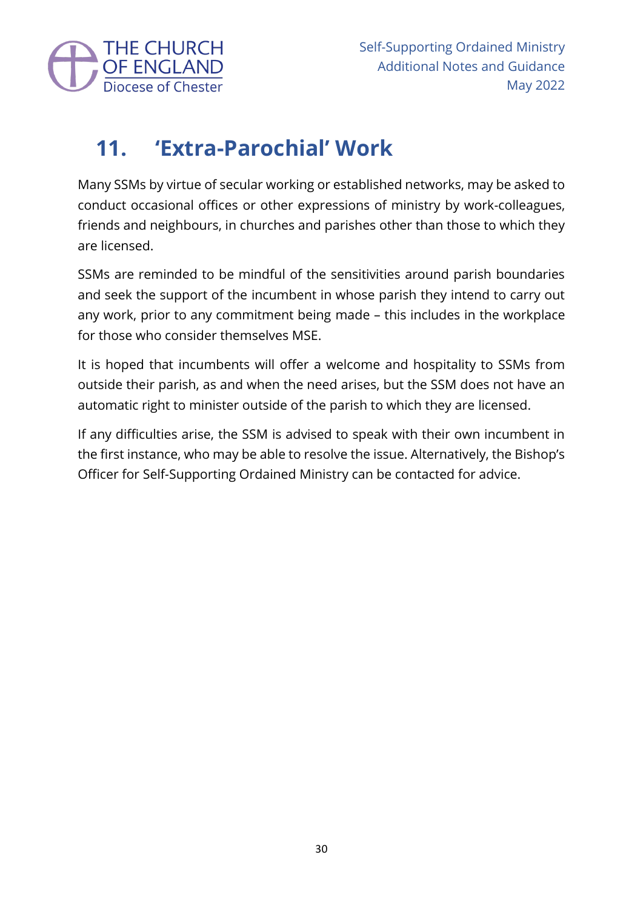## 11. 'Extra-Parochial' Work

Many SSMs by virtue of secular working or established networks, may be asked to conduct occasional offices or other expressions of ministry by work-colleagues, friends and neighbours, in churches and parishes other than those to which they are licensed.

SSMs are reminded to be mindful of the sensitivities around parish boundaries and seek the support of the incumbent in whose parish they intend to carry out any work, prior to any commitment being made – this includes in the workplace for those who consider themselves MSE.

It is hoped that incumbents will offer a welcome and hospitality to SSMs from outside their parish, as and when the need arises, but the SSM does not have an automatic right to minister outside of the parish to which they are licensed.

If any difficulties arise, the SSM is advised to speak with their own incumbent in the first instance, who may be able to resolve the issue. Alternatively, the Bishop's Officer for Self-Supporting Ordained Ministry can be contacted for advice.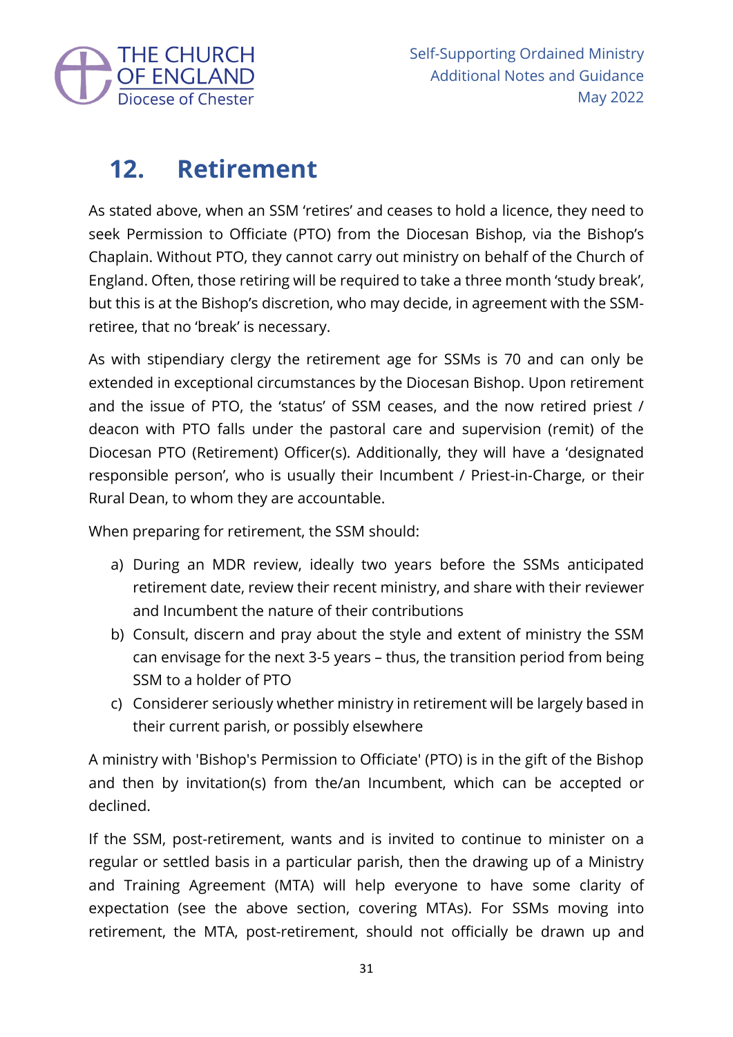## 12. Retirement

As stated above, when an SSM 'retires' and ceases to hold a licence, they need to seek Permission to Officiate (PTO) from the Diocesan Bishop, via the Bishop's Chaplain. Without PTO, they cannot carry out ministry on behalf of the Church of England. Often, those retiring will be required to take a three month 'study break', but this is at the Bishop's discretion, who may decide, in agreement with the SSM-retiree, that no 'break' is necessary.

As with stipendiary clergy the retirement age for SSMs is 70 and can only be extended in exceptional circumstances by the Diocesan Bishop. Upon retirement and the issue of PTO, the 'status' of SSM ceases, and the now retired priest / deacon with PTO falls under the pastoral care and supervision (remit) of the Diocesan PTO (Retirement) Officer(s). Additionally, they will have a 'designated responsible person', who is usually their Incumbent / Priest-in-Charge, or their Rural Dean, to whom they are accountable.

When preparing for retirement, the SSM should:

a) During an MDR review, ideally two years before the SSMs anticipated retirement date, review their recent ministry, and share with their reviewer and Incumbent the nature of their contributions
b) Consult, discern and pray about the style and extent of ministry the SSM can envisage for the next 3-5 years – thus, the transition period from being SSM to a holder of PTO
c) Considerer seriously whether ministry in retirement will be largely based in their current parish, or possibly elsewhere

A ministry with 'Bishop's Permission to Officiate' (PTO) is in the gift of the Bishop and then by invitation(s) from the/an Incumbent, which can be accepted or declined.

If the SSM, post-retirement, wants and is invited to continue to minister on a regular or settled basis in a particular parish, then the drawing up of a Ministry and Training Agreement (MTA) will help everyone to have some clarity of expectation (see the above section, covering MTAs). For SSMs moving into retirement, the MTA, post-retirement, should not officially be drawn up and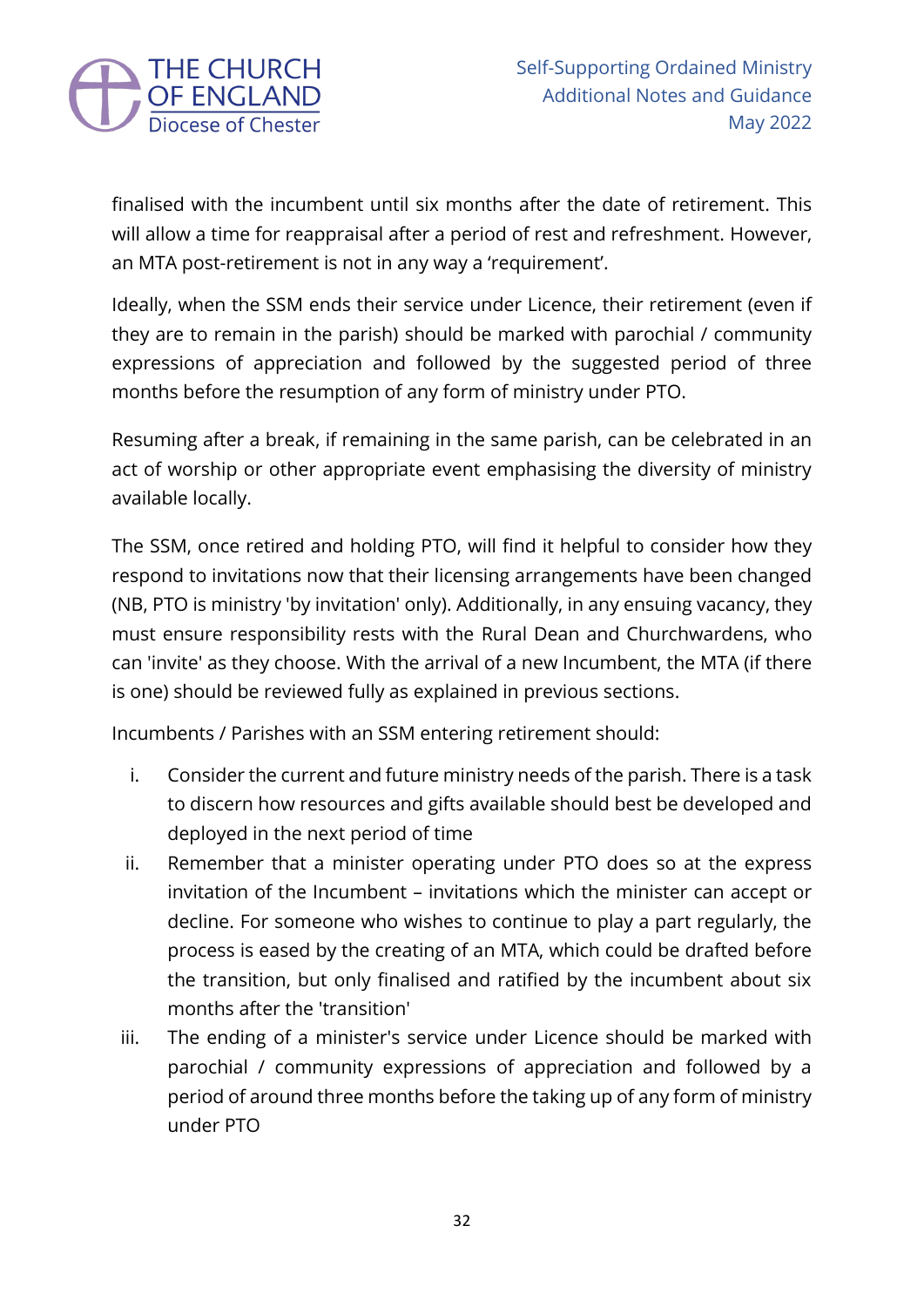finalised with the incumbent until six months after the date of retirement. This will allow a time for reappraisal after a period of rest and refreshment. However, an MTA post-retirement is not in any way a 'requirement'.

Ideally, when the SSM ends their service under Licence, their retirement (even if they are to remain in the parish) should be marked with parochial / community expressions of appreciation and followed by the suggested period of three months before the resumption of any form of ministry under PTO.

Resuming after a break, if remaining in the same parish, can be celebrated in an act of worship or other appropriate event emphasising the diversity of ministry available locally.

The SSM, once retired and holding PTO, will find it helpful to consider how they respond to invitations now that their licensing arrangements have been changed (NB, PTO is ministry 'by invitation' only). Additionally, in any ensuing vacancy, they must ensure responsibility rests with the Rural Dean and Churchwardens, who can 'invite' as they choose. With the arrival of a new Incumbent, the MTA (if there is one) should be reviewed fully as explained in previous sections.

Incumbents / Parishes with an SSM entering retirement should:

i. Consider the current and future ministry needs of the parish. There is a task to discern how resources and gifts available should best be developed and deployed in the next period of time
ii. Remember that a minister operating under PTO does so at the express invitation of the Incumbent – invitations which the minister can accept or decline. For someone who wishes to continue to play a part regularly, the process is eased by the creating of an MTA, which could be drafted before the transition, but only finalised and ratified by the incumbent about six months after the 'transition'
iii. The ending of a minister's service under Licence should be marked with parochial / community expressions of appreciation and followed by a period of around three months before the taking up of any form of ministry under PTO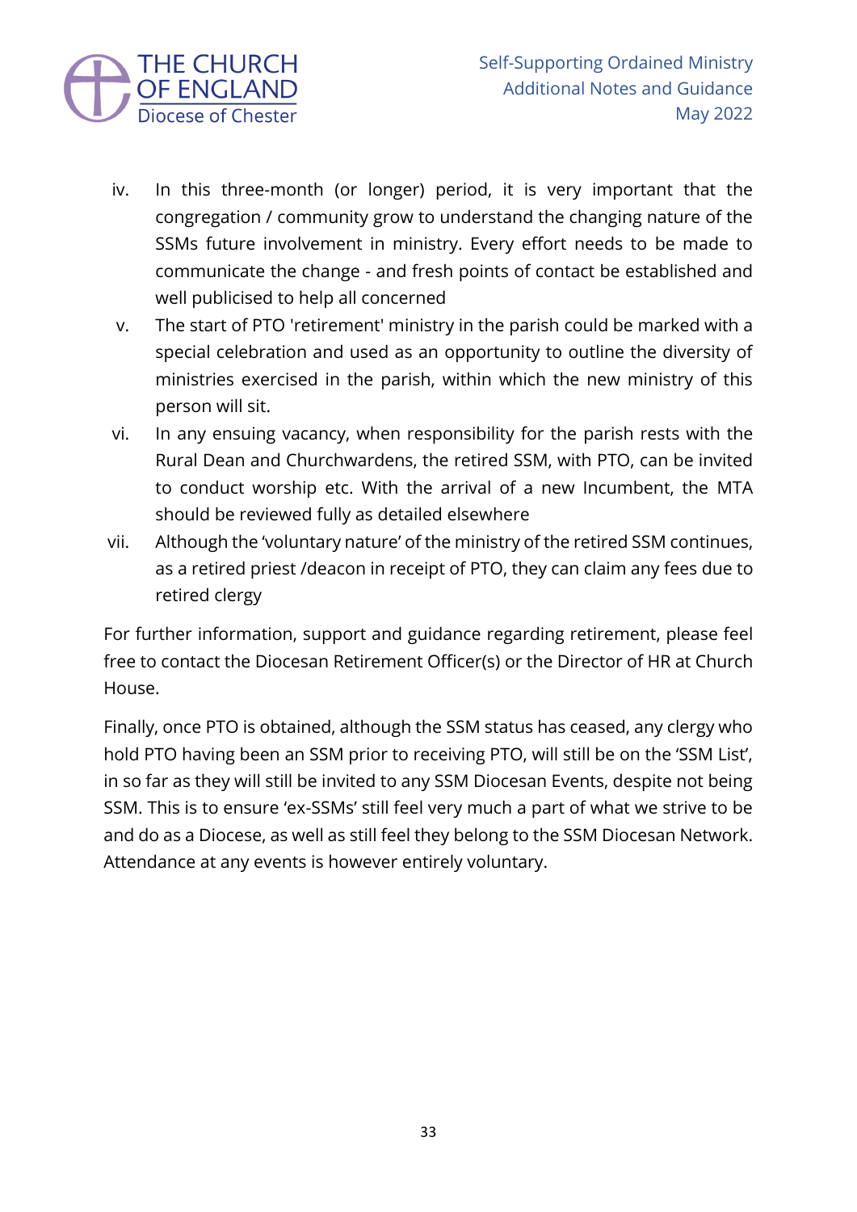iv. In this three-month (or longer) period, it is very important that the congregation / community grow to understand the changing nature of the SSMs future involvement in ministry. Every effort needs to be made to communicate the change - and fresh points of contact be established and well publicised to help all concerned

v. The start of PTO 'retirement' ministry in the parish could be marked with a special celebration and used as an opportunity to outline the diversity of ministries exercised in the parish, within which the new ministry of this person will sit.

vi. In any ensuing vacancy, when responsibility for the parish rests with the Rural Dean and Churchwardens, the retired SSM, with PTO, can be invited to conduct worship etc. With the arrival of a new Incumbent, the MTA should be reviewed fully as detailed elsewhere

vii. Although the 'voluntary nature' of the ministry of the retired SSM continues, as a retired priest /deacon in receipt of PTO, they can claim any fees due to retired clergy

For further information, support and guidance regarding retirement, please feel free to contact the Diocesan Retirement Officer(s) or the Director of HR at Church House.

Finally, once PTO is obtained, although the SSM status has ceased, any clergy who hold PTO having been an SSM prior to receiving PTO, will still be on the 'SSM List', in so far as they will still be invited to any SSM Diocesan Events, despite not being SSM. This is to ensure 'ex-SSMs' still feel very much a part of what we strive to be and do as a Diocese, as well as still feel they belong to the SSM Diocesan Network. Attendance at any events is however entirely voluntary.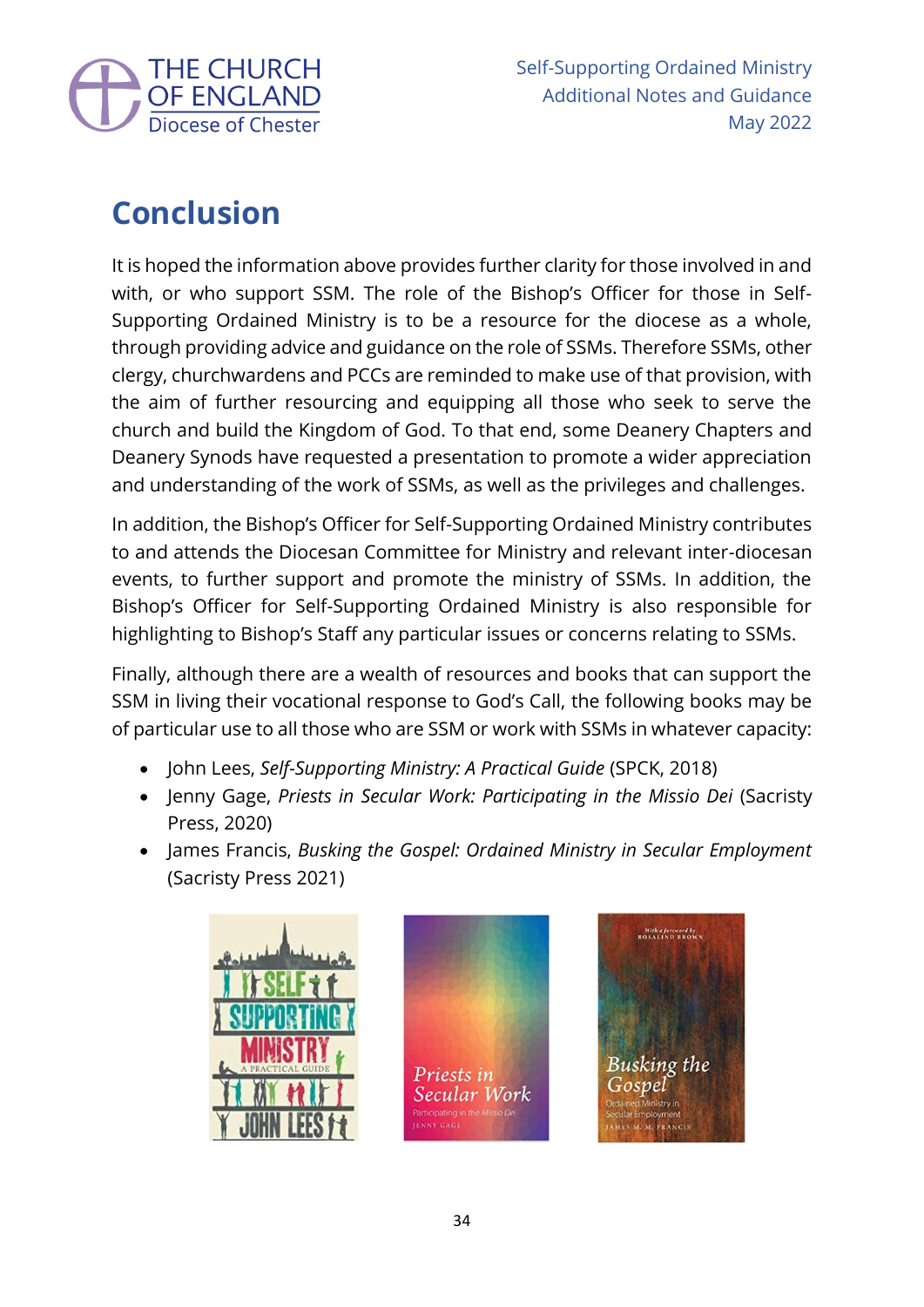## Conclusion

It is hoped the information above provides further clarity for those involved in and with, or who support SSM. The role of the Bishop's Officer for those in Self-Supporting Ordained Ministry is to be a resource for the diocese as a whole, through providing advice and guidance on the role of SSMs. Therefore SSMs, other clergy, churchwardens and PCCs are reminded to make use of that provision, with the aim of further resourcing and equipping all those who seek to serve the church and build the Kingdom of God. To that end, some Deanery Chapters and Deanery Synods have requested a presentation to promote a wider appreciation and understanding of the work of SSMs, as well as the privileges and challenges.

In addition, the Bishop's Officer for Self-Supporting Ordained Ministry contributes to and attends the Diocesan Committee for Ministry and relevant inter-diocesan events, to further support and promote the ministry of SSMs. In addition, the Bishop's Officer for Self-Supporting Ordained Ministry is also responsible for highlighting to Bishop's Staff any particular issues or concerns relating to SSMs.

Finally, although there are a wealth of resources and books that can support the SSM in living their vocational response to God's Call, the following books may be of particular use to all those who are SSM or work with SSMs in whatever capacity:

- John Lees, *Self-Supporting Ministry: A Practical Guide* (SPCK, 2018)
- Jenny Gage, *Priests in Secular Work: Participating in the Missio Dei* (Sacristy Press, 2020)
- James Francis, *Busking the Gospel: Ordained Ministry in Secular Employment* (Sacristy Press 2021)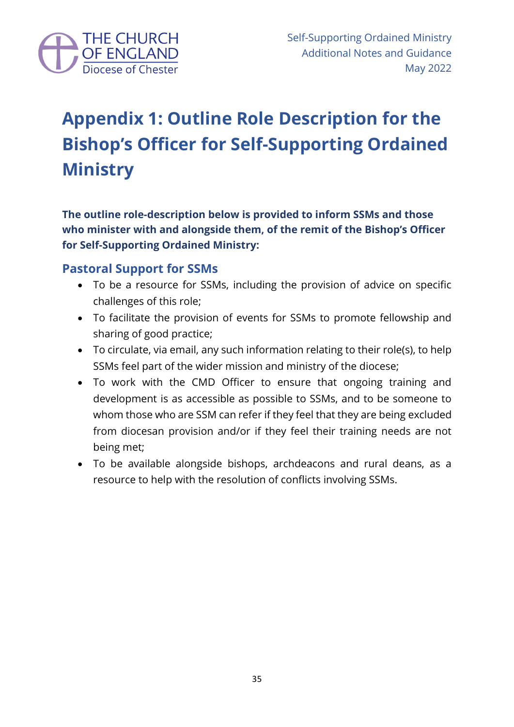# Appendix 1: Outline Role Description for the Bishop's Officer for Self-Supporting Ordained Ministry

**The outline role-description below is provided to inform SSMs and those who minister with and alongside them, of the remit of the Bishop's Officer for Self-Supporting Ordained Ministry:**

## Pastoral Support for SSMs

- To be a resource for SSMs, including the provision of advice on specific challenges of this role;
- To facilitate the provision of events for SSMs to promote fellowship and sharing of good practice;
- To circulate, via email, any such information relating to their role(s), to help SSMs feel part of the wider mission and ministry of the diocese;
- To work with the CMD Officer to ensure that ongoing training and development is as accessible as possible to SSMs, and to be someone to whom those who are SSM can refer if they feel that they are being excluded from diocesan provision and/or if they feel their training needs are not being met;
- To be available alongside bishops, archdeacons and rural deans, as a resource to help with the resolution of conflicts involving SSMs.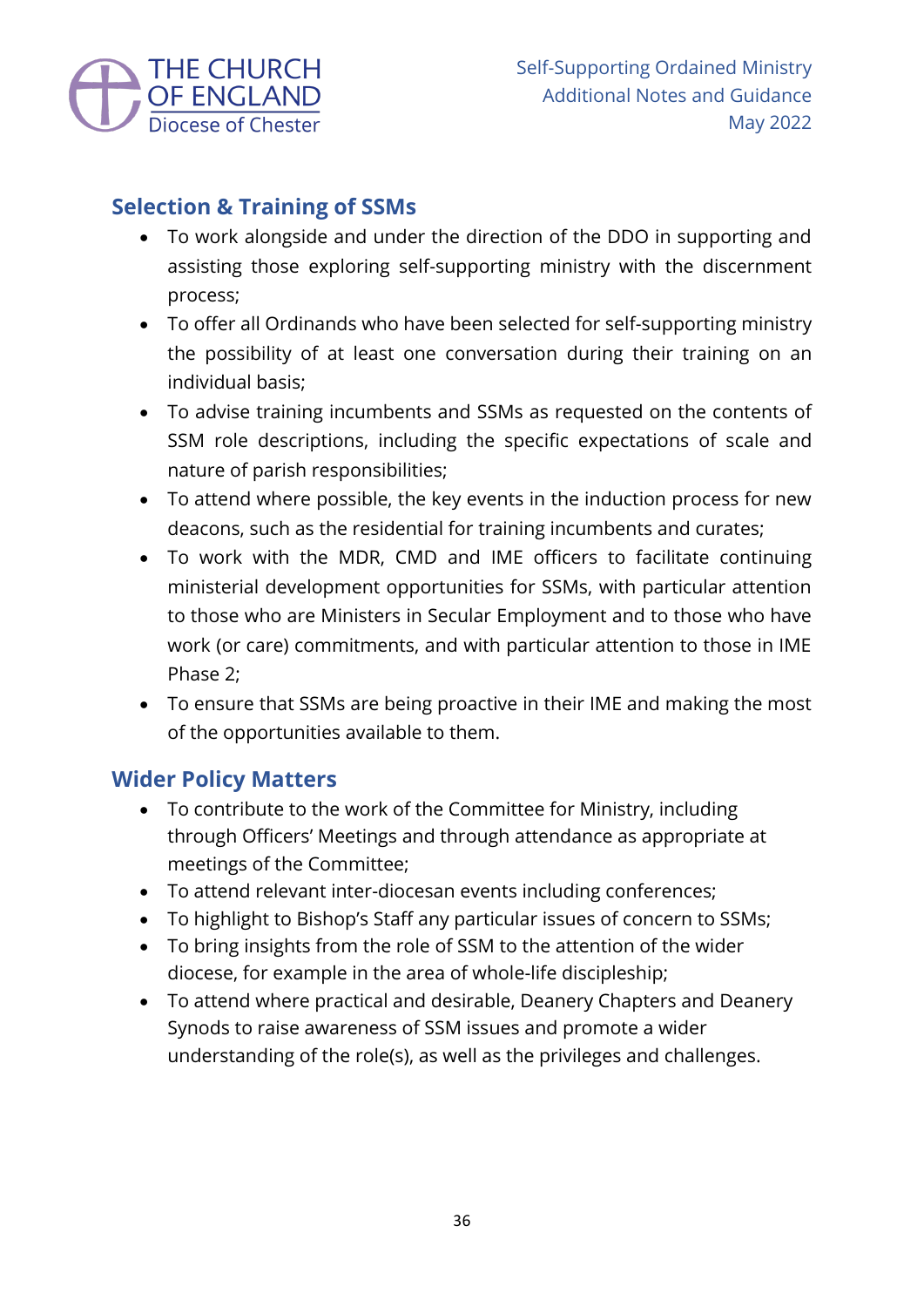## Selection & Training of SSMs

- To work alongside and under the direction of the DDO in supporting and assisting those exploring self-supporting ministry with the discernment process;
- To offer all Ordinands who have been selected for self-supporting ministry the possibility of at least one conversation during their training on an individual basis;
- To advise training incumbents and SSMs as requested on the contents of SSM role descriptions, including the specific expectations of scale and nature of parish responsibilities;
- To attend where possible, the key events in the induction process for new deacons, such as the residential for training incumbents and curates;
- To work with the MDR, CMD and IME officers to facilitate continuing ministerial development opportunities for SSMs, with particular attention to those who are Ministers in Secular Employment and to those who have work (or care) commitments, and with particular attention to those in IME Phase 2;
- To ensure that SSMs are being proactive in their IME and making the most of the opportunities available to them.

## Wider Policy Matters

- To contribute to the work of the Committee for Ministry, including through Officers' Meetings and through attendance as appropriate at meetings of the Committee;
- To attend relevant inter-diocesan events including conferences;
- To highlight to Bishop's Staff any particular issues of concern to SSMs;
- To bring insights from the role of SSM to the attention of the wider diocese, for example in the area of whole-life discipleship;
- To attend where practical and desirable, Deanery Chapters and Deanery Synods to raise awareness of SSM issues and promote a wider understanding of the role(s), as well as the privileges and challenges.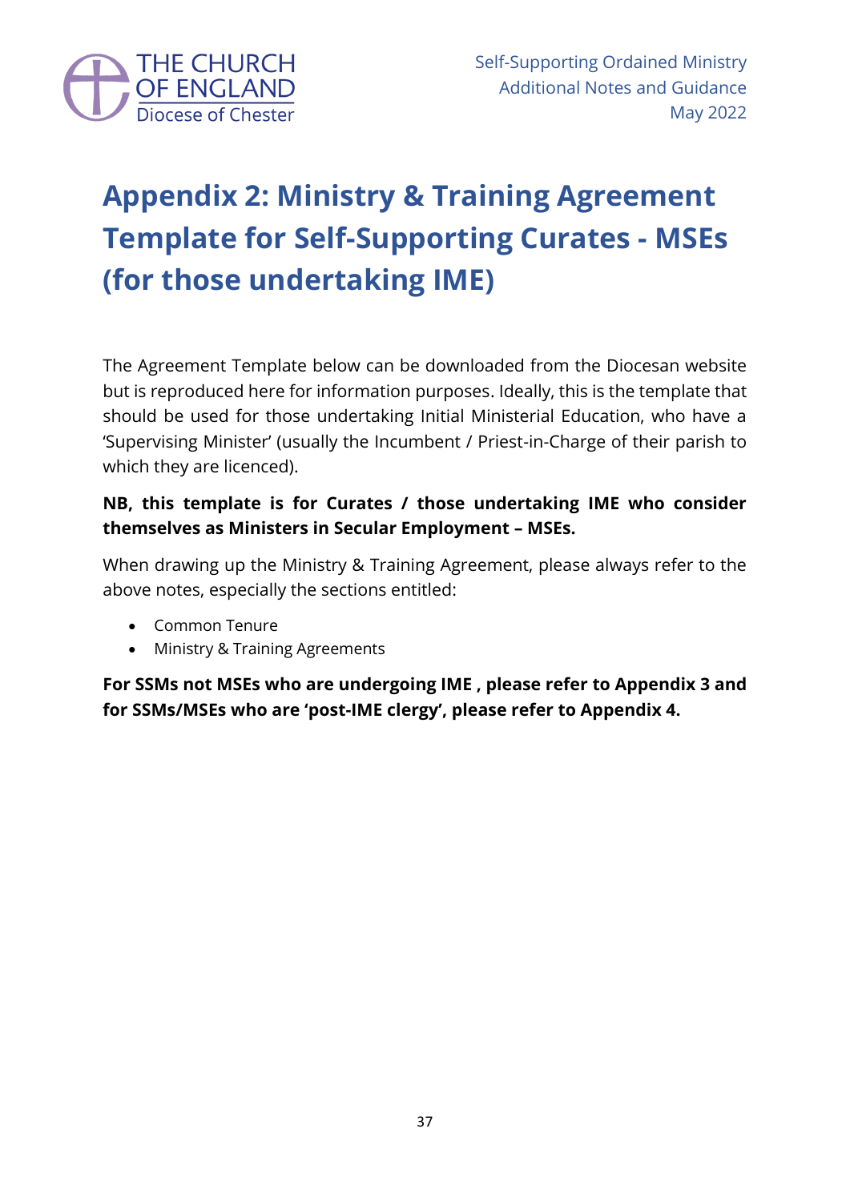# Appendix 2: Ministry & Training Agreement Template for Self-Supporting Curates - MSEs (for those undertaking IME)

The Agreement Template below can be downloaded from the Diocesan website but is reproduced here for information purposes. Ideally, this is the template that should be used for those undertaking Initial Ministerial Education, who have a 'Supervising Minister' (usually the Incumbent / Priest-in-Charge of their parish to which they are licenced).

**NB, this template is for Curates / those undertaking IME who consider themselves as Ministers in Secular Employment – MSEs.**

When drawing up the Ministry & Training Agreement, please always refer to the above notes, especially the sections entitled:

- Common Tenure
- Ministry & Training Agreements

**For SSMs not MSEs who are undergoing IME , please refer to Appendix 3 and for SSMs/MSEs who are 'post-IME clergy', please refer to Appendix 4.**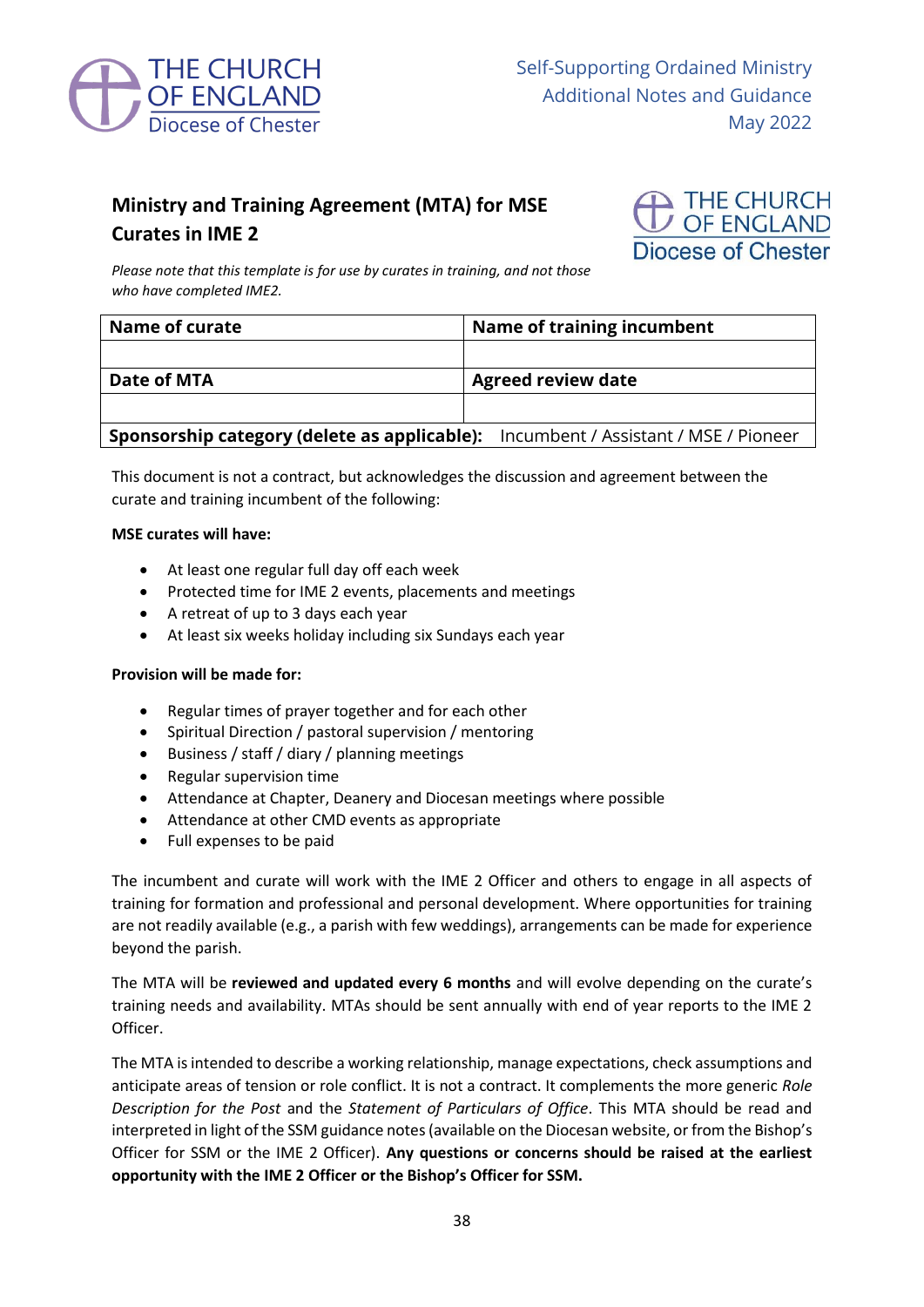## Ministry and Training Agreement (MTA) for MSE Curates in IME 2

*Please note that this template is for use by curates in training, and not those who have completed IME2.*

| Name of curate | Name of training incumbent |
| --- | --- |
| | |
| **Date of MTA** | **Agreed review date** |
| | |
| **Sponsorship category (delete as applicable):** | Incumbent / Assistant / MSE / Pioneer |

This document is not a contract, but acknowledges the discussion and agreement between the curate and training incumbent of the following:

**MSE curates will have:**

- At least one regular full day off each week
- Protected time for IME 2 events, placements and meetings
- A retreat of up to 3 days each year
- At least six weeks holiday including six Sundays each year

**Provision will be made for:**

- Regular times of prayer together and for each other
- Spiritual Direction / pastoral supervision / mentoring
- Business / staff / diary / planning meetings
- Regular supervision time
- Attendance at Chapter, Deanery and Diocesan meetings where possible
- Attendance at other CMD events as appropriate
- Full expenses to be paid

The incumbent and curate will work with the IME 2 Officer and others to engage in all aspects of training for formation and professional and personal development. Where opportunities for training are not readily available (e.g., a parish with few weddings), arrangements can be made for experience beyond the parish.

The MTA will be **reviewed and updated every 6 months** and will evolve depending on the curate's training needs and availability. MTAs should be sent annually with end of year reports to the IME 2 Officer.

The MTA is intended to describe a working relationship, manage expectations, check assumptions and anticipate areas of tension or role conflict. It is not a contract. It complements the more generic *Role Description for the Post* and the *Statement of Particulars of Office*. This MTA should be read and interpreted in light of the SSM guidance notes (available on the Diocesan website, or from the Bishop's Officer for SSM or the IME 2 Officer). **Any questions or concerns should be raised at the earliest opportunity with the IME 2 Officer or the Bishop's Officer for SSM.**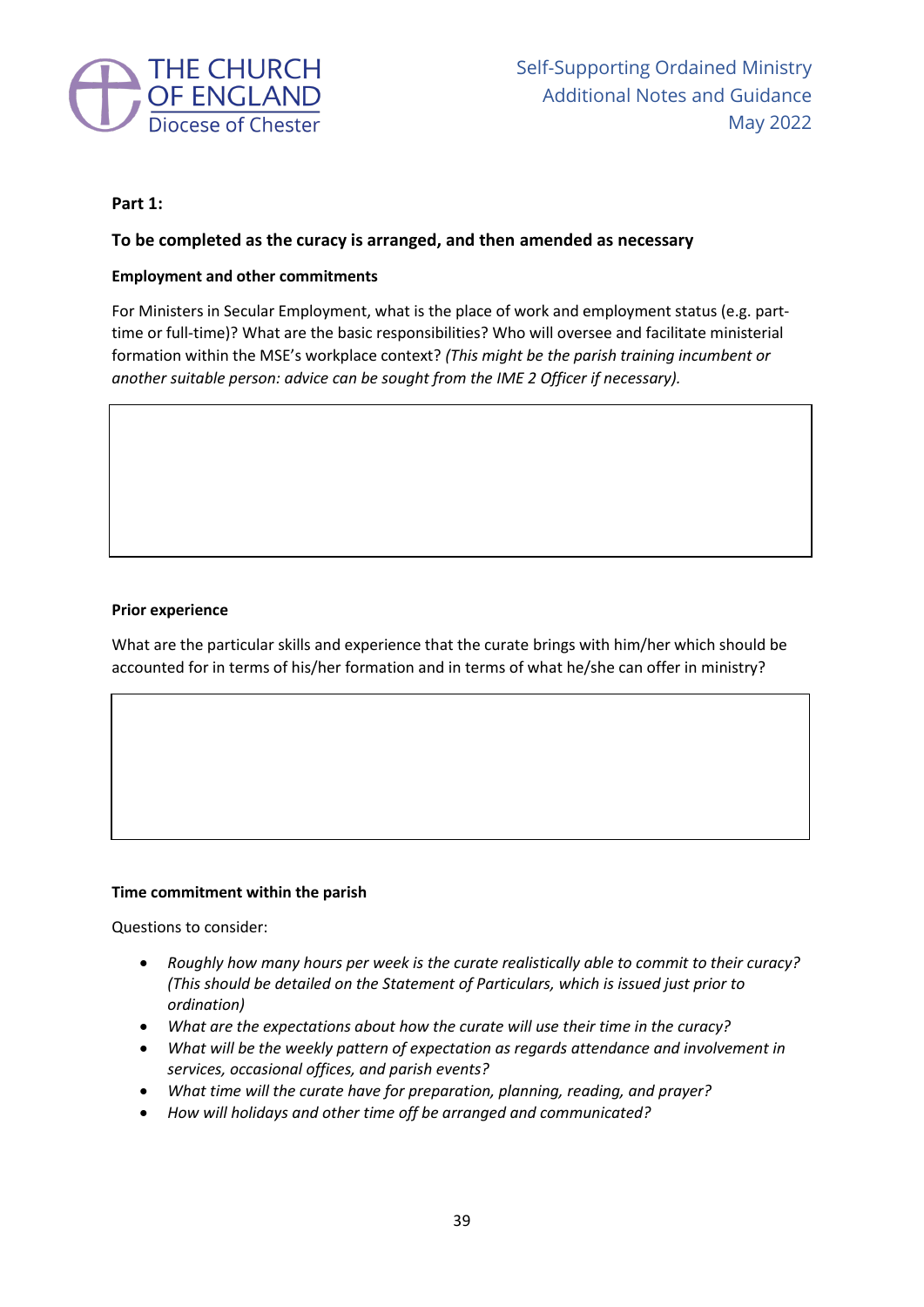**Part 1:**

**To be completed as the curacy is arranged, and then amended as necessary**

**Employment and other commitments**

For Ministers in Secular Employment, what is the place of work and employment status (e.g. part-time or full-time)? What are the basic responsibilities? Who will oversee and facilitate ministerial formation within the MSE's workplace context? *(This might be the parish training incumbent or another suitable person: advice can be sought from the IME 2 Officer if necessary).*

|   |
|---|
|   |

**Prior experience**

What are the particular skills and experience that the curate brings with him/her which should be accounted for in terms of his/her formation and in terms of what he/she can offer in ministry?

|   |
|---|
|   |

**Time commitment within the parish**

Questions to consider:

- *Roughly how many hours per week is the curate realistically able to commit to their curacy? (This should be detailed on the Statement of Particulars, which is issued just prior to ordination)*
- *What are the expectations about how the curate will use their time in the curacy?*
- *What will be the weekly pattern of expectation as regards attendance and involvement in services, occasional offices, and parish events?*
- *What time will the curate have for preparation, planning, reading, and prayer?*
- *How will holidays and other time off be arranged and communicated?*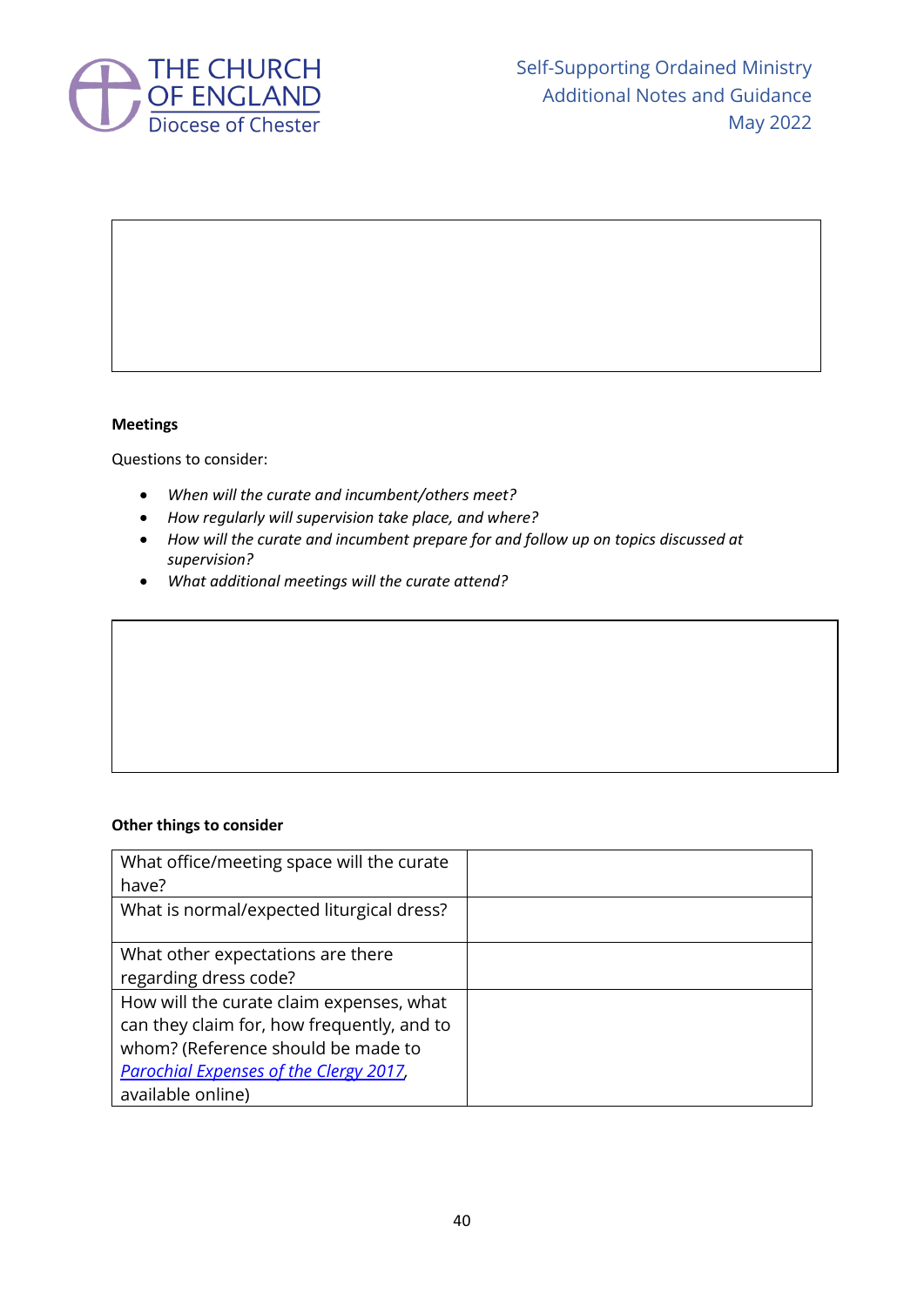**Meetings**

Questions to consider:

- *When will the curate and incumbent/others meet?*
- *How regularly will supervision take place, and where?*
- *How will the curate and incumbent prepare for and follow up on topics discussed at supervision?*
- *What additional meetings will the curate attend?*

**Other things to consider**

| What office/meeting space will the curate have? | |
|---|---|
| What is normal/expected liturgical dress? | |
| What other expectations are there regarding dress code? | |
| How will the curate claim expenses, what can they claim for, how frequently, and to whom? (Reference should be made to *Parochial Expenses of the Clergy 2017*, available online) | |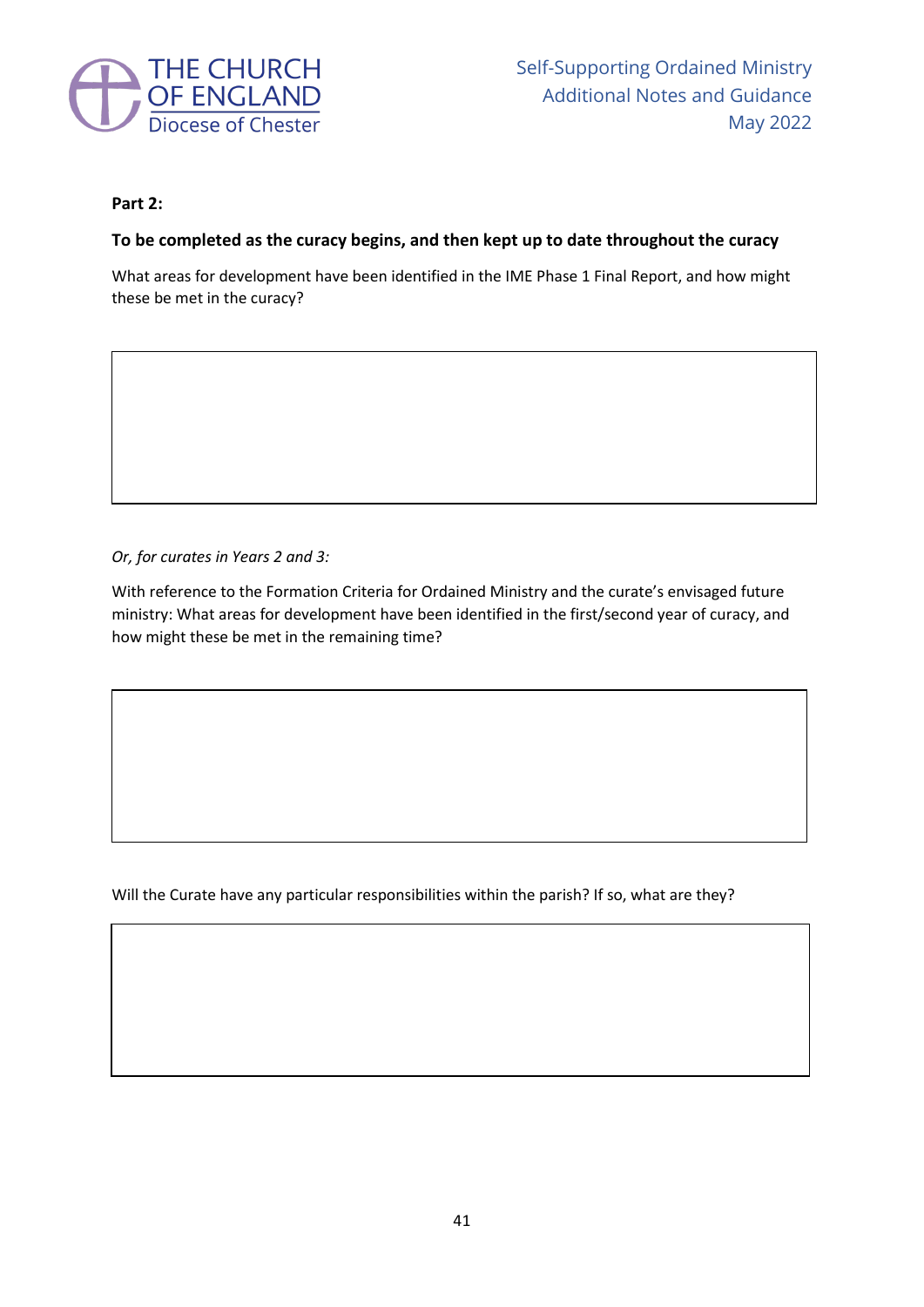**Part 2:**

**To be completed as the curacy begins, and then kept up to date throughout the curacy**

What areas for development have been identified in the IME Phase 1 Final Report, and how might these be met in the curacy?

|   |
|---|
|   |

*Or, for curates in Years 2 and 3:*

With reference to the Formation Criteria for Ordained Ministry and the curate's envisaged future ministry: What areas for development have been identified in the first/second year of curacy, and how might these be met in the remaining time?

|   |
|---|
|   |

Will the Curate have any particular responsibilities within the parish? If so, what are they?

|   |
|---|
|   |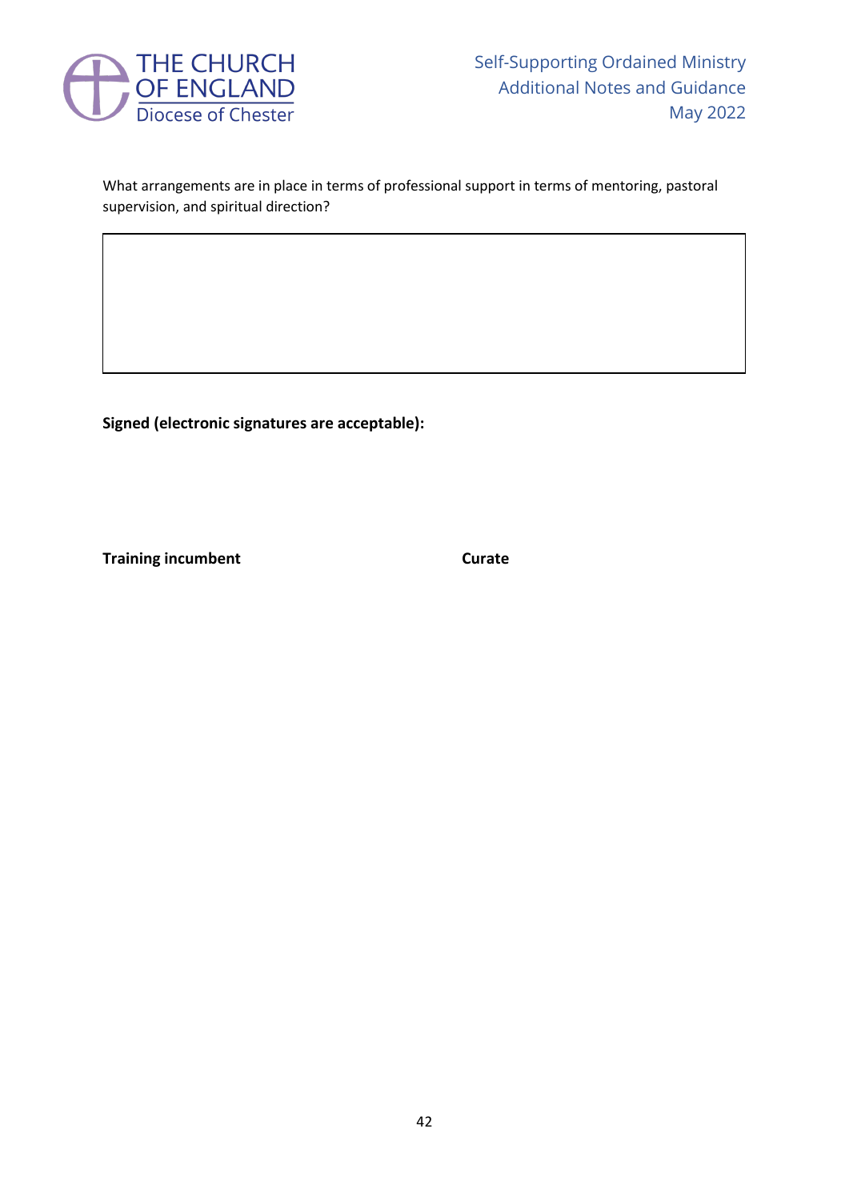What arrangements are in place in terms of professional support in terms of mentoring, pastoral supervision, and spiritual direction?

| |
|---|
| |

**Signed (electronic signatures are acceptable):**

| **Training incumbent** | **Curate** |
|---|---|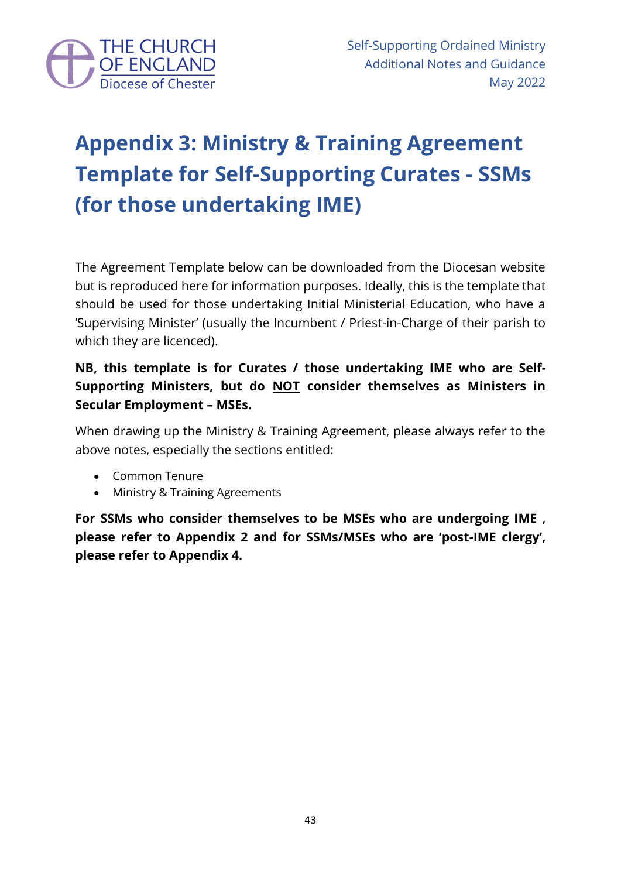# Appendix 3: Ministry & Training Agreement Template for Self-Supporting Curates - SSMs (for those undertaking IME)

The Agreement Template below can be downloaded from the Diocesan website but is reproduced here for information purposes. Ideally, this is the template that should be used for those undertaking Initial Ministerial Education, who have a 'Supervising Minister' (usually the Incumbent / Priest-in-Charge of their parish to which they are licenced).

**NB, this template is for Curates / those undertaking IME who are Self-Supporting Ministers, but do <u>NOT</u> consider themselves as Ministers in Secular Employment – MSEs.**

When drawing up the Ministry & Training Agreement, please always refer to the above notes, especially the sections entitled:

- Common Tenure
- Ministry & Training Agreements

**For SSMs who consider themselves to be MSEs who are undergoing IME , please refer to Appendix 2 and for SSMs/MSEs who are 'post-IME clergy', please refer to Appendix 4.**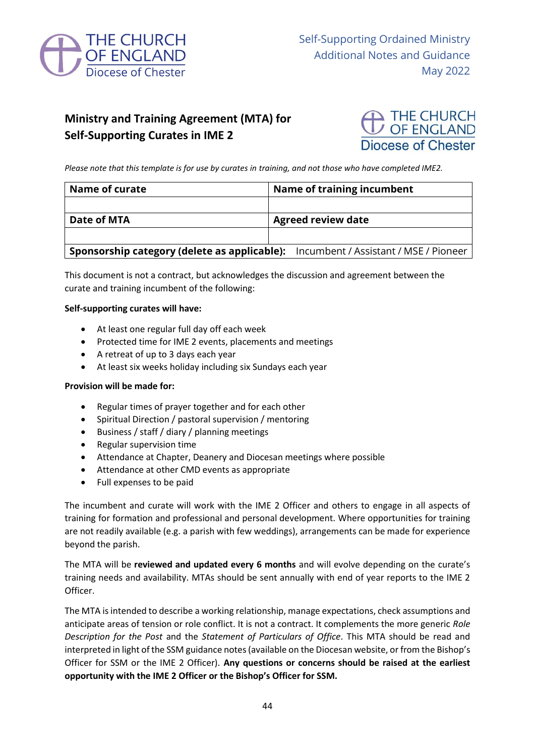## Ministry and Training Agreement (MTA) for Self-Supporting Curates in IME 2

*Please note that this template is for use by curates in training, and not those who have completed IME2.*

| Name of curate | Name of training incumbent |
|---|---|
| | |
| **Date of MTA** | **Agreed review date** |
| | |
| **Sponsorship category (delete as applicable):** | Incumbent / Assistant / MSE / Pioneer |

This document is not a contract, but acknowledges the discussion and agreement between the curate and training incumbent of the following:

**Self-supporting curates will have:**

- At least one regular full day off each week
- Protected time for IME 2 events, placements and meetings
- A retreat of up to 3 days each year
- At least six weeks holiday including six Sundays each year

**Provision will be made for:**

- Regular times of prayer together and for each other
- Spiritual Direction / pastoral supervision / mentoring
- Business / staff / diary / planning meetings
- Regular supervision time
- Attendance at Chapter, Deanery and Diocesan meetings where possible
- Attendance at other CMD events as appropriate
- Full expenses to be paid

The incumbent and curate will work with the IME 2 Officer and others to engage in all aspects of training for formation and professional and personal development. Where opportunities for training are not readily available (e.g. a parish with few weddings), arrangements can be made for experience beyond the parish.

The MTA will be **reviewed and updated every 6 months** and will evolve depending on the curate's training needs and availability. MTAs should be sent annually with end of year reports to the IME 2 Officer.

The MTA is intended to describe a working relationship, manage expectations, check assumptions and anticipate areas of tension or role conflict. It is not a contract. It complements the more generic *Role Description for the Post* and the *Statement of Particulars of Office*. This MTA should be read and interpreted in light of the SSM guidance notes (available on the Diocesan website, or from the Bishop's Officer for SSM or the IME 2 Officer). **Any questions or concerns should be raised at the earliest opportunity with the IME 2 Officer or the Bishop's Officer for SSM.**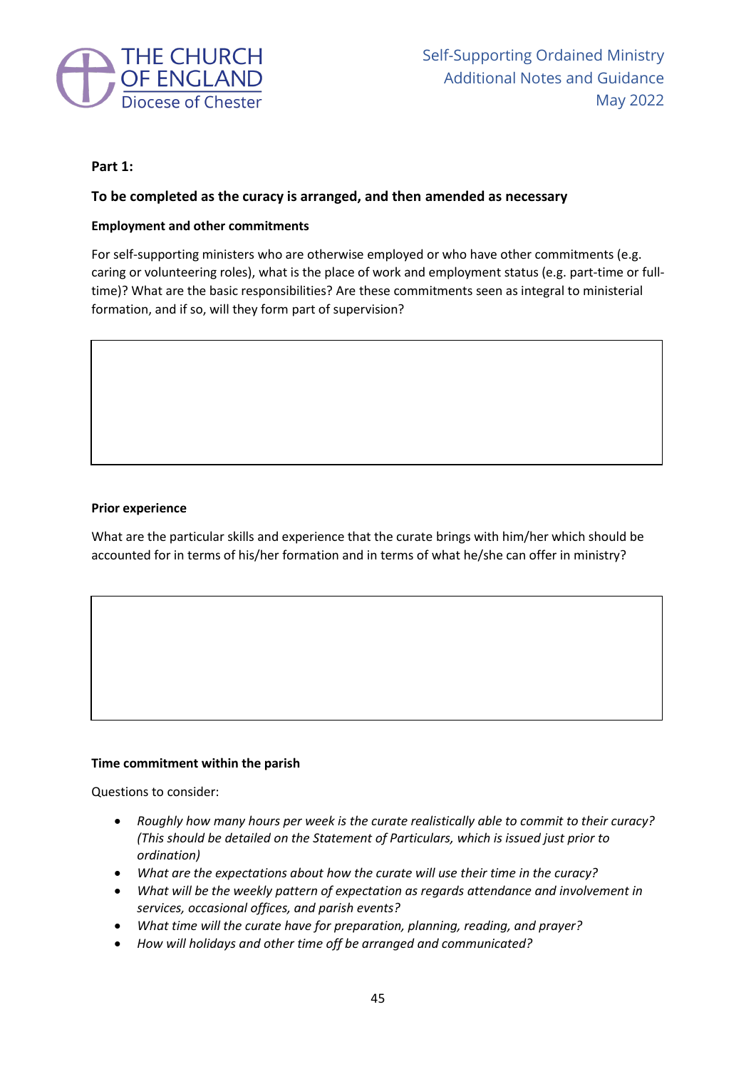**Part 1:**

**To be completed as the curacy is arranged, and then amended as necessary**

**Employment and other commitments**

For self-supporting ministers who are otherwise employed or who have other commitments (e.g. caring or volunteering roles), what is the place of work and employment status (e.g. part-time or full-time)? What are the basic responsibilities? Are these commitments seen as integral to ministerial formation, and if so, will they form part of supervision?

**Prior experience**

What are the particular skills and experience that the curate brings with him/her which should be accounted for in terms of his/her formation and in terms of what he/she can offer in ministry?

**Time commitment within the parish**

Questions to consider:

- *Roughly how many hours per week is the curate realistically able to commit to their curacy? (This should be detailed on the Statement of Particulars, which is issued just prior to ordination)*
- *What are the expectations about how the curate will use their time in the curacy?*
- *What will be the weekly pattern of expectation as regards attendance and involvement in services, occasional offices, and parish events?*
- *What time will the curate have for preparation, planning, reading, and prayer?*
- *How will holidays and other time off be arranged and communicated?*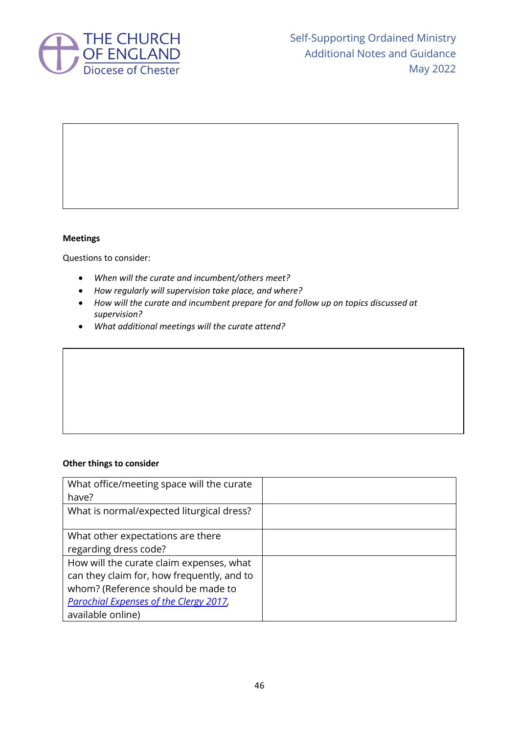**Meetings**

Questions to consider:

- *When will the curate and incumbent/others meet?*
- *How regularly will supervision take place, and where?*
- *How will the curate and incumbent prepare for and follow up on topics discussed at supervision?*
- *What additional meetings will the curate attend?*

**Other things to consider**

| | |
|---|---|
| What office/meeting space will the curate have? | |
| What is normal/expected liturgical dress? | |
| What other expectations are there regarding dress code? | |
| How will the curate claim expenses, what can they claim for, how frequently, and to whom? (Reference should be made to *Parochial Expenses of the Clergy 2017*, available online) | |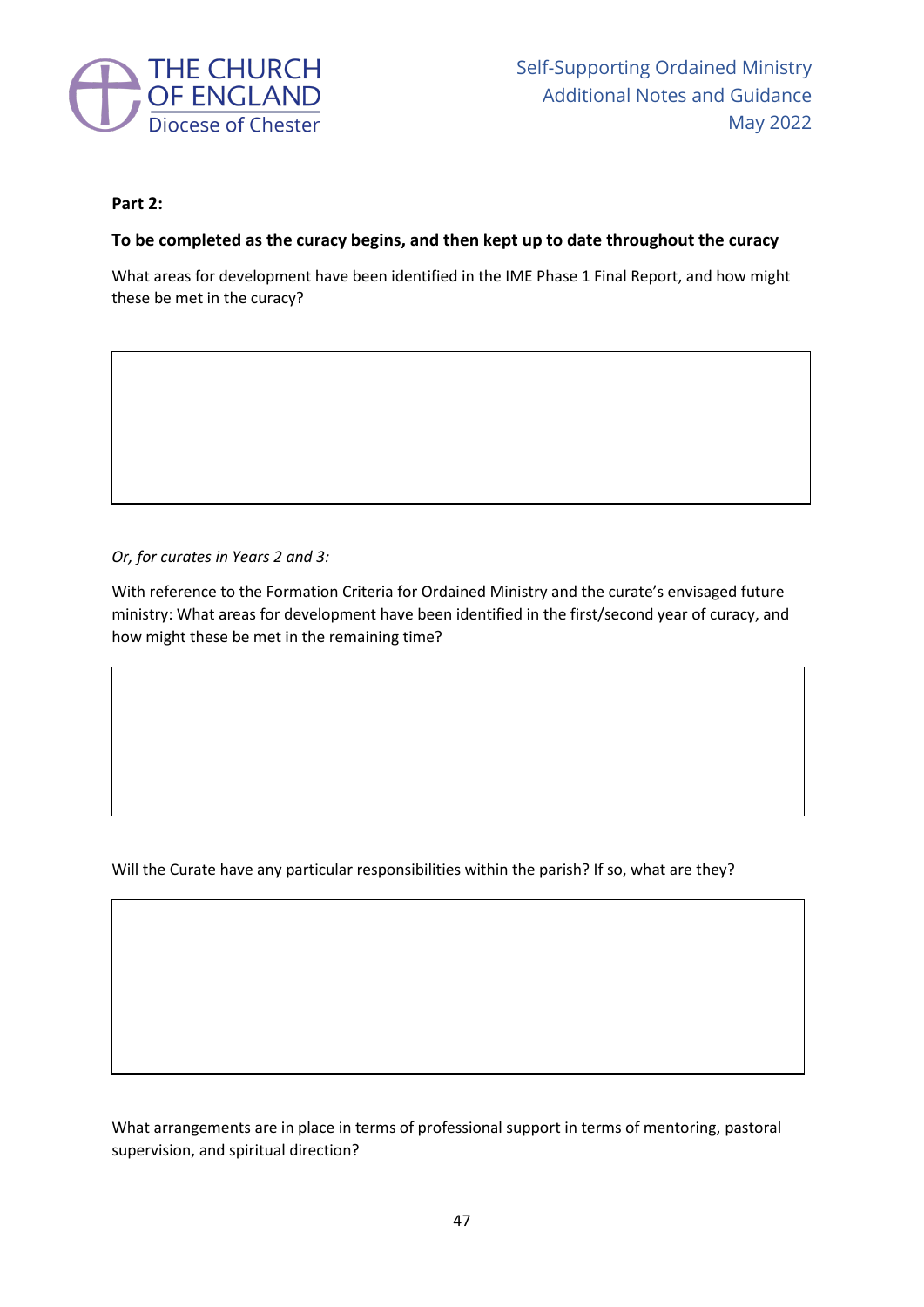**Part 2:**

**To be completed as the curacy begins, and then kept up to date throughout the curacy**

What areas for development have been identified in the IME Phase 1 Final Report, and how might these be met in the curacy?

*Or, for curates in Years 2 and 3:*

With reference to the Formation Criteria for Ordained Ministry and the curate's envisaged future ministry: What areas for development have been identified in the first/second year of curacy, and how might these be met in the remaining time?

Will the Curate have any particular responsibilities within the parish? If so, what are they?

What arrangements are in place in terms of professional support in terms of mentoring, pastoral supervision, and spiritual direction?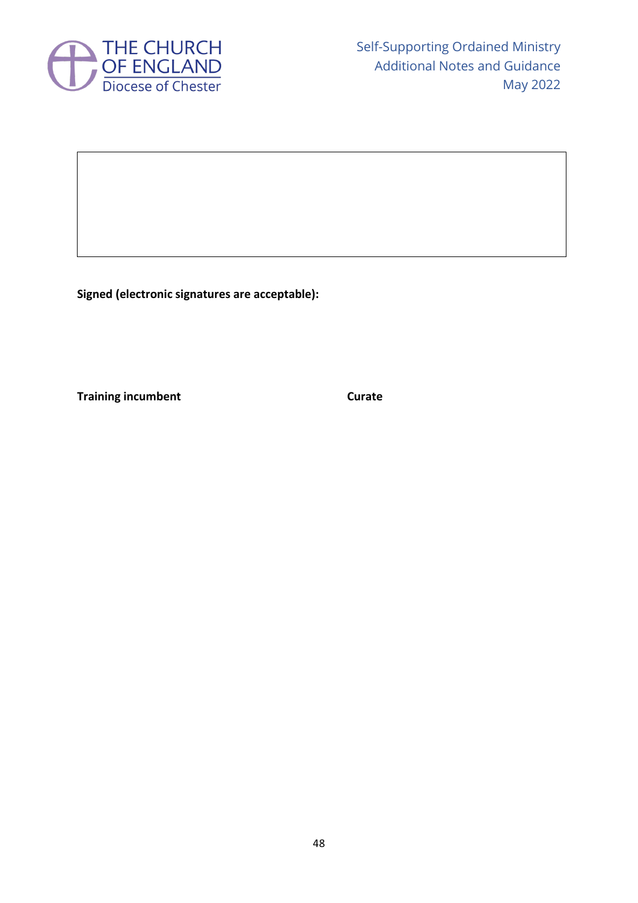| |
|---|
| |

**Signed (electronic signatures are acceptable):**

| **Training incumbent** | **Curate** |
|---|---|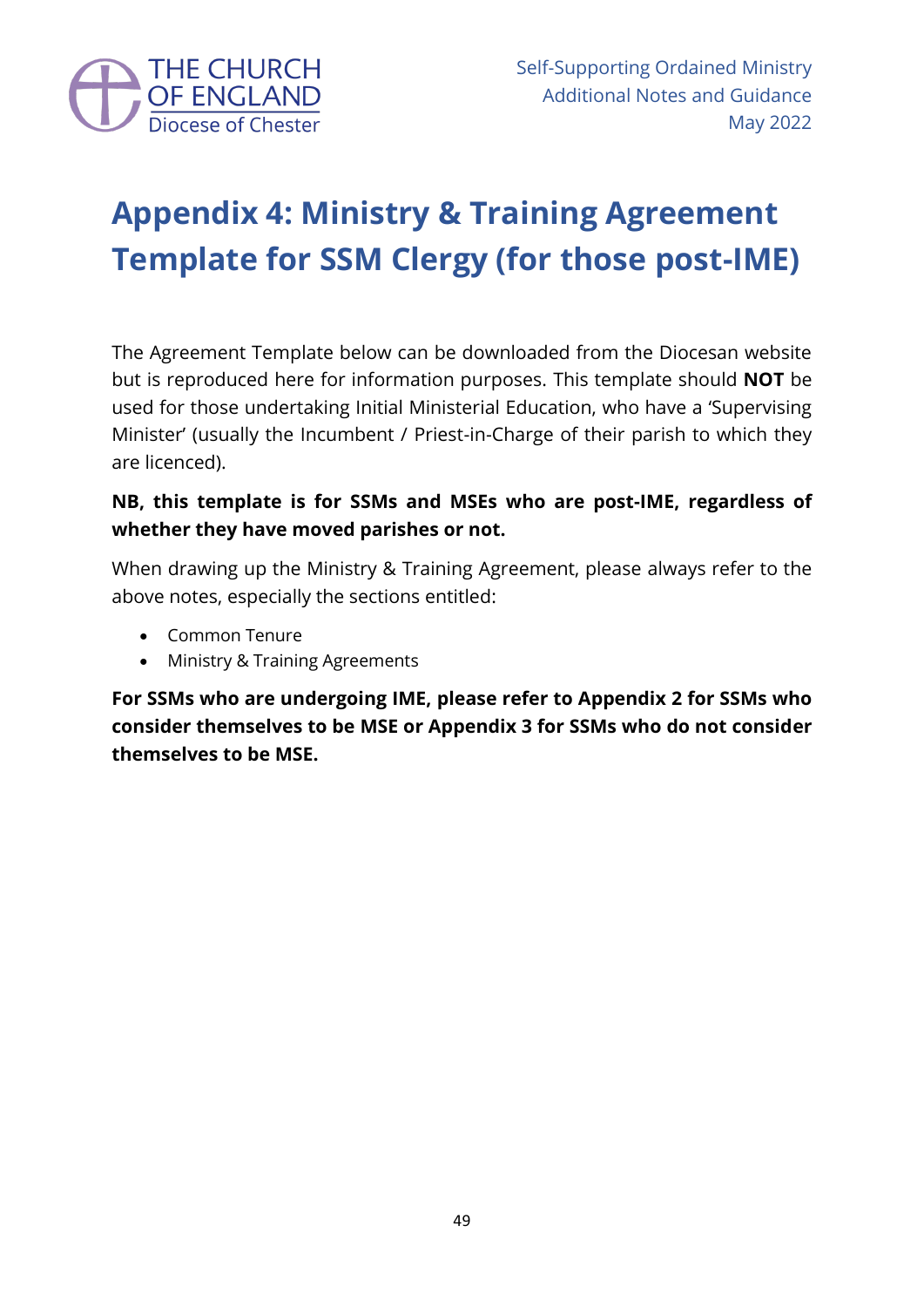# Appendix 4: Ministry & Training Agreement Template for SSM Clergy (for those post-IME)

The Agreement Template below can be downloaded from the Diocesan website but is reproduced here for information purposes. This template should **NOT** be used for those undertaking Initial Ministerial Education, who have a 'Supervising Minister' (usually the Incumbent / Priest-in-Charge of their parish to which they are licenced).

**NB, this template is for SSMs and MSEs who are post-IME, regardless of whether they have moved parishes or not.**

When drawing up the Ministry & Training Agreement, please always refer to the above notes, especially the sections entitled:

- Common Tenure
- Ministry & Training Agreements

**For SSMs who are undergoing IME, please refer to Appendix 2 for SSMs who consider themselves to be MSE or Appendix 3 for SSMs who do not consider themselves to be MSE.**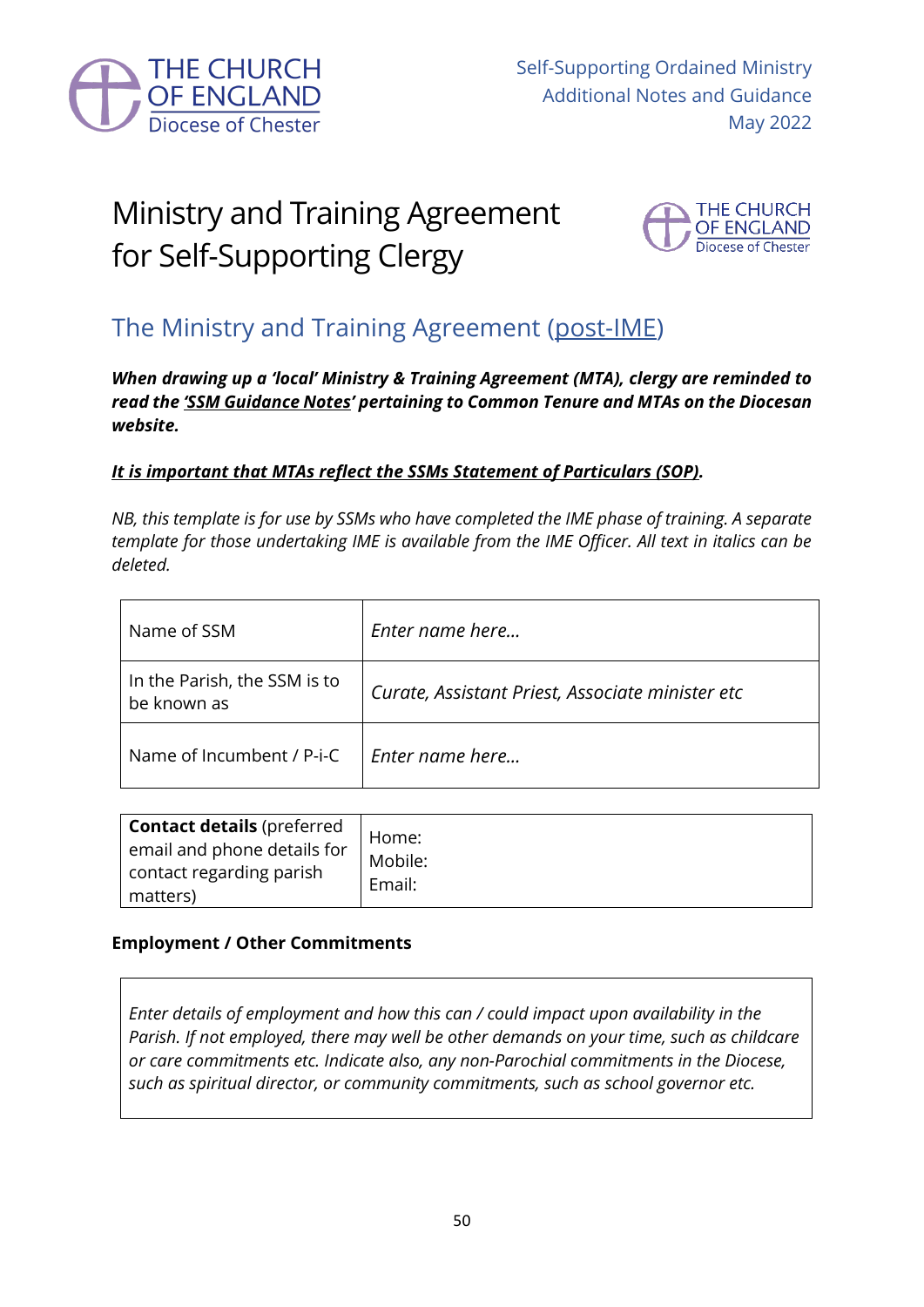# Ministry and Training Agreement for Self-Supporting Clergy

## The Ministry and Training Agreement (post-IME)

***When drawing up a 'local' Ministry & Training Agreement (MTA), clergy are reminded to read the 'SSM Guidance Notes' pertaining to Common Tenure and MTAs on the Diocesan website.***

***It is important that MTAs reflect the SSMs Statement of Particulars (SOP).***

*NB, this template is for use by SSMs who have completed the IME phase of training. A separate template for those undertaking IME is available from the IME Officer. All text in italics can be deleted.*

| | |
|---|---|
| Name of SSM | *Enter name here…* |
| In the Parish, the SSM is to be known as | *Curate, Assistant Priest, Associate minister etc* |
| Name of Incumbent / P-i-C | *Enter name here…* |

| | |
|---|---|
| **Contact details** (preferred email and phone details for contact regarding parish matters) | Home:<br>Mobile:<br>Email: |

**Employment / Other Commitments**

| |
|---|
| *Enter details of employment and how this can / could impact upon availability in the Parish. If not employed, there may well be other demands on your time, such as childcare or care commitments etc. Indicate also, any non-Parochial commitments in the Diocese, such as spiritual director, or community commitments, such as school governor etc.* |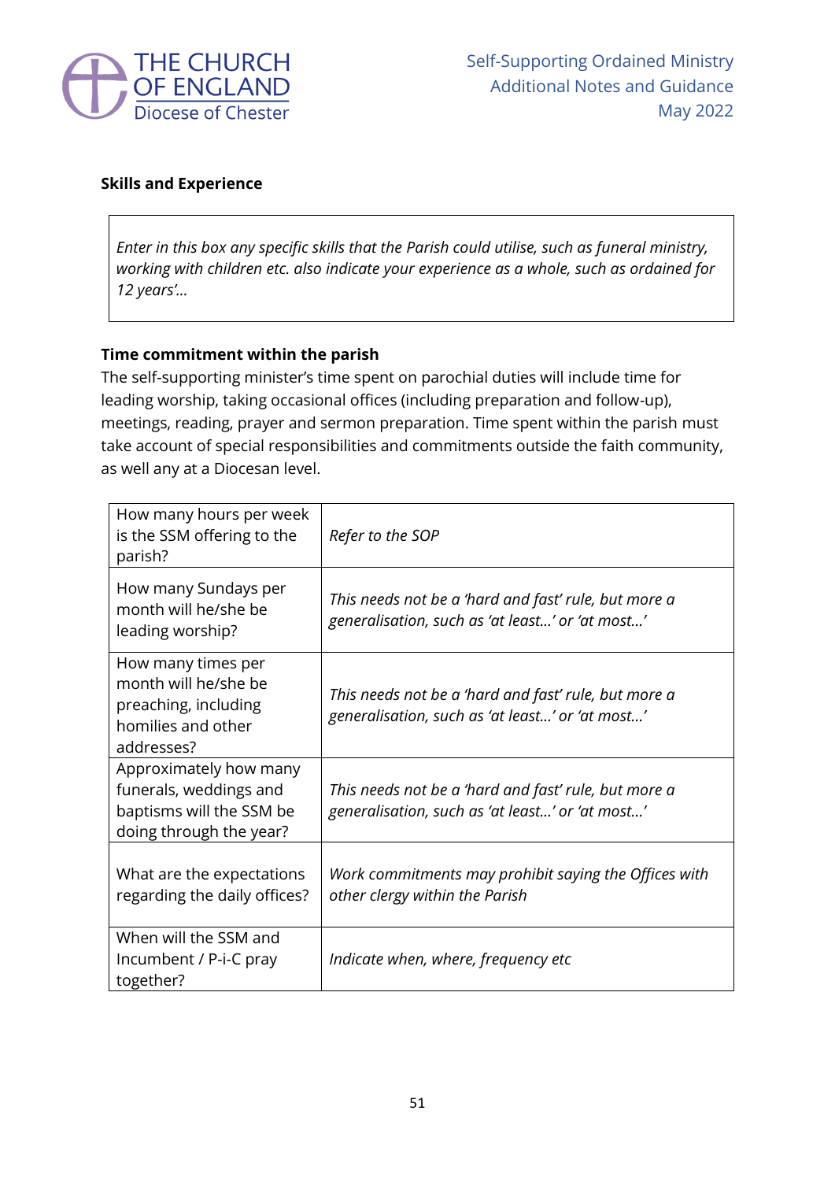**Skills and Experience**

| *Enter in this box any specific skills that the Parish could utilise, such as funeral ministry, working with children etc. also indicate your experience as a whole, such as ordained for 12 years'…* |
|---|

**Time commitment within the parish**

The self-supporting minister's time spent on parochial duties will include time for leading worship, taking occasional offices (including preparation and follow-up), meetings, reading, prayer and sermon preparation. Time spent within the parish must take account of special responsibilities and commitments outside the faith community, as well any at a Diocesan level.

| | |
|---|---|
| How many hours per week is the SSM offering to the parish? | *Refer to the SOP* |
| How many Sundays per month will he/she be leading worship? | *This needs not be a 'hard and fast' rule, but more a generalisation, such as 'at least…' or 'at most…'* |
| How many times per month will he/she be preaching, including homilies and other addresses? | *This needs not be a 'hard and fast' rule, but more a generalisation, such as 'at least…' or 'at most…'* |
| Approximately how many funerals, weddings and baptisms will the SSM be doing through the year? | *This needs not be a 'hard and fast' rule, but more a generalisation, such as 'at least…' or 'at most…'* |
| What are the expectations regarding the daily offices? | *Work commitments may prohibit saying the Offices with other clergy within the Parish* |
| When will the SSM and Incumbent / P-i-C pray together? | *Indicate when, where, frequency etc* |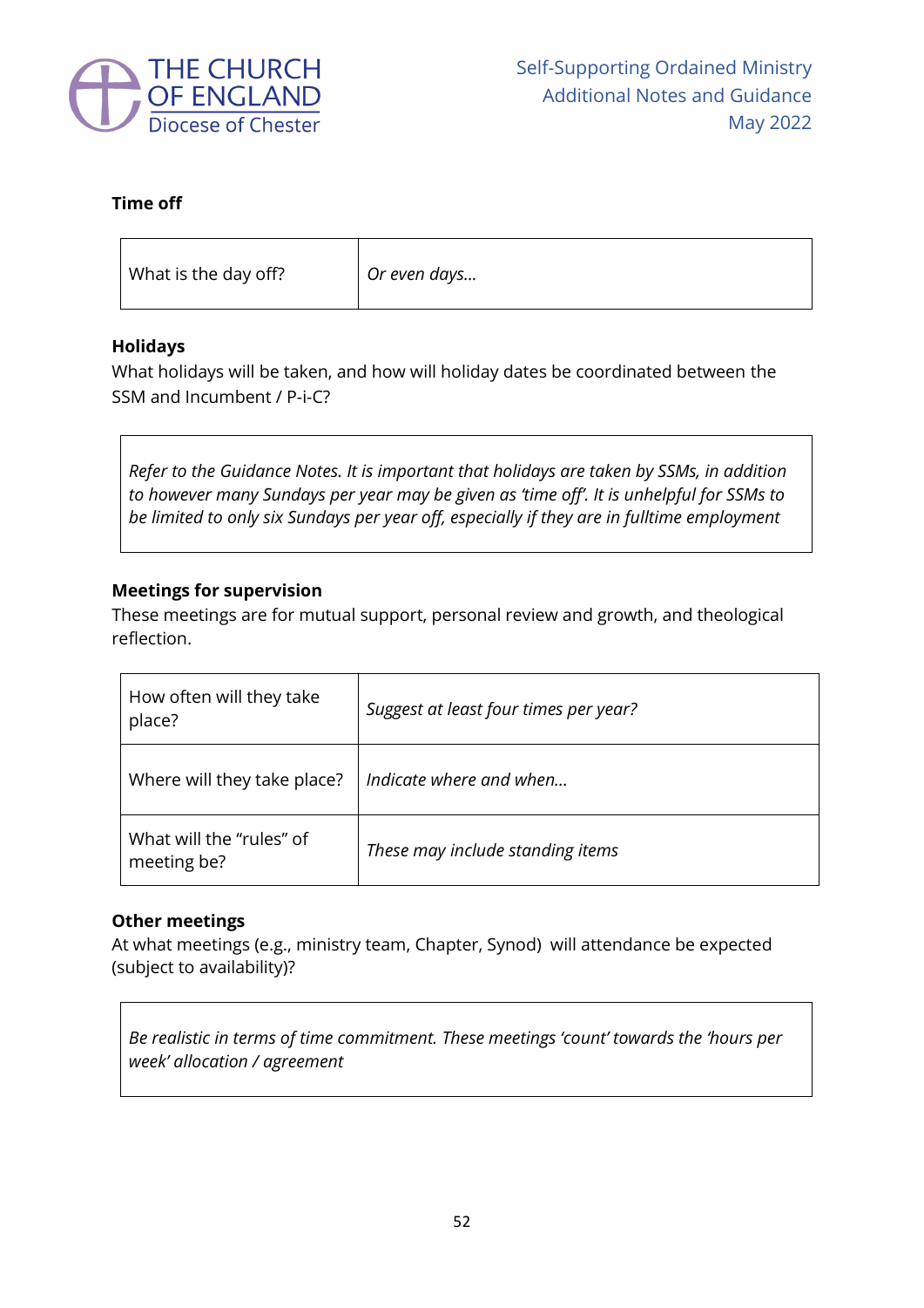**Time off**

| What is the day off? | *Or even days…* |
|---|---|

**Holidays**

What holidays will be taken, and how will holiday dates be coordinated between the SSM and Incumbent / P-i-C?

| *Refer to the Guidance Notes. It is important that holidays are taken by SSMs, in addition to however many Sundays per year may be given as 'time off'. It is unhelpful for SSMs to be limited to only six Sundays per year off, especially if they are in fulltime employment* |
|---|

**Meetings for supervision**

These meetings are for mutual support, personal review and growth, and theological reflection.

| How often will they take place? | *Suggest at least four times per year?* |
|---|---|
| Where will they take place? | *Indicate where and when…* |
| What will the "rules" of meeting be? | *These may include standing items* |

**Other meetings**

At what meetings (e.g., ministry team, Chapter, Synod) will attendance be expected (subject to availability)?

| *Be realistic in terms of time commitment. These meetings 'count' towards the 'hours per week' allocation / agreement* |
|---|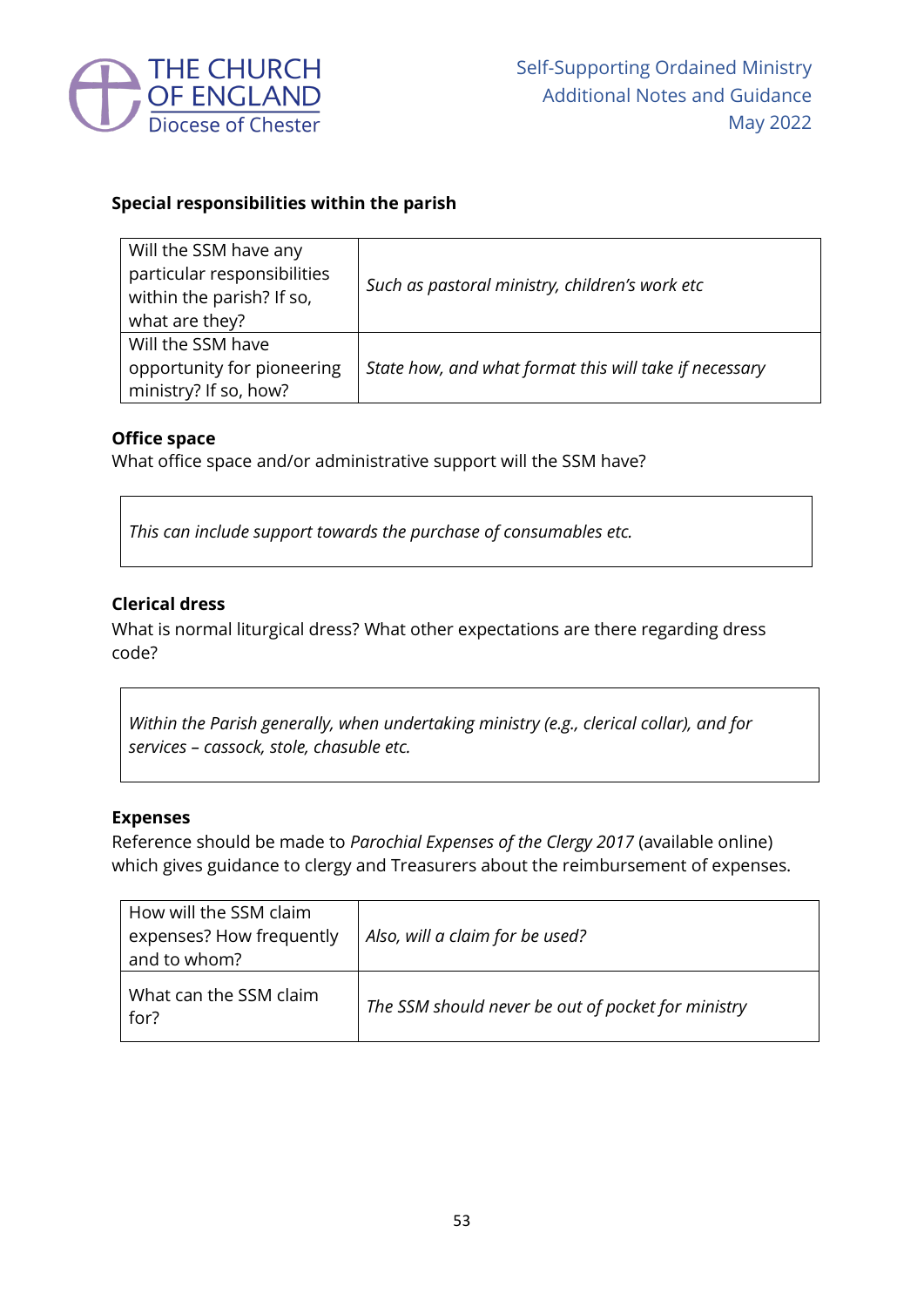**Special responsibilities within the parish**

| Will the SSM have any particular responsibilities within the parish? If so, what are they? | *Such as pastoral ministry, children's work etc* |
|---|---|
| Will the SSM have opportunity for pioneering ministry? If so, how? | *State how, and what format this will take if necessary* |

**Office space**

What office space and/or administrative support will the SSM have?

| *This can include support towards the purchase of consumables etc.* |
|---|

**Clerical dress**

What is normal liturgical dress? What other expectations are there regarding dress code?

| *Within the Parish generally, when undertaking ministry (e.g., clerical collar), and for services – cassock, stole, chasuble etc.* |
|---|

**Expenses**

Reference should be made to *Parochial Expenses of the Clergy 2017* (available online) which gives guidance to clergy and Treasurers about the reimbursement of expenses.

| How will the SSM claim expenses? How frequently and to whom? | *Also, will a claim for be used?* |
|---|---|
| What can the SSM claim for? | *The SSM should never be out of pocket for ministry* |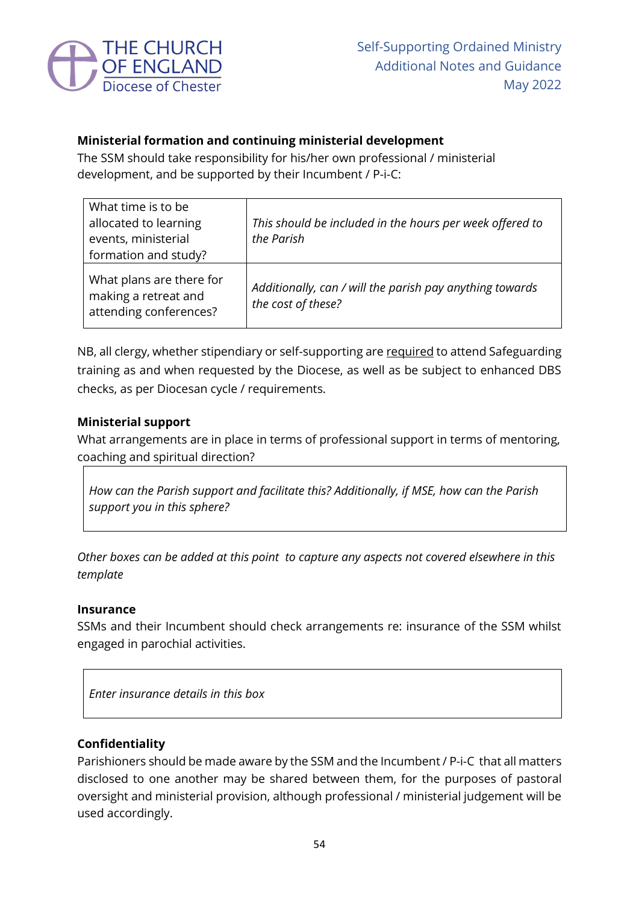**Ministerial formation and continuing ministerial development**

The SSM should take responsibility for his/her own professional / ministerial development, and be supported by their Incumbent / P-i-C:

| What time is to be allocated to learning events, ministerial formation and study? | *This should be included in the hours per week offered to the Parish* |
|---|---|
| What plans are there for making a retreat and attending conferences? | *Additionally, can / will the parish pay anything towards the cost of these?* |

NB, all clergy, whether stipendiary or self-supporting are <u>required</u> to attend Safeguarding training as and when requested by the Diocese, as well as be subject to enhanced DBS checks, as per Diocesan cycle / requirements.

**Ministerial support**

What arrangements are in place in terms of professional support in terms of mentoring, coaching and spiritual direction?

| *How can the Parish support and facilitate this? Additionally, if MSE, how can the Parish support you in this sphere?* |
|---|

*Other boxes can be added at this point to capture any aspects not covered elsewhere in this template*

**Insurance**

SSMs and their Incumbent should check arrangements re: insurance of the SSM whilst engaged in parochial activities.

| *Enter insurance details in this box* |
|---|

**Confidentiality**

Parishioners should be made aware by the SSM and the Incumbent / P-i-C that all matters disclosed to one another may be shared between them, for the purposes of pastoral oversight and ministerial provision, although professional / ministerial judgement will be used accordingly.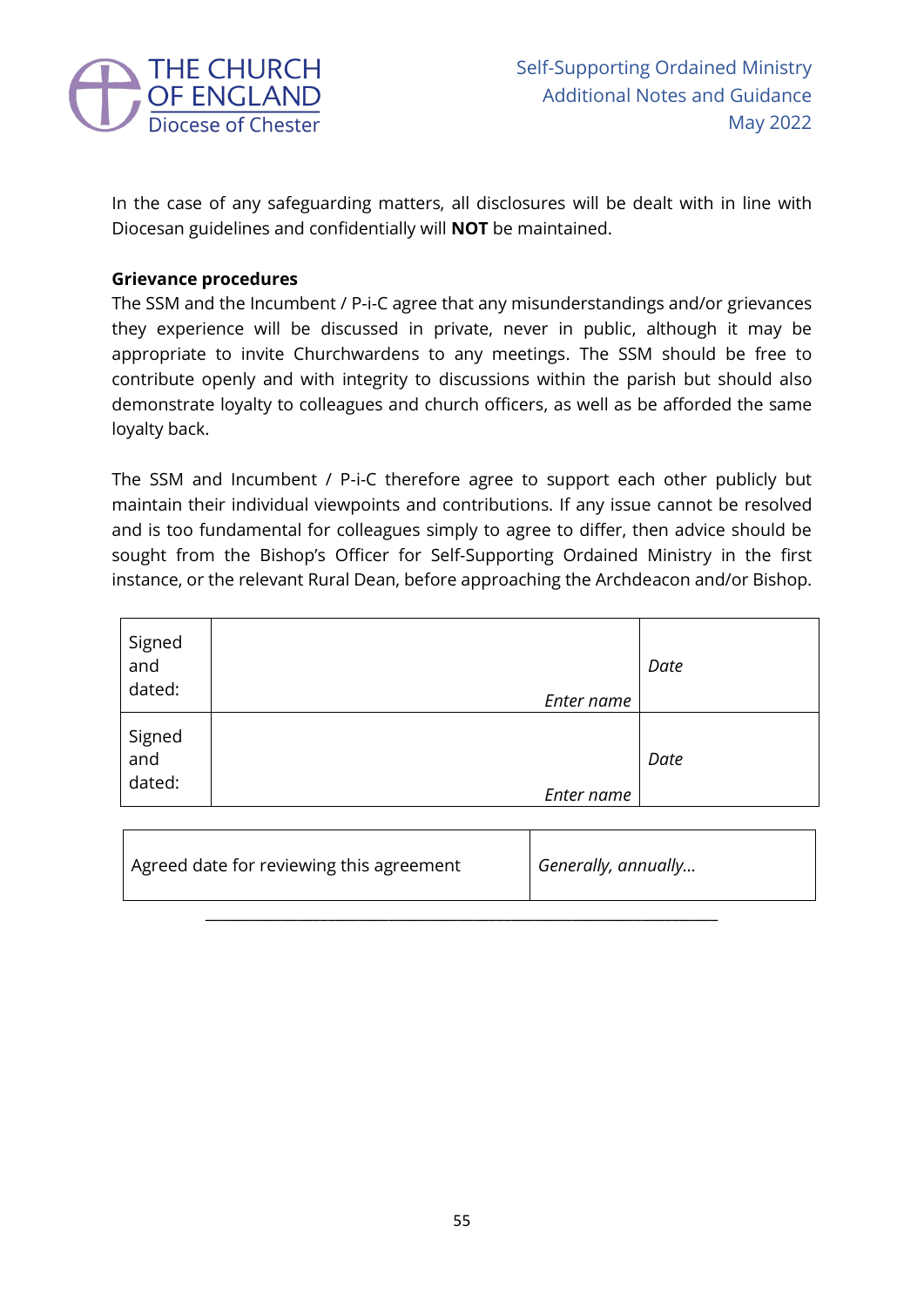In the case of any safeguarding matters, all disclosures will be dealt with in line with Diocesan guidelines and confidentially will **NOT** be maintained.

**Grievance procedures**

The SSM and the Incumbent / P-i-C agree that any misunderstandings and/or grievances they experience will be discussed in private, never in public, although it may be appropriate to invite Churchwardens to any meetings. The SSM should be free to contribute openly and with integrity to discussions within the parish but should also demonstrate loyalty to colleagues and church officers, as well as be afforded the same loyalty back.

The SSM and Incumbent / P-i-C therefore agree to support each other publicly but maintain their individual viewpoints and contributions. If any issue cannot be resolved and is too fundamental for colleagues simply to agree to differ, then advice should be sought from the Bishop's Officer for Self-Supporting Ordained Ministry in the first instance, or the relevant Rural Dean, before approaching the Archdeacon and/or Bishop.

| Signed and dated: | *Enter name* | *Date* |
|---|---|---|
| Signed and dated: | *Enter name* | *Date* |

| Agreed date for reviewing this agreement | *Generally, annually...* |
|---|---|

---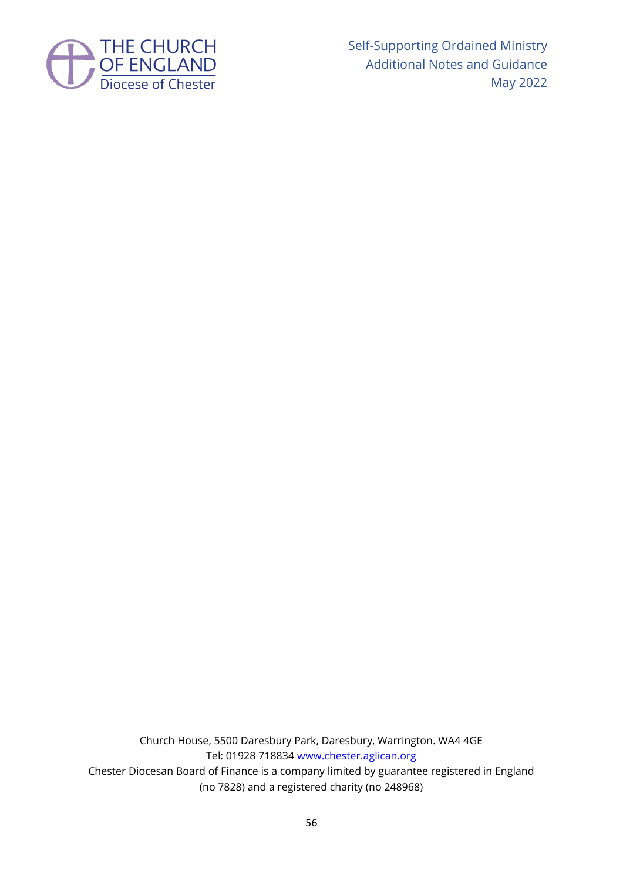THE CHURCH OF ENGLAND
Diocese of Chester

Self-Supporting Ordained Ministry
Additional Notes and Guidance
May 2022

Church House, 5500 Daresbury Park, Daresbury, Warrington. WA4 4GE
Tel: 01928 718834 [www.chester.aglican.org](www.chester.aglican.org)
Chester Diocesan Board of Finance is a company limited by guarantee registered in England (no 7828) and a registered charity (no 248968)